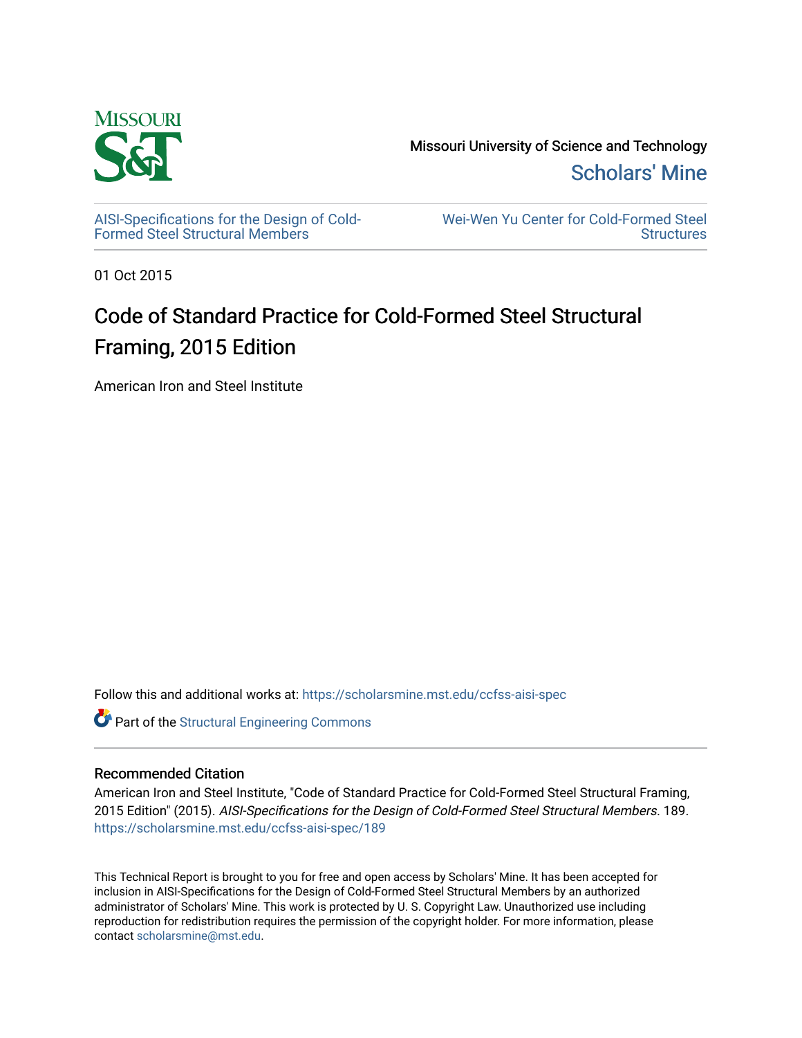Missouri University of Science and Technology

Scholars' Mine

AISI-Specifications for the Design of Cold-Formed Steel Structural Members

Wei-Wen Yu Center for Cold-Formed Steel Structures

01 Oct 2015

# Code of Standard Practice for Cold-Formed Steel Structural Framing, 2015 Edition

American Iron and Steel Institute

Follow this and additional works at: https://scholarsmine.mst.edu/ccfss-aisi-spec

Part of the Structural Engineering Commons

## Recommended Citation

American Iron and Steel Institute, "Code of Standard Practice for Cold-Formed Steel Structural Framing, 2015 Edition" (2015). *AISI-Specifications for the Design of Cold-Formed Steel Structural Members*. 189.
https://scholarsmine.mst.edu/ccfss-aisi-spec/189

This Technical Report is brought to you for free and open access by Scholars' Mine. It has been accepted for inclusion in AISI-Specifications for the Design of Cold-Formed Steel Structural Members by an authorized administrator of Scholars' Mine. This work is protected by U. S. Copyright Law. Unauthorized use including reproduction for redistribution requires the permission of the copyright holder. For more information, please contact scholarsmine@mst.edu.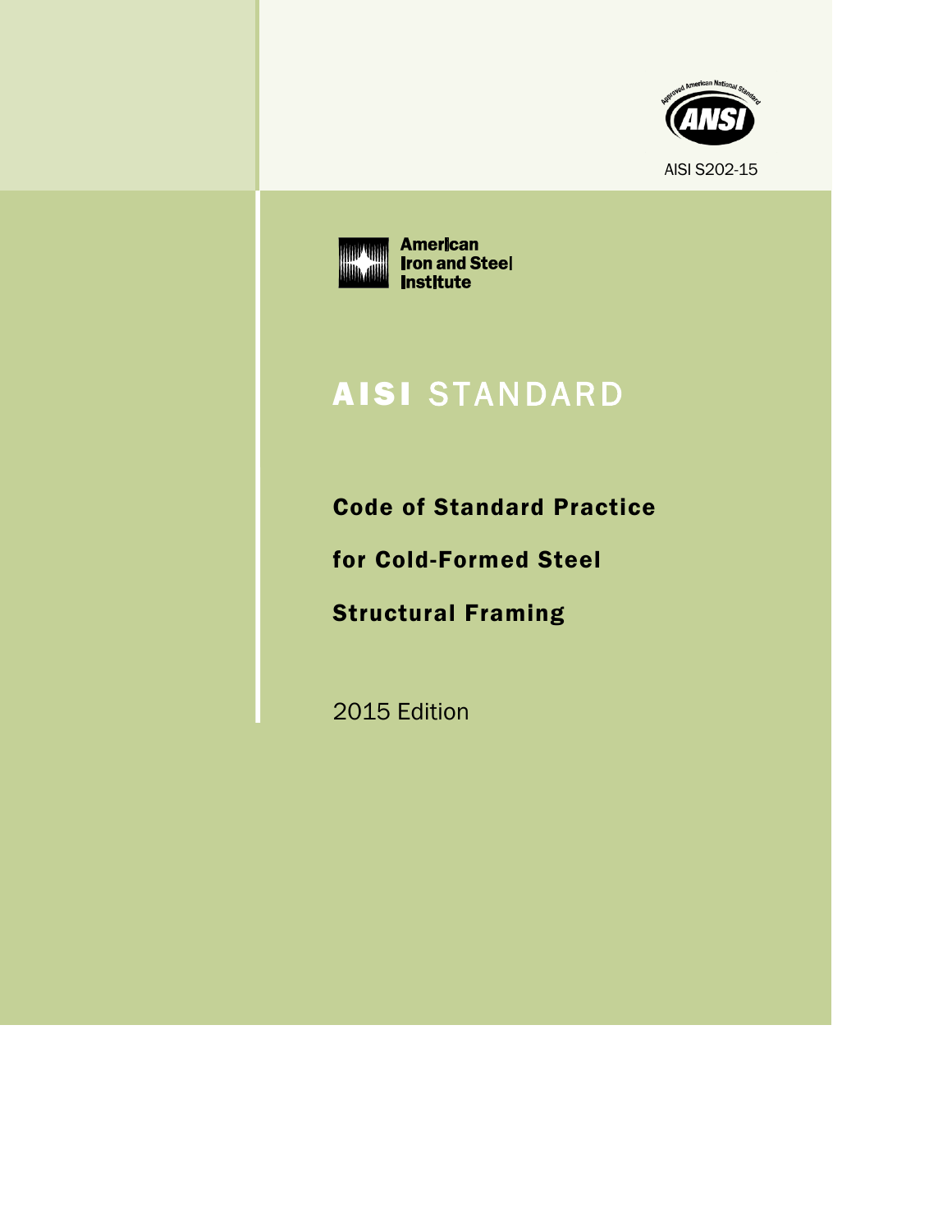AISI S202-15

American Iron and Steel Institute

# AISI STANDARD

## Code of Standard Practice for Cold-Formed Steel Structural Framing

2015 Edition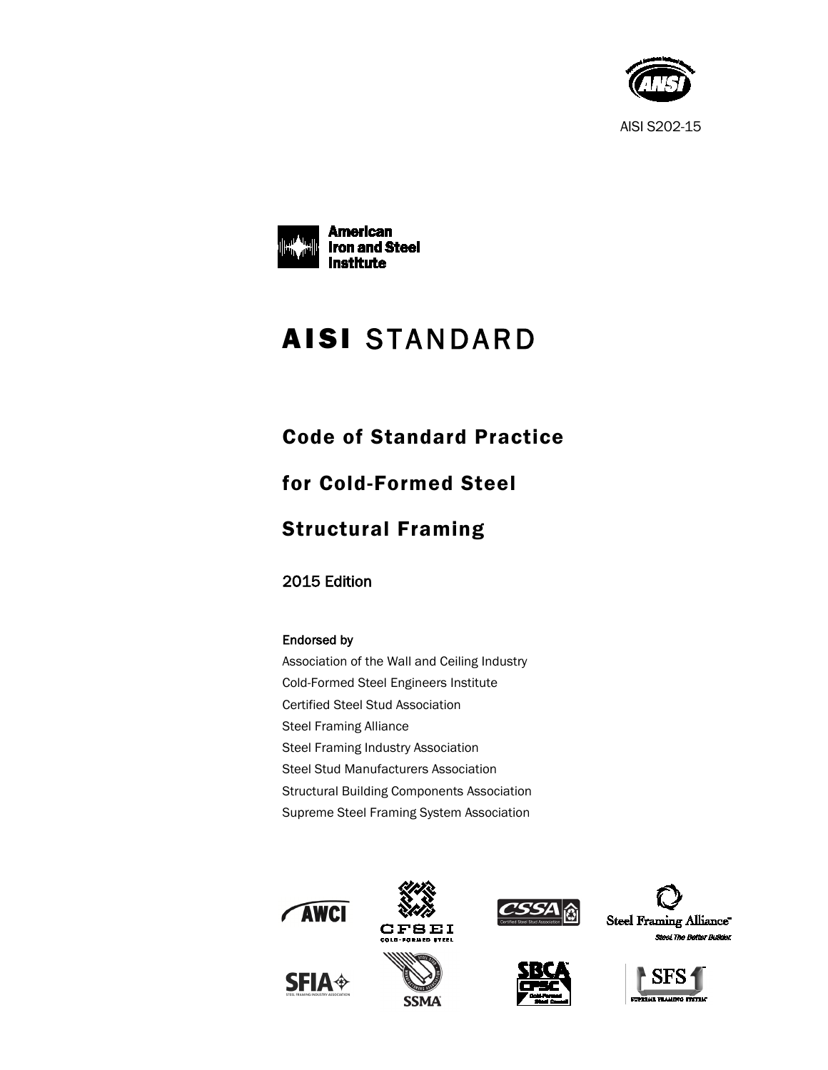AISI S202-15

American Iron and Steel Institute

# AISI STANDARD

## Code of Standard Practice for Cold-Formed Steel Structural Framing

2015 Edition

Endorsed by

Association of the Wall and Ceiling Industry
Cold-Formed Steel Engineers Institute
Certified Steel Stud Association
Steel Framing Alliance
Steel Framing Industry Association
Steel Stud Manufacturers Association
Structural Building Components Association
Supreme Steel Framing System Association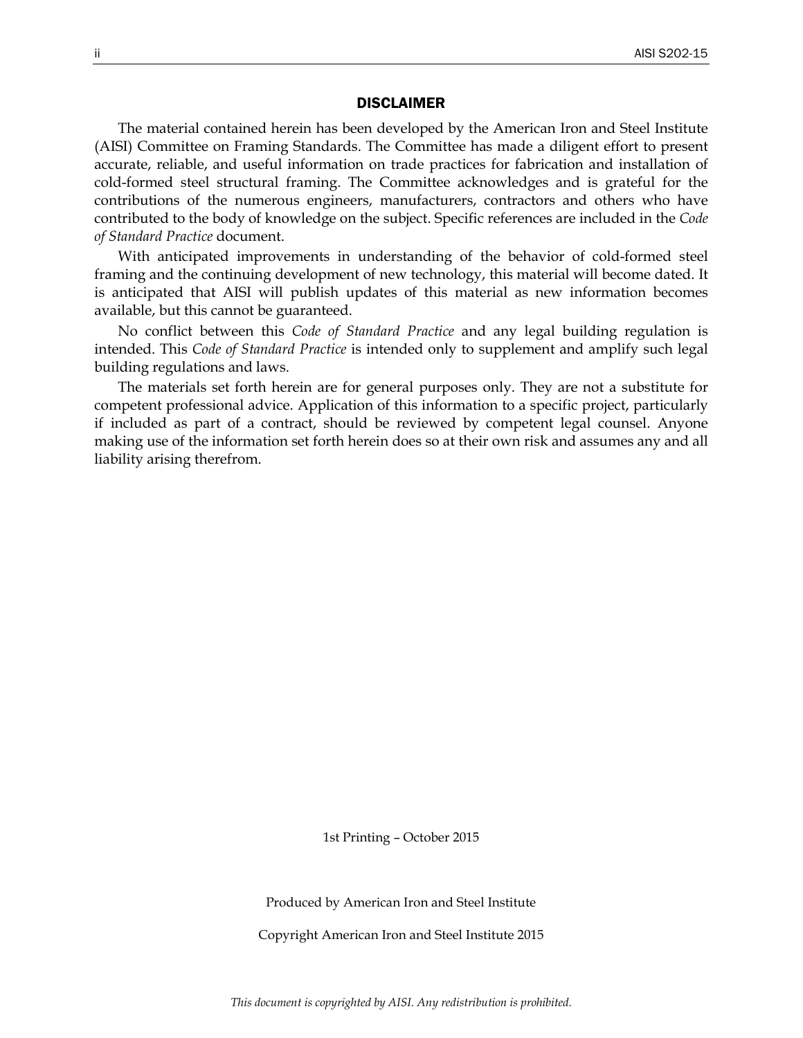## DISCLAIMER

The material contained herein has been developed by the American Iron and Steel Institute (AISI) Committee on Framing Standards. The Committee has made a diligent effort to present accurate, reliable, and useful information on trade practices for fabrication and installation of cold-formed steel structural framing. The Committee acknowledges and is grateful for the contributions of the numerous engineers, manufacturers, contractors and others who have contributed to the body of knowledge on the subject. Specific references are included in the *Code of Standard Practice* document.

With anticipated improvements in understanding of the behavior of cold-formed steel framing and the continuing development of new technology, this material will become dated. It is anticipated that AISI will publish updates of this material as new information becomes available, but this cannot be guaranteed.

No conflict between this *Code of Standard Practice* and any legal building regulation is intended. This *Code of Standard Practice* is intended only to supplement and amplify such legal building regulations and laws.

The materials set forth herein are for general purposes only. They are not a substitute for competent professional advice. Application of this information to a specific project, particularly if included as part of a contract, should be reviewed by competent legal counsel. Anyone making use of the information set forth herein does so at their own risk and assumes any and all liability arising therefrom.

1st Printing – October 2015

Produced by American Iron and Steel Institute

Copyright American Iron and Steel Institute 2015

*This document is copyrighted by AISI. Any redistribution is prohibited.*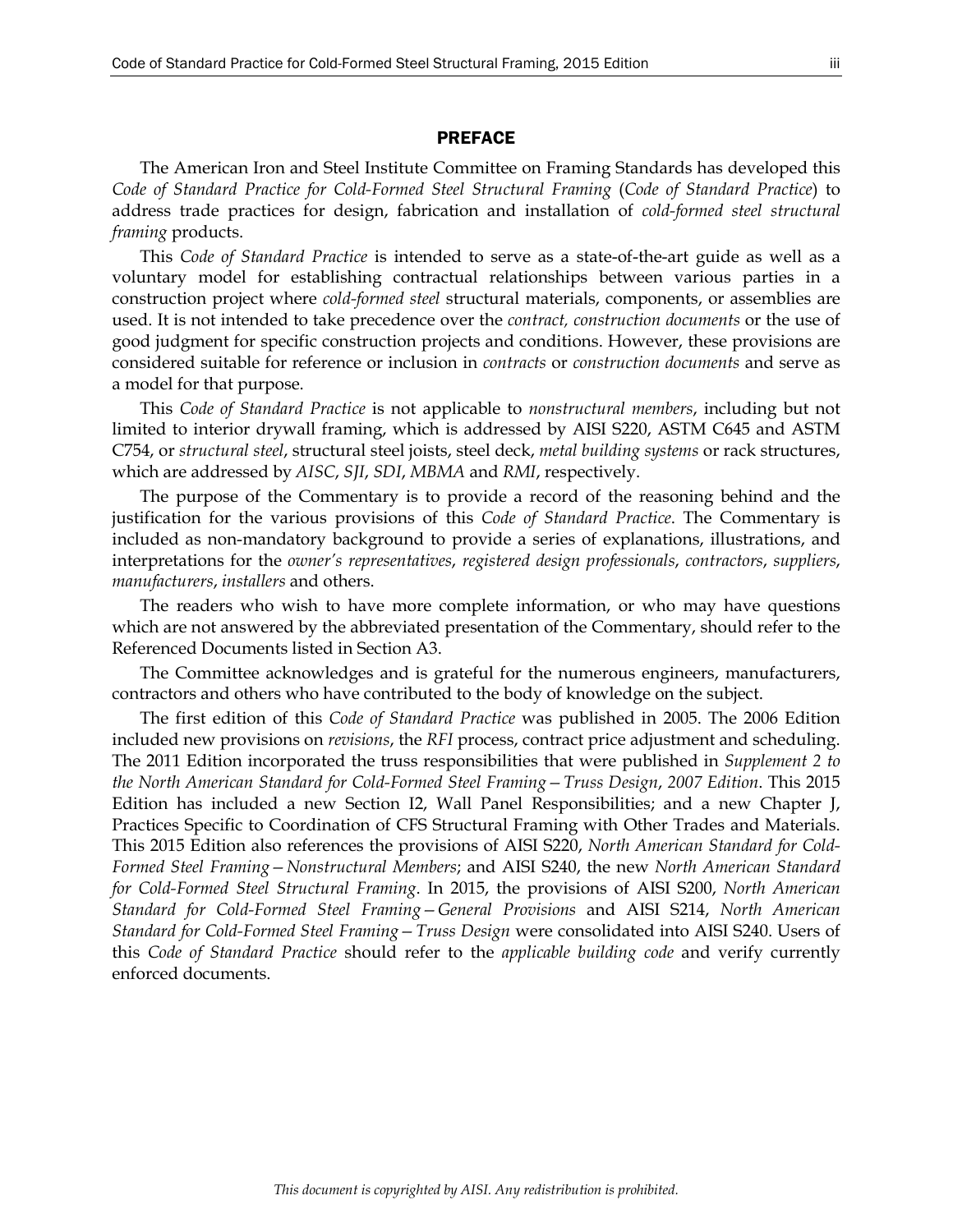## PREFACE

The American Iron and Steel Institute Committee on Framing Standards has developed this *Code of Standard Practice for Cold-Formed Steel Structural Framing* (*Code of Standard Practice*) to address trade practices for design, fabrication and installation of *cold-formed steel structural framing* products.

This *Code of Standard Practice* is intended to serve as a state-of-the-art guide as well as a voluntary model for establishing contractual relationships between various parties in a construction project where *cold-formed steel* structural materials, components, or assemblies are used. It is not intended to take precedence over the *contract, construction documents* or the use of good judgment for specific construction projects and conditions. However, these provisions are considered suitable for reference or inclusion in *contracts* or *construction documents* and serve as a model for that purpose.

This *Code of Standard Practice* is not applicable to *nonstructural members*, including but not limited to interior drywall framing, which is addressed by AISI S220, ASTM C645 and ASTM C754, or *structural steel*, structural steel joists, steel deck, *metal building systems* or rack structures, which are addressed by *AISC*, *SJI*, *SDI*, *MBMA* and *RMI*, respectively.

The purpose of the Commentary is to provide a record of the reasoning behind and the justification for the various provisions of this *Code of Standard Practice*. The Commentary is included as non-mandatory background to provide a series of explanations, illustrations, and interpretations for the *owner's representatives*, *registered design professionals*, *contractors*, *suppliers*, *manufacturers*, *installers* and others.

The readers who wish to have more complete information, or who may have questions which are not answered by the abbreviated presentation of the Commentary, should refer to the Referenced Documents listed in Section A3.

The Committee acknowledges and is grateful for the numerous engineers, manufacturers, contractors and others who have contributed to the body of knowledge on the subject.

The first edition of this *Code of Standard Practice* was published in 2005. The 2006 Edition included new provisions on *revisions*, the *RFI* process, contract price adjustment and scheduling. The 2011 Edition incorporated the truss responsibilities that were published in *Supplement 2 to the North American Standard for Cold-Formed Steel Framing—Truss Design*, *2007 Edition*. This 2015 Edition has included a new Section I2, Wall Panel Responsibilities; and a new Chapter J, Practices Specific to Coordination of CFS Structural Framing with Other Trades and Materials. This 2015 Edition also references the provisions of AISI S220, *North American Standard for Cold-Formed Steel Framing—Nonstructural Members*; and AISI S240, the new *North American Standard for Cold-Formed Steel Structural Framing*. In 2015, the provisions of AISI S200, *North American Standard for Cold-Formed Steel Framing—General Provisions* and AISI S214, *North American Standard for Cold-Formed Steel Framing—Truss Design* were consolidated into AISI S240. Users of this *Code of Standard Practice* should refer to the *applicable building code* and verify currently enforced documents.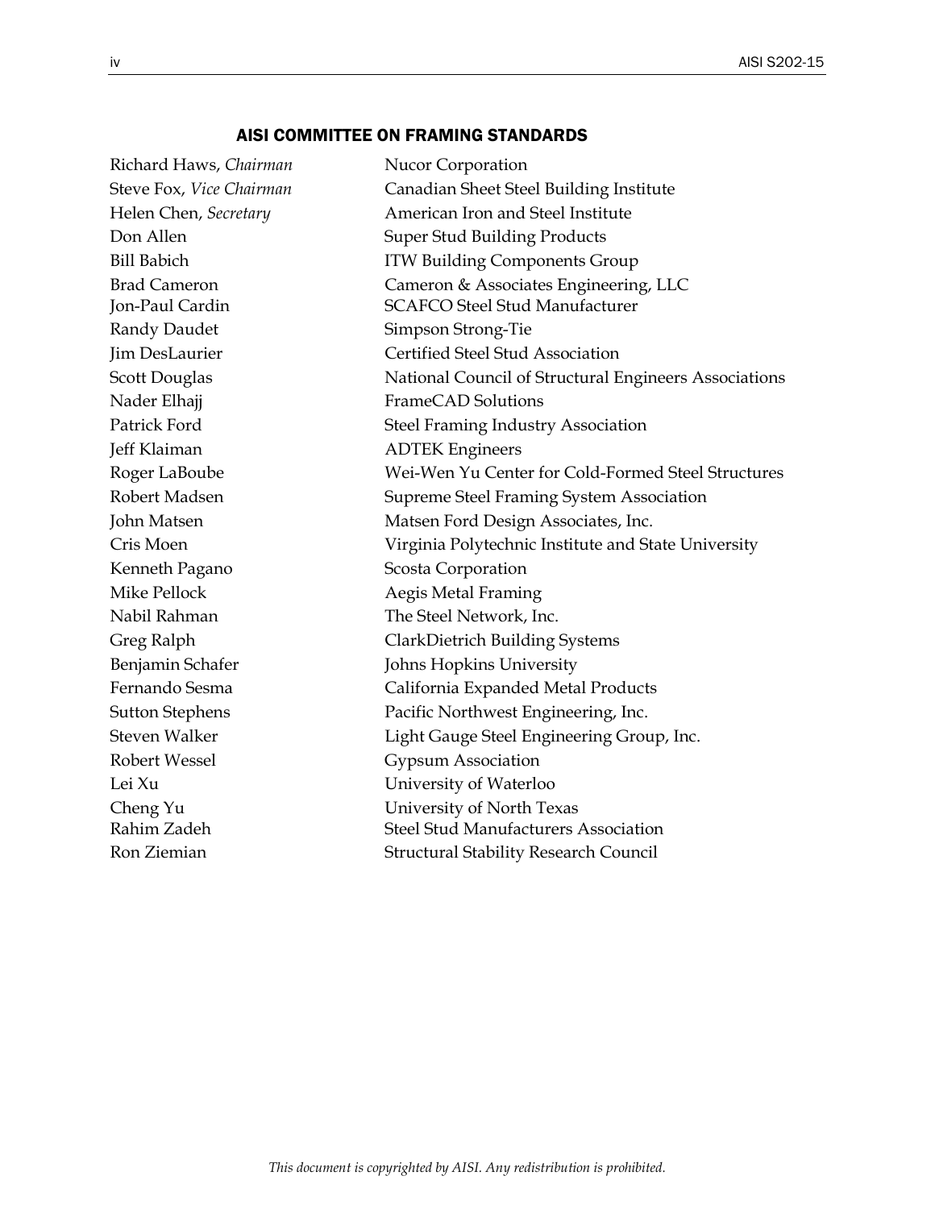## AISI COMMITTEE ON FRAMING STANDARDS

| | |
|---|---|
| Richard Haws, *Chairman* | Nucor Corporation |
| Steve Fox, *Vice Chairman* | Canadian Sheet Steel Building Institute |
| Helen Chen, *Secretary* | American Iron and Steel Institute |
| Don Allen | Super Stud Building Products |
| Bill Babich | ITW Building Components Group |
| Brad Cameron | Cameron & Associates Engineering, LLC |
| Jon-Paul Cardin | SCAFCO Steel Stud Manufacturer |
| Randy Daudet | Simpson Strong-Tie |
| Jim DesLaurier | Certified Steel Stud Association |
| Scott Douglas | National Council of Structural Engineers Associations |
| Nader Elhajj | FrameCAD Solutions |
| Patrick Ford | Steel Framing Industry Association |
| Jeff Klaiman | ADTEK Engineers |
| Roger LaBoube | Wei-Wen Yu Center for Cold-Formed Steel Structures |
| Robert Madsen | Supreme Steel Framing System Association |
| John Matsen | Matsen Ford Design Associates, Inc. |
| Cris Moen | Virginia Polytechnic Institute and State University |
| Kenneth Pagano | Scosta Corporation |
| Mike Pellock | Aegis Metal Framing |
| Nabil Rahman | The Steel Network, Inc. |
| Greg Ralph | ClarkDietrich Building Systems |
| Benjamin Schafer | Johns Hopkins University |
| Fernando Sesma | California Expanded Metal Products |
| Sutton Stephens | Pacific Northwest Engineering, Inc. |
| Steven Walker | Light Gauge Steel Engineering Group, Inc. |
| Robert Wessel | Gypsum Association |
| Lei Xu | University of Waterloo |
| Cheng Yu | University of North Texas |
| Rahim Zadeh | Steel Stud Manufacturers Association |
| Ron Ziemian | Structural Stability Research Council |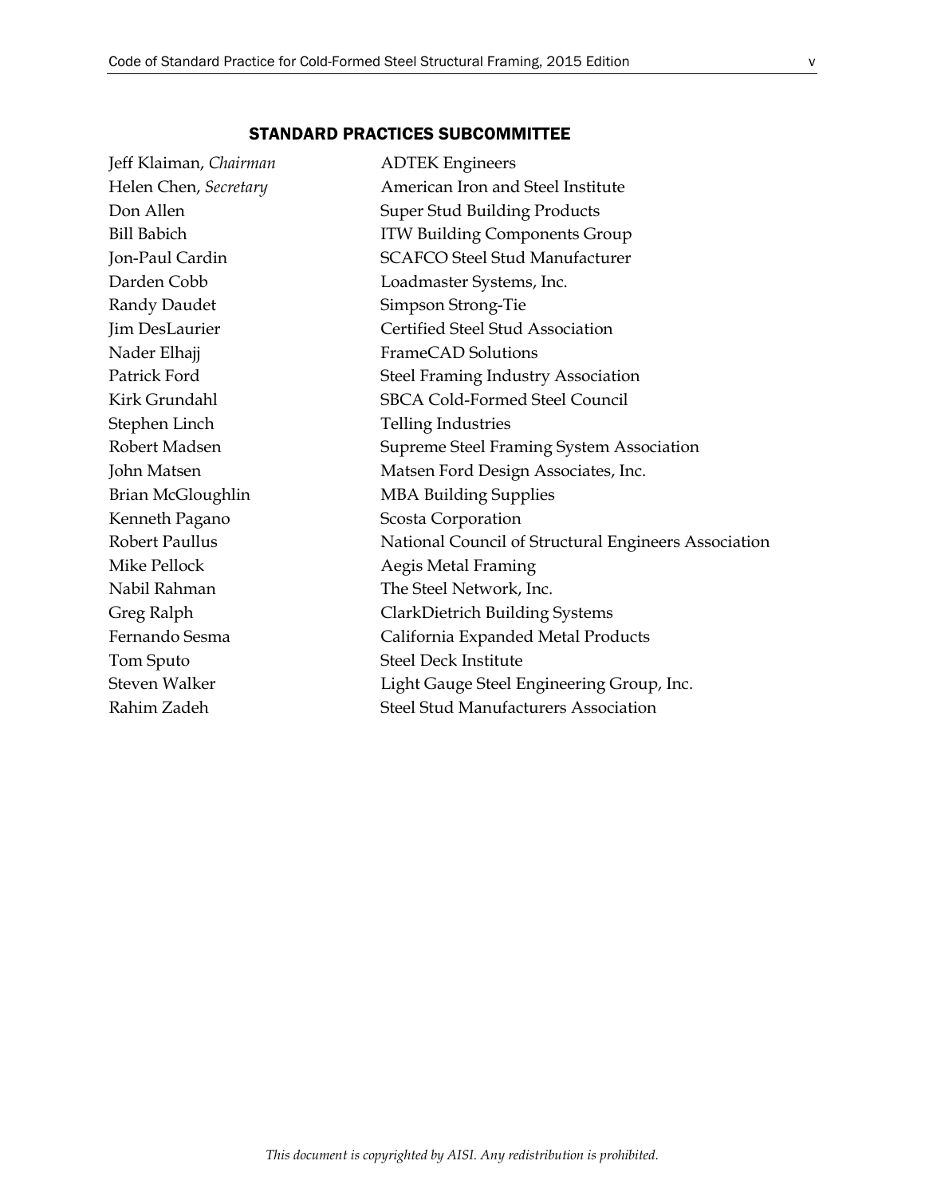## STANDARD PRACTICES SUBCOMMITTEE

| | |
|---|---|
| Jeff Klaiman, *Chairman* | ADTEK Engineers |
| Helen Chen, *Secretary* | American Iron and Steel Institute |
| Don Allen | Super Stud Building Products |
| Bill Babich | ITW Building Components Group |
| Jon-Paul Cardin | SCAFCO Steel Stud Manufacturer |
| Darden Cobb | Loadmaster Systems, Inc. |
| Randy Daudet | Simpson Strong-Tie |
| Jim DesLaurier | Certified Steel Stud Association |
| Nader Elhajj | FrameCAD Solutions |
| Patrick Ford | Steel Framing Industry Association |
| Kirk Grundahl | SBCA Cold-Formed Steel Council |
| Stephen Linch | Telling Industries |
| Robert Madsen | Supreme Steel Framing System Association |
| John Matsen | Matsen Ford Design Associates, Inc. |
| Brian McGloughlin | MBA Building Supplies |
| Kenneth Pagano | Scosta Corporation |
| Robert Paullus | National Council of Structural Engineers Association |
| Mike Pellock | Aegis Metal Framing |
| Nabil Rahman | The Steel Network, Inc. |
| Greg Ralph | ClarkDietrich Building Systems |
| Fernando Sesma | California Expanded Metal Products |
| Tom Sputo | Steel Deck Institute |
| Steven Walker | Light Gauge Steel Engineering Group, Inc. |
| Rahim Zadeh | Steel Stud Manufacturers Association |

*This document is copyrighted by AISI. Any redistribution is prohibited.*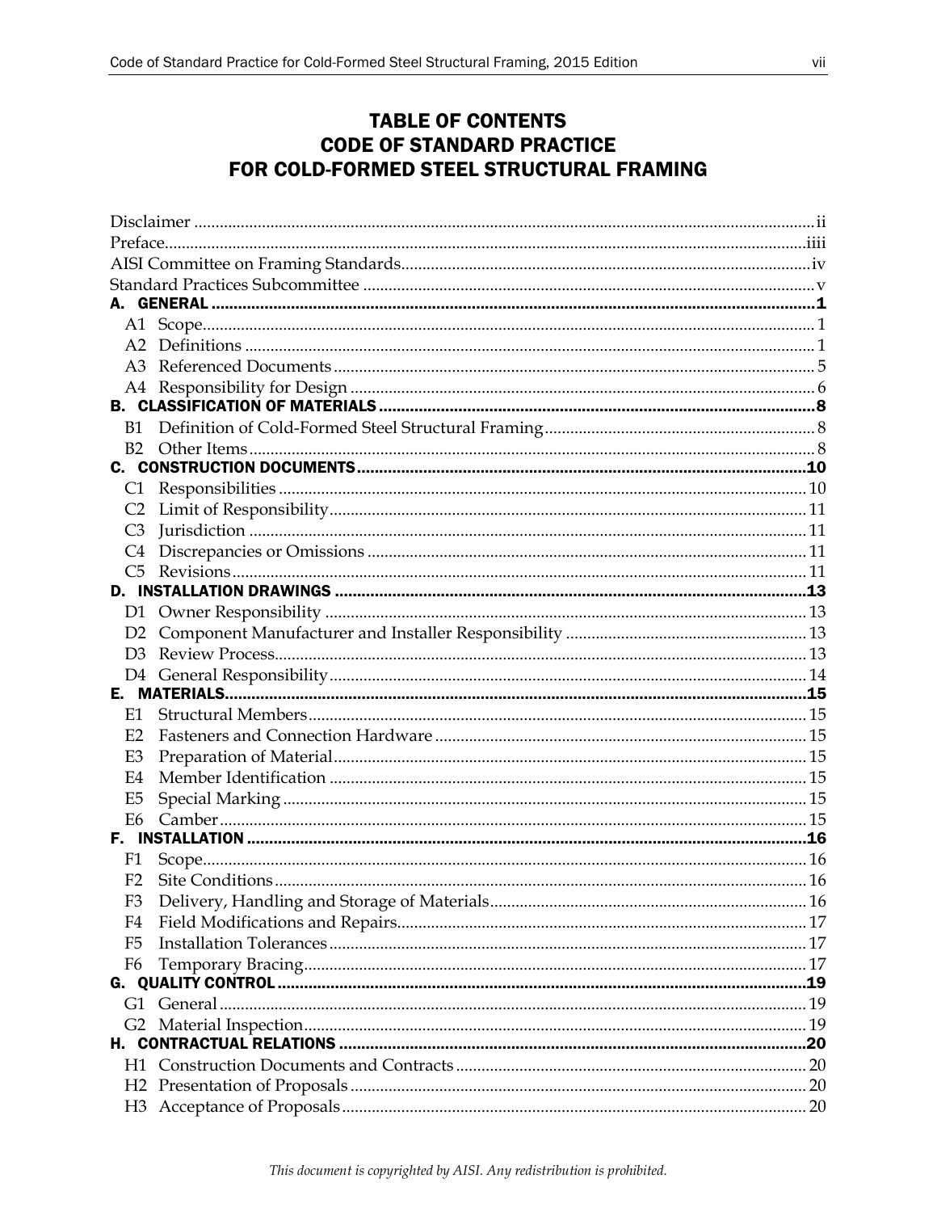# TABLE OF CONTENTS
# CODE OF STANDARD PRACTICE
# FOR COLD-FORMED STEEL STRUCTURAL FRAMING

Disclaimer ........................................................................................................................ ii
Preface......................................................................................................................... iiii
AISI Committee on Framing Standards....................................................................... iv
Standard Practices Subcommittee ............................................................................... v

**A. GENERAL** ........................................................................................................... **1**
- A1 Scope................................................................................................................ 1
- A2 Definitions ........................................................................................................ 1
- A3 Referenced Documents .................................................................................... 5
- A4 Responsibility for Design ................................................................................ 6

**B. CLASSIFICATION OF MATERIALS** ..................................................................... **8**
- B1 Definition of Cold-Formed Steel Structural Framing ......................................... 8
- B2 Other Items ....................................................................................................... 8

**C. CONSTRUCTION DOCUMENTS** ........................................................................ **10**
- C1 Responsibilities ................................................................................................ 10
- C2 Limit of Responsibility ..................................................................................... 11
- C3 Jurisdiction ...................................................................................................... 11
- C4 Discrepancies or Omissions ............................................................................ 11
- C5 Revisions ......................................................................................................... 11

**D. INSTALLATION DRAWINGS** .............................................................................. **13**
- D1 Owner Responsibility ...................................................................................... 13
- D2 Component Manufacturer and Installer Responsibility .................................... 13
- D3 Review Process ............................................................................................... 13
- D4 General Responsibility ..................................................................................... 14

**E. MATERIALS** ....................................................................................................... **15**
- E1 Structural Members ......................................................................................... 15
- E2 Fasteners and Connection Hardware .............................................................. 15
- E3 Preparation of Material .................................................................................... 15
- E4 Member Identification ...................................................................................... 15
- E5 Special Marking ............................................................................................... 15
- E6 Camber ............................................................................................................ 15

**F. INSTALLATION** .................................................................................................. **16**
- F1 Scope ............................................................................................................... 16
- F2 Site Conditions ................................................................................................. 16
- F3 Delivery, Handling and Storage of Materials ................................................... 16
- F4 Field Modifications and Repairs ...................................................................... 17
- F5 Installation Tolerances ..................................................................................... 17
- F6 Temporary Bracing .......................................................................................... 17

**G. QUALITY CONTROL** ......................................................................................... **19**
- G1 General ........................................................................................................... 19
- G2 Material Inspection .......................................................................................... 19

**H. CONTRACTUAL RELATIONS** ........................................................................... **20**
- H1 Construction Documents and Contracts .......................................................... 20
- H2 Presentation of Proposals ................................................................................ 20
- H3 Acceptance of Proposals .................................................................................. 20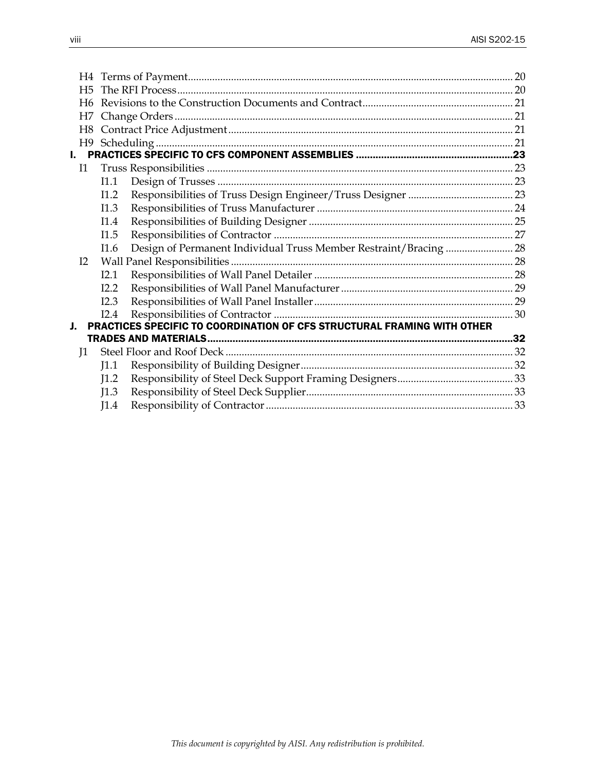H4 Terms of Payment ........................................................................................................ 20
H5 The RFI Process ............................................................................................................ 20
H6 Revisions to the Construction Documents and Contract ........................................................ 21
H7 Change Orders ............................................................................................................. 21
H8 Contract Price Adjustment ......................................................................................... 21
H9 Scheduling .................................................................................................................... 21

**I. PRACTICES SPECIFIC TO CFS COMPONENT ASSEMBLIES ........................................................ 23**

I1 Truss Responsibilities ................................................................................................. 23
- I1.1 Design of Trusses ............................................................................................. 23
- I1.2 Responsibilities of Truss Design Engineer/Truss Designer ....................................... 23
- I1.3 Responsibilities of Truss Manufacturer ........................................................................ 24
- I1.4 Responsibilities of Building Designer ........................................................................... 25
- I1.5 Responsibilities of Contractor ......................................................................................... 27
- I1.6 Design of Permanent Individual Truss Member Restraint/Bracing ......................... 28

I2 Wall Panel Responsibilities ......................................................................................... 28
- I2.1 Responsibilities of Wall Panel Detailer .......................................................................... 28
- I2.2 Responsibilities of Wall Panel Manufacturer ............................................................... 29
- I2.3 Responsibilities of Wall Panel Installer .......................................................................... 29
- I2.4 Responsibilities of Contractor ......................................................................................... 30

**J. PRACTICES SPECIFIC TO COORDINATION OF CFS STRUCTURAL FRAMING WITH OTHER TRADES AND MATERIALS ............................................................................................................. 32**

J1 Steel Floor and Roof Deck .......................................................................................... 32
- J1.1 Responsibility of Building Designer .............................................................................. 32
- J1.2 Responsibility of Steel Deck Support Framing Designers ........................................... 33
- J1.3 Responsibility of Steel Deck Supplier ............................................................................ 33
- J1.4 Responsibility of Contractor ........................................................................................... 33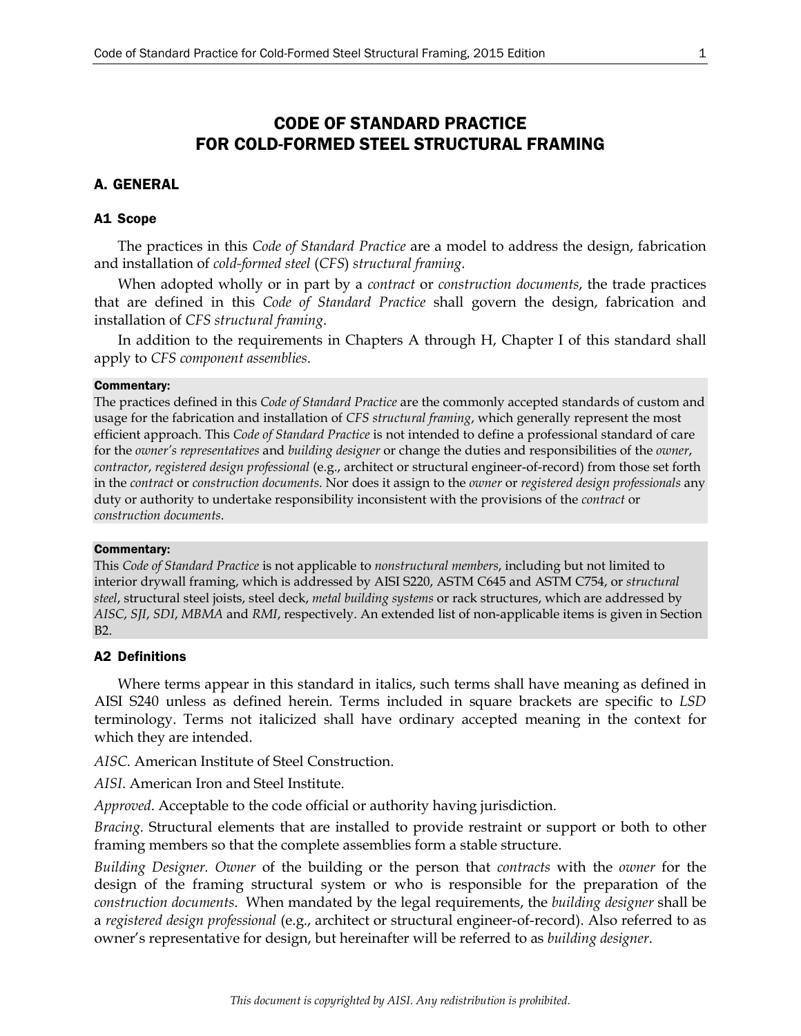# CODE OF STANDARD PRACTICE FOR COLD-FORMED STEEL STRUCTURAL FRAMING

## A. GENERAL

### A1 Scope

The practices in this *Code of Standard Practice* are a model to address the design, fabrication and installation of *cold-formed steel* (*CFS*) *structural framing*.

When adopted wholly or in part by a *contract* or *construction documents*, the trade practices that are defined in this *Code of Standard Practice* shall govern the design, fabrication and installation of *CFS structural framing*.

In addition to the requirements in Chapters A through H, Chapter I of this standard shall apply to *CFS component assemblies*.

**Commentary:**
The practices defined in this *Code of Standard Practice* are the commonly accepted standards of custom and usage for the fabrication and installation of *CFS structural framing*, which generally represent the most efficient approach. This *Code of Standard Practice* is not intended to define a professional standard of care for the *owner's representatives* and *building designer* or change the duties and responsibilities of the *owner*, *contractor*, *registered design professional* (e.g., architect or structural engineer-of-record) from those set forth in the *contract* or *construction documents*. Nor does it assign to the *owner* or *registered design professionals* any duty or authority to undertake responsibility inconsistent with the provisions of the *contract* or *construction documents*.

**Commentary:**
This *Code of Standard Practice* is not applicable to *nonstructural members*, including but not limited to interior drywall framing, which is addressed by AISI S220, ASTM C645 and ASTM C754, or *structural steel*, structural steel joists, steel deck, *metal building systems* or rack structures, which are addressed by *AISC*, *SJI*, *SDI*, *MBMA* and *RMI*, respectively. An extended list of non-applicable items is given in Section B2.

### A2 Definitions

Where terms appear in this standard in italics, such terms shall have meaning as defined in AISI S240 unless as defined herein. Terms included in square brackets are specific to *LSD* terminology. Terms not italicized shall have ordinary accepted meaning in the context for which they are intended.

*AISC*. American Institute of Steel Construction.

*AISI*. American Iron and Steel Institute.

*Approved*. Acceptable to the code official or authority having jurisdiction.

*Bracing*. Structural elements that are installed to provide restraint or support or both to other framing members so that the complete assemblies form a stable structure.

*Building Designer*. *Owner* of the building or the person that *contracts* with the *owner* for the design of the framing structural system or who is responsible for the preparation of the *construction documents*. When mandated by the legal requirements, the *building designer* shall be a *registered design professional* (e.g., architect or structural engineer-of-record). Also referred to as owner's representative for design, but hereinafter will be referred to as *building designer*.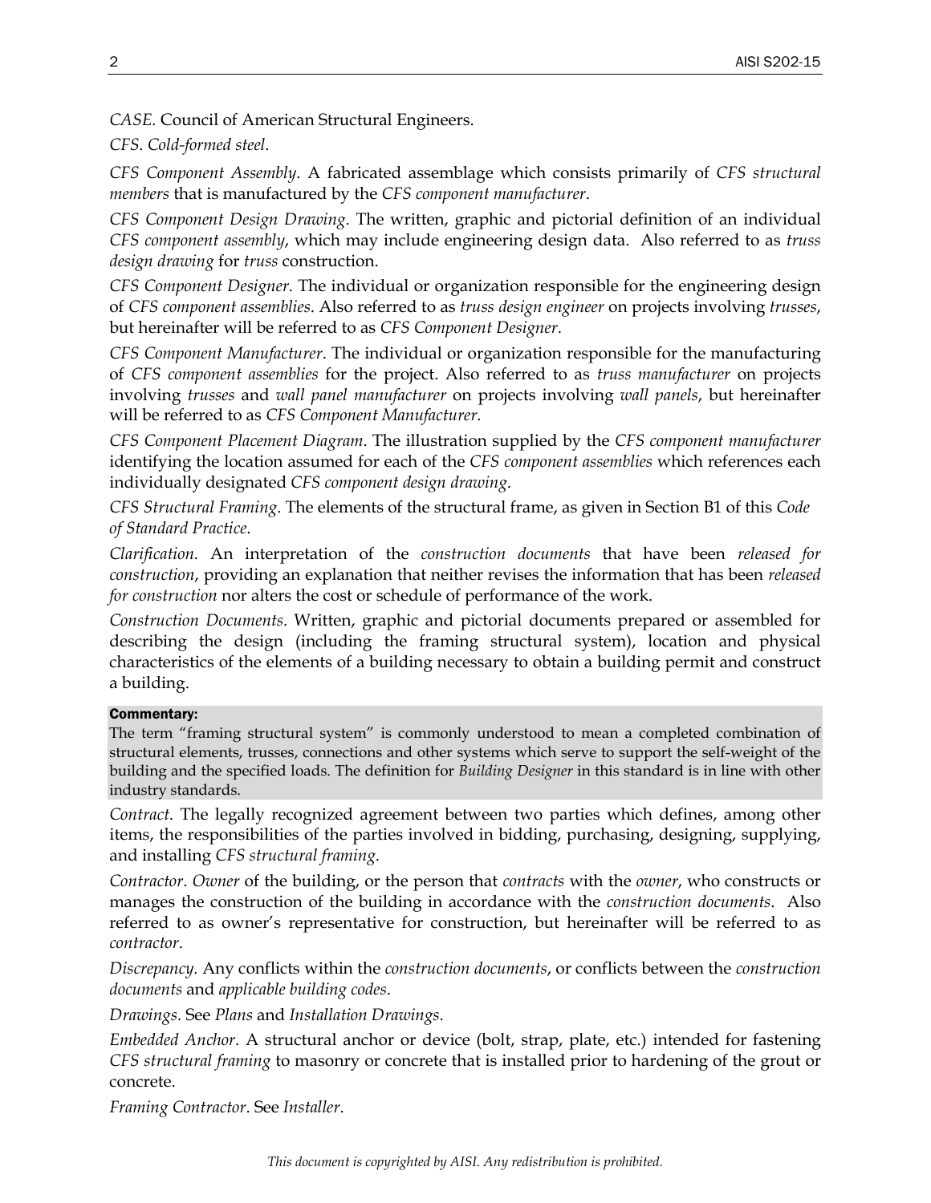*CASE.* Council of American Structural Engineers.

*CFS*. *Cold-formed steel*.

*CFS Component Assembly*. A fabricated assemblage which consists primarily of *CFS structural members* that is manufactured by the *CFS component manufacturer*.

*CFS Component Design Drawing*. The written, graphic and pictorial definition of an individual *CFS component assembly*, which may include engineering design data. Also referred to as *truss design drawing* for *truss* construction.

*CFS Component Designer*. The individual or organization responsible for the engineering design of *CFS component assemblies*. Also referred to as *truss design engineer* on projects involving *trusses*, but hereinafter will be referred to as *CFS Component Designer*.

*CFS Component Manufacturer*. The individual or organization responsible for the manufacturing of *CFS component assemblies* for the project. Also referred to as *truss manufacturer* on projects involving *trusses* and *wall panel manufacturer* on projects involving *wall panels*, but hereinafter will be referred to as *CFS Component Manufacturer*.

*CFS Component Placement Diagram*. The illustration supplied by the *CFS component manufacturer* identifying the location assumed for each of the *CFS component assemblies* which references each individually designated *CFS component design drawing*.

*CFS Structural Framing*. The elements of the structural frame, as given in Section B1 of this *Code of Standard Practice*.

*Clarification.* An interpretation of the *construction documents* that have been *released for construction*, providing an explanation that neither revises the information that has been *released for construction* nor alters the cost or schedule of performance of the work.

*Construction Documents*. Written, graphic and pictorial documents prepared or assembled for describing the design (including the framing structural system), location and physical characteristics of the elements of a building necessary to obtain a building permit and construct a building.

**Commentary:**

The term "framing structural system" is commonly understood to mean a completed combination of structural elements, trusses, connections and other systems which serve to support the self-weight of the building and the specified loads. The definition for *Building Designer* in this standard is in line with other industry standards.

*Contract*. The legally recognized agreement between two parties which defines, among other items, the responsibilities of the parties involved in bidding, purchasing, designing, supplying, and installing *CFS structural framing.*

*Contractor*. *Owner* of the building, or the person that *contracts* with the *owner*, who constructs or manages the construction of the building in accordance with the *construction documents*. Also referred to as owner's representative for construction, but hereinafter will be referred to as *contractor*.

*Discrepancy.* Any conflicts within the *construction documents*, or conflicts between the *construction documents* and *applicable building codes*.

*Drawings*. See *Plans* and *Installation Drawings*.

*Embedded Anchor*. A structural anchor or device (bolt, strap, plate, etc.) intended for fastening *CFS structural framing* to masonry or concrete that is installed prior to hardening of the grout or concrete.

*Framing Contractor*. See *Installer*.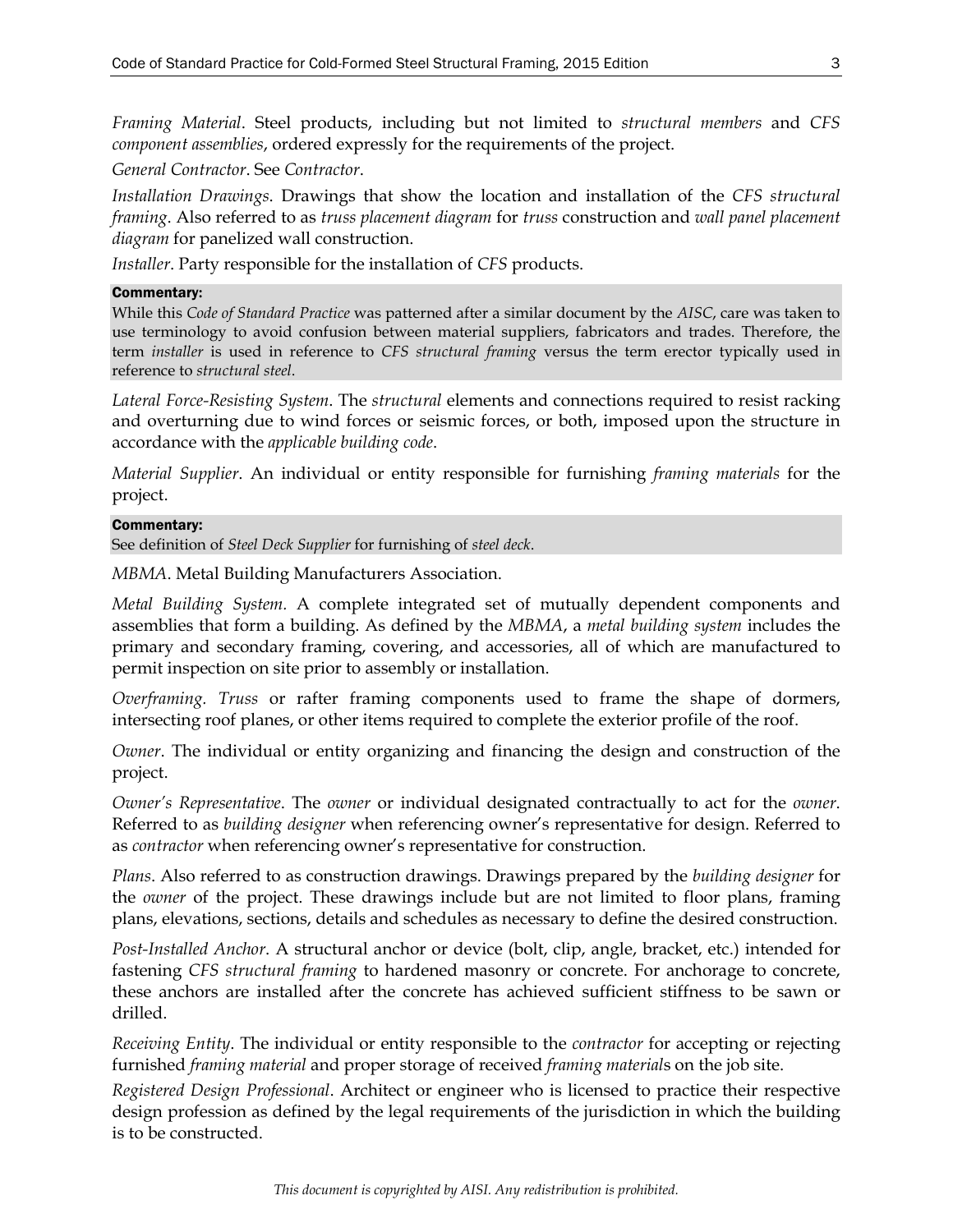*Framing Material*. Steel products, including but not limited to *structural members* and *CFS component assemblies*, ordered expressly for the requirements of the project.

*General Contractor*. See *Contractor*.

*Installation Drawings*. Drawings that show the location and installation of the *CFS structural framing*. Also referred to as *truss placement diagram* for *truss* construction and *wall panel placement diagram* for panelized wall construction.

*Installer*. Party responsible for the installation of *CFS* products.

**Commentary:**
While this *Code of Standard Practice* was patterned after a similar document by the *AISC*, care was taken to use terminology to avoid confusion between material suppliers, fabricators and trades. Therefore, the term *installer* is used in reference to *CFS structural framing* versus the term erector typically used in reference to *structural steel*.

*Lateral Force-Resisting System*. The *structural* elements and connections required to resist racking and overturning due to wind forces or seismic forces, or both, imposed upon the structure in accordance with the *applicable building code*.

*Material Supplier*. An individual or entity responsible for furnishing *framing materials* for the project.

**Commentary:**
See definition of *Steel Deck Supplier* for furnishing of *steel deck*.

*MBMA*. Metal Building Manufacturers Association.

*Metal Building System*. A complete integrated set of mutually dependent components and assemblies that form a building. As defined by the *MBMA*, a *metal building system* includes the primary and secondary framing, covering, and accessories, all of which are manufactured to permit inspection on site prior to assembly or installation.

*Overframing*. *Truss* or rafter framing components used to frame the shape of dormers, intersecting roof planes, or other items required to complete the exterior profile of the roof.

*Owner*. The individual or entity organizing and financing the design and construction of the project.

*Owner's Representative*. The *owner* or individual designated contractually to act for the *owner*. Referred to as *building designer* when referencing owner's representative for design. Referred to as *contractor* when referencing owner's representative for construction.

*Plans*. Also referred to as construction drawings. Drawings prepared by the *building designer* for the *owner* of the project. These drawings include but are not limited to floor plans, framing plans, elevations, sections, details and schedules as necessary to define the desired construction.

*Post-Installed Anchor*. A structural anchor or device (bolt, clip, angle, bracket, etc.) intended for fastening *CFS structural framing* to hardened masonry or concrete. For anchorage to concrete, these anchors are installed after the concrete has achieved sufficient stiffness to be sawn or drilled.

*Receiving Entity*. The individual or entity responsible to the *contractor* for accepting or rejecting furnished *framing material* and proper storage of received *framing materials* on the job site.

*Registered Design Professional*. Architect or engineer who is licensed to practice their respective design profession as defined by the legal requirements of the jurisdiction in which the building is to be constructed.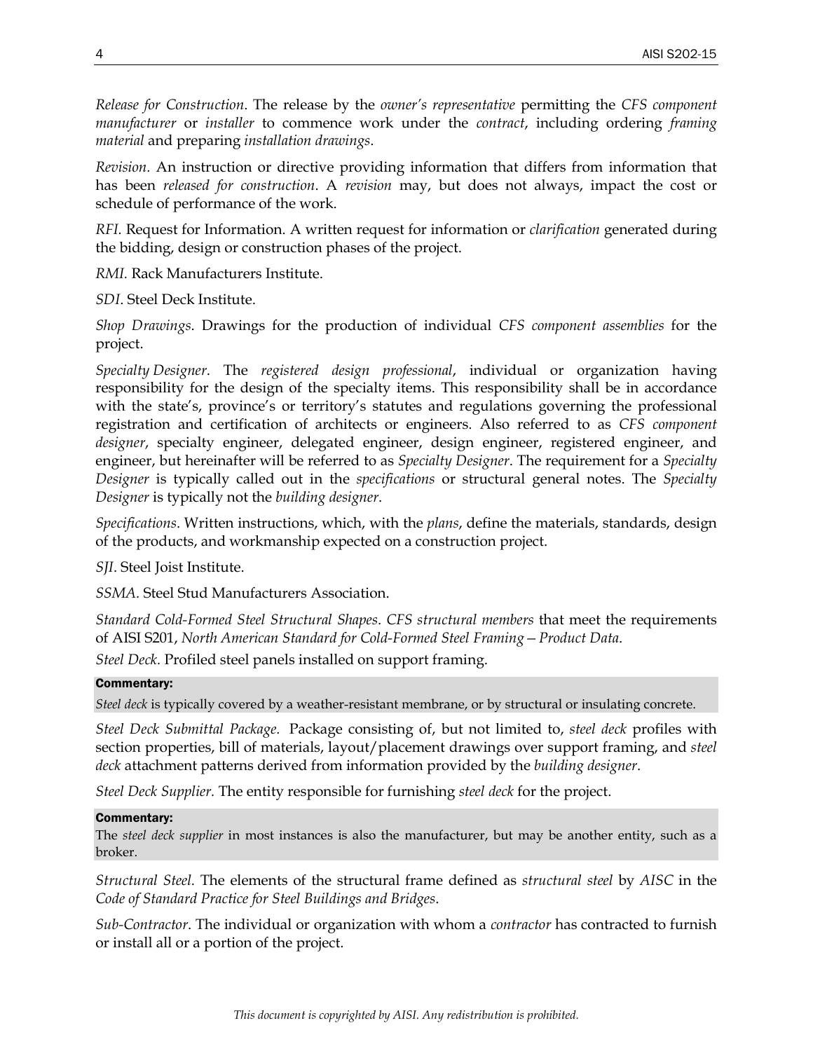*Release for Construction*. The release by the *owner's representative* permitting the *CFS component manufacturer* or *installer* to commence work under the *contract*, including ordering *framing material* and preparing *installation drawings*.

*Revision.* An instruction or directive providing information that differs from information that has been *released for construction*. A *revision* may, but does not always, impact the cost or schedule of performance of the work.

*RFI.* Request for Information. A written request for information or *clarification* generated during the bidding, design or construction phases of the project.

*RMI.* Rack Manufacturers Institute.

*SDI*. Steel Deck Institute.

*Shop Drawings*. Drawings for the production of individual *CFS component assemblies* for the project.

*Specialty Designer*. The *registered design professional*, individual or organization having responsibility for the design of the specialty items. This responsibility shall be in accordance with the state's, province's or territory's statutes and regulations governing the professional registration and certification of architects or engineers. Also referred to as *CFS component designer*, specialty engineer, delegated engineer, design engineer, registered engineer, and engineer, but hereinafter will be referred to as *Specialty Designer*. The requirement for a *Specialty Designer* is typically called out in the *specifications* or structural general notes. The *Specialty Designer* is typically not the *building designer*.

*Specifications*. Written instructions, which, with the *plans*, define the materials, standards, design of the products, and workmanship expected on a construction project.

*SJI*. Steel Joist Institute.

*SSMA.* Steel Stud Manufacturers Association.

*Standard Cold-Formed Steel Structural Shapes*. *CFS structural members* that meet the requirements of AISI S201, *North American Standard for Cold-Formed Steel Framing – Product Data*.

*Steel Deck.* Profiled steel panels installed on support framing.

**Commentary:**

*Steel deck* is typically covered by a weather-resistant membrane, or by structural or insulating concrete.

*Steel Deck Submittal Package.* Package consisting of, but not limited to, *steel deck* profiles with section properties, bill of materials, layout/placement drawings over support framing, and *steel deck* attachment patterns derived from information provided by the *building designer*.

*Steel Deck Supplier.* The entity responsible for furnishing *steel deck* for the project.

**Commentary:**

The *steel deck supplier* in most instances is also the manufacturer, but may be another entity, such as a broker.

*Structural Steel.* The elements of the structural frame defined as *structural steel* by *AISC* in the *Code of Standard Practice for Steel Buildings and Bridges*.

*Sub-Contractor*. The individual or organization with whom a *contractor* has contracted to furnish or install all or a portion of the project.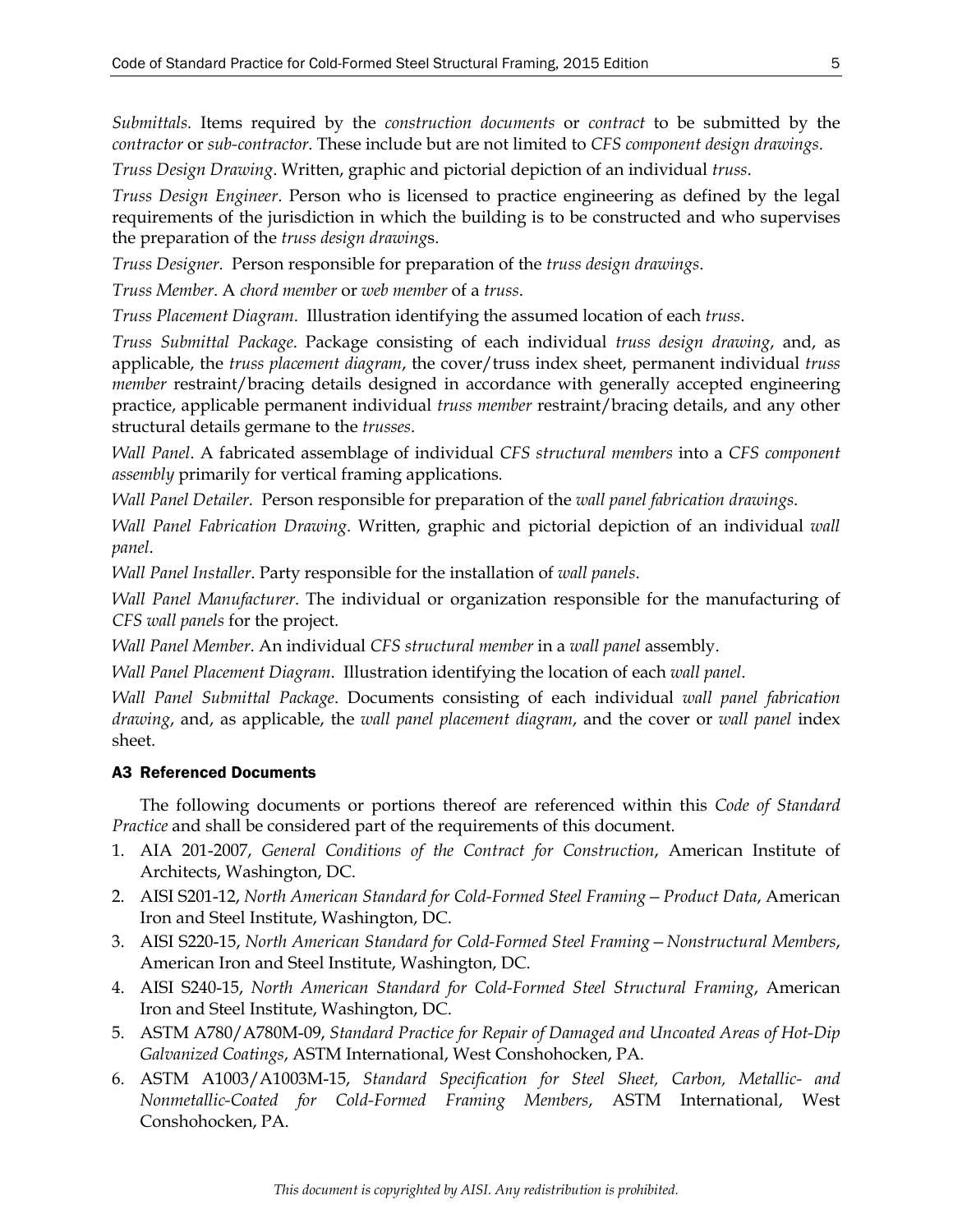*Submittals.* Items required by the *construction documents* or *contract* to be submitted by the *contractor* or *sub-contractor.* These include but are not limited to *CFS component design drawings*.

*Truss Design Drawing*. Written, graphic and pictorial depiction of an individual *truss*.

*Truss Design Engineer*. Person who is licensed to practice engineering as defined by the legal requirements of the jurisdiction in which the building is to be constructed and who supervises the preparation of the *truss design drawing*s.

*Truss Designer.* Person responsible for preparation of the *truss design drawings*.

*Truss Member*. A *chord member* or *web member* of a *truss*.

*Truss Placement Diagram*. Illustration identifying the assumed location of each *truss*.

*Truss Submittal Package*. Package consisting of each individual *truss design drawing*, and, as applicable, the *truss placement diagram*, the cover/truss index sheet, permanent individual *truss member* restraint/bracing details designed in accordance with generally accepted engineering practice, applicable permanent individual *truss member* restraint/bracing details, and any other structural details germane to the *trusses*.

*Wall Panel*. A fabricated assemblage of individual *CFS structural members* into a *CFS component assembly* primarily for vertical framing applications.

*Wall Panel Detailer.* Person responsible for preparation of the *wall panel fabrication drawings*.

*Wall Panel Fabrication Drawing*. Written, graphic and pictorial depiction of an individual *wall panel*.

*Wall Panel Installer*. Party responsible for the installation of *wall panels*.

*Wall Panel Manufacturer*. The individual or organization responsible for the manufacturing of *CFS wall panels* for the project.

*Wall Panel Member*. An individual *CFS structural member* in a *wall panel* assembly.

*Wall Panel Placement Diagram*. Illustration identifying the location of each *wall panel*.

*Wall Panel Submittal Package*. Documents consisting of each individual *wall panel fabrication drawing*, and, as applicable, the *wall panel placement diagram*, and the cover or *wall panel* index sheet.

### A3 Referenced Documents

The following documents or portions thereof are referenced within this *Code of Standard Practice* and shall be considered part of the requirements of this document.

1. AIA 201-2007, *General Conditions of the Contract for Construction*, American Institute of Architects, Washington, DC.
2. AISI S201-12, *North American Standard for Cold-Formed Steel Framing – Product Data*, American Iron and Steel Institute, Washington, DC.
3. AISI S220-15, *North American Standard for Cold-Formed Steel Framing – Nonstructural Members*, American Iron and Steel Institute, Washington, DC.
4. AISI S240-15, *North American Standard for Cold-Formed Steel Structural Framing*, American Iron and Steel Institute, Washington, DC.
5. ASTM A780/A780M-09, *Standard Practice for Repair of Damaged and Uncoated Areas of Hot-Dip Galvanized Coatings*, ASTM International, West Conshohocken, PA.
6. ASTM A1003/A1003M-15, *Standard Specification for Steel Sheet, Carbon, Metallic- and Nonmetallic-Coated for Cold-Formed Framing Members*, ASTM International, West Conshohocken, PA.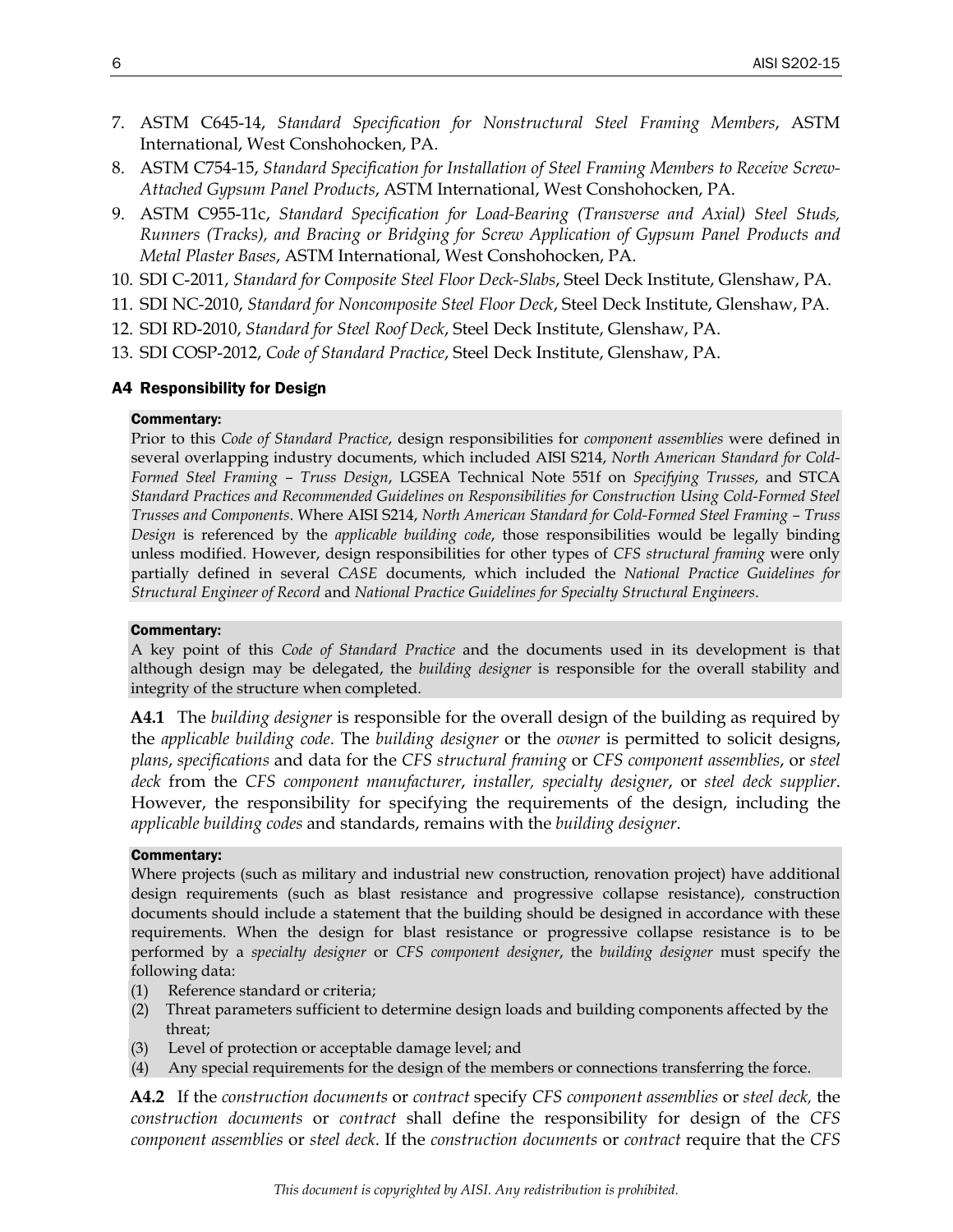7. ASTM C645-14, *Standard Specification for Nonstructural Steel Framing Members*, ASTM International, West Conshohocken, PA.
8. ASTM C754-15, *Standard Specification for Installation of Steel Framing Members to Receive Screw-Attached Gypsum Panel Products*, ASTM International, West Conshohocken, PA.
9. ASTM C955-11c, *Standard Specification for Load-Bearing (Transverse and Axial) Steel Studs, Runners (Tracks), and Bracing or Bridging for Screw Application of Gypsum Panel Products and Metal Plaster Bases*, ASTM International, West Conshohocken, PA.
10. SDI C-2011, *Standard for Composite Steel Floor Deck-Slabs*, Steel Deck Institute, Glenshaw, PA.
11. SDI NC-2010, *Standard for Noncomposite Steel Floor Deck*, Steel Deck Institute, Glenshaw, PA.
12. SDI RD-2010, *Standard for Steel Roof Deck*, Steel Deck Institute, Glenshaw, PA.
13. SDI COSP-2012, *Code of Standard Practice*, Steel Deck Institute, Glenshaw, PA.

### A4 Responsibility for Design

**Commentary:**
Prior to this *Code of Standard Practice*, design responsibilities for *component assemblies* were defined in several overlapping industry documents, which included AISI S214, *North American Standard for Cold-Formed Steel Framing – Truss Design*, LGSEA Technical Note 551f on *Specifying Trusses*, and STCA *Standard Practices and Recommended Guidelines on Responsibilities for Construction Using Cold-Formed Steel Trusses and Components*. Where AISI S214, *North American Standard for Cold-Formed Steel Framing – Truss Design* is referenced by the *applicable building code*, those responsibilities would be legally binding unless modified. However, design responsibilities for other types of *CFS structural framing* were only partially defined in several *CASE* documents, which included the *National Practice Guidelines for Structural Engineer of Record* and *National Practice Guidelines for Specialty Structural Engineers*.

**Commentary:**
A key point of this *Code of Standard Practice* and the documents used in its development is that although design may be delegated, the *building designer* is responsible for the overall stability and integrity of the structure when completed.

**A4.1** The *building designer* is responsible for the overall design of the building as required by the *applicable building code*. The *building designer* or the *owner* is permitted to solicit designs, *plans*, *specifications* and data for the *CFS structural framing* or *CFS component assemblies*, or *steel deck* from the *CFS component manufacturer*, *installer, specialty designer*, or *steel deck supplier*. However, the responsibility for specifying the requirements of the design, including the *applicable building codes* and standards, remains with the *building designer*.

**Commentary:**
Where projects (such as military and industrial new construction, renovation project) have additional design requirements (such as blast resistance and progressive collapse resistance), construction documents should include a statement that the building should be designed in accordance with these requirements. When the design for blast resistance or progressive collapse resistance is to be performed by a *specialty designer* or *CFS component designer*, the *building designer* must specify the following data:

(1) Reference standard or criteria;
(2) Threat parameters sufficient to determine design loads and building components affected by the threat;
(3) Level of protection or acceptable damage level; and
(4) Any special requirements for the design of the members or connections transferring the force.

**A4.2** If the *construction documents* or *contract* specify *CFS component assemblies* or *steel deck,* the *construction documents* or *contract* shall define the responsibility for design of the *CFS component assemblies* or *steel deck*. If the *construction documents* or *contract* require that the *CFS*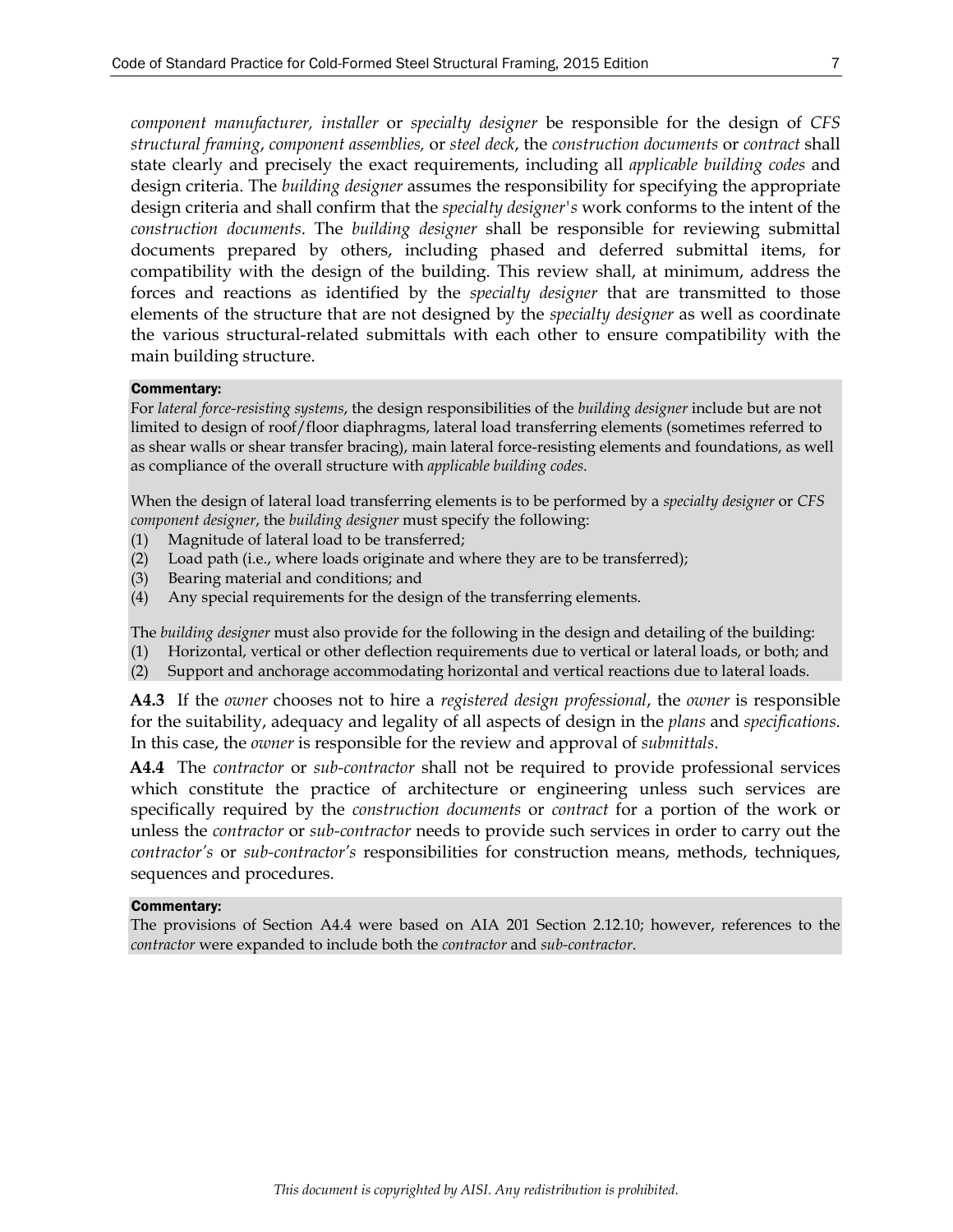*component manufacturer, installer* or *specialty designer* be responsible for the design of *CFS structural framing*, *component assemblies,* or *steel deck*, the *construction documents* or *contract* shall state clearly and precisely the exact requirements, including all *applicable building codes* and design criteria. The *building designer* assumes the responsibility for specifying the appropriate design criteria and shall confirm that the *specialty designer's* work conforms to the intent of the *construction documents*. The *building designer* shall be responsible for reviewing submittal documents prepared by others, including phased and deferred submittal items, for compatibility with the design of the building. This review shall, at minimum, address the forces and reactions as identified by the *specialty designer* that are transmitted to those elements of the structure that are not designed by the *specialty designer* as well as coordinate the various structural-related submittals with each other to ensure compatibility with the main building structure.

**Commentary:**

For *lateral force-resisting systems*, the design responsibilities of the *building designer* include but are not limited to design of roof/floor diaphragms, lateral load transferring elements (sometimes referred to as shear walls or shear transfer bracing), main lateral force-resisting elements and foundations, as well as compliance of the overall structure with *applicable building codes*.

When the design of lateral load transferring elements is to be performed by a *specialty designer* or *CFS component designer*, the *building designer* must specify the following:

(1) Magnitude of lateral load to be transferred;
(2) Load path (i.e., where loads originate and where they are to be transferred);
(3) Bearing material and conditions; and
(4) Any special requirements for the design of the transferring elements.

The *building designer* must also provide for the following in the design and detailing of the building:

(1) Horizontal, vertical or other deflection requirements due to vertical or lateral loads, or both; and
(2) Support and anchorage accommodating horizontal and vertical reactions due to lateral loads.

**A4.3** If the *owner* chooses not to hire a *registered design professional*, the *owner* is responsible for the suitability, adequacy and legality of all aspects of design in the *plans* and *specifications*. In this case, the *owner* is responsible for the review and approval of *submittals*.

**A4.4** The *contractor* or *sub-contractor* shall not be required to provide professional services which constitute the practice of architecture or engineering unless such services are specifically required by the *construction documents* or *contract* for a portion of the work or unless the *contractor* or *sub-contractor* needs to provide such services in order to carry out the *contractor's* or *sub-contractor's* responsibilities for construction means, methods, techniques, sequences and procedures.

**Commentary:**

The provisions of Section A4.4 were based on AIA 201 Section 2.12.10; however, references to the *contractor* were expanded to include both the *contractor* and *sub-contractor*.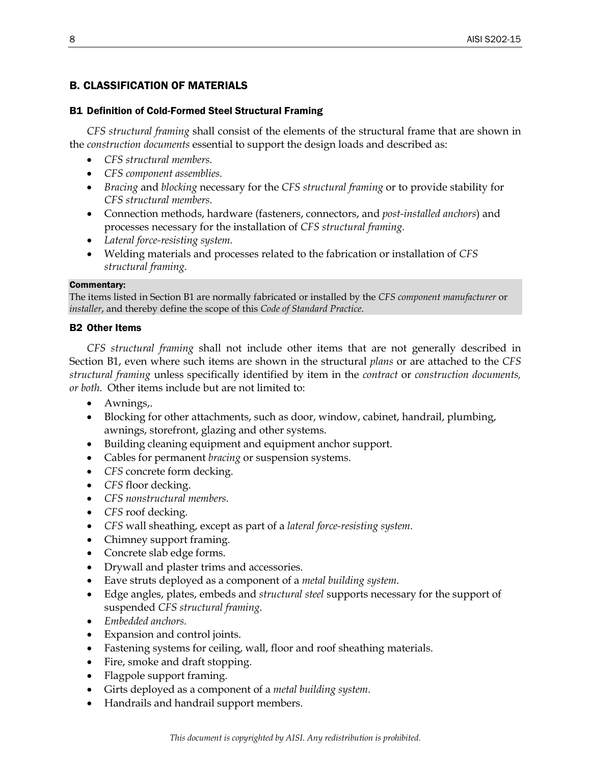## B. CLASSIFICATION OF MATERIALS

### B1 Definition of Cold-Formed Steel Structural Framing

*CFS structural framing* shall consist of the elements of the structural frame that are shown in the *construction documents* essential to support the design loads and described as:

- *CFS structural members.*
- *CFS component assemblies.*
- *Bracing* and *blocking* necessary for the *CFS structural framing* or to provide stability for *CFS structural members.*
- Connection methods, hardware (fasteners, connectors, and *post-installed anchors*) and processes necessary for the installation of *CFS structural framing.*
- *Lateral force-resisting system.*
- Welding materials and processes related to the fabrication or installation of *CFS structural framing.*

**Commentary:**
The items listed in Section B1 are normally fabricated or installed by the *CFS component manufacturer* or *installer*, and thereby define the scope of this *Code of Standard Practice.*

### B2 Other Items

*CFS structural framing* shall not include other items that are not generally described in Section B1, even where such items are shown in the structural *plans* or are attached to the *CFS structural framing* unless specifically identified by item in the *contract* or *construction documents, or both.* Other items include but are not limited to:

- Awnings,.
- Blocking for other attachments, such as door, window, cabinet, handrail, plumbing, awnings, storefront, glazing and other systems.
- Building cleaning equipment and equipment anchor support.
- Cables for permanent *bracing* or suspension systems.
- *CFS* concrete form decking.
- *CFS* floor decking.
- *CFS nonstructural members.*
- *CFS* roof decking.
- *CFS* wall sheathing, except as part of a *lateral force-resisting system.*
- Chimney support framing.
- Concrete slab edge forms.
- Drywall and plaster trims and accessories.
- Eave struts deployed as a component of a *metal building system.*
- Edge angles, plates, embeds and *structural steel* supports necessary for the support of suspended *CFS structural framing.*
- *Embedded anchors.*
- Expansion and control joints.
- Fastening systems for ceiling, wall, floor and roof sheathing materials.
- Fire, smoke and draft stopping.
- Flagpole support framing.
- Girts deployed as a component of a *metal building system.*
- Handrails and handrail support members.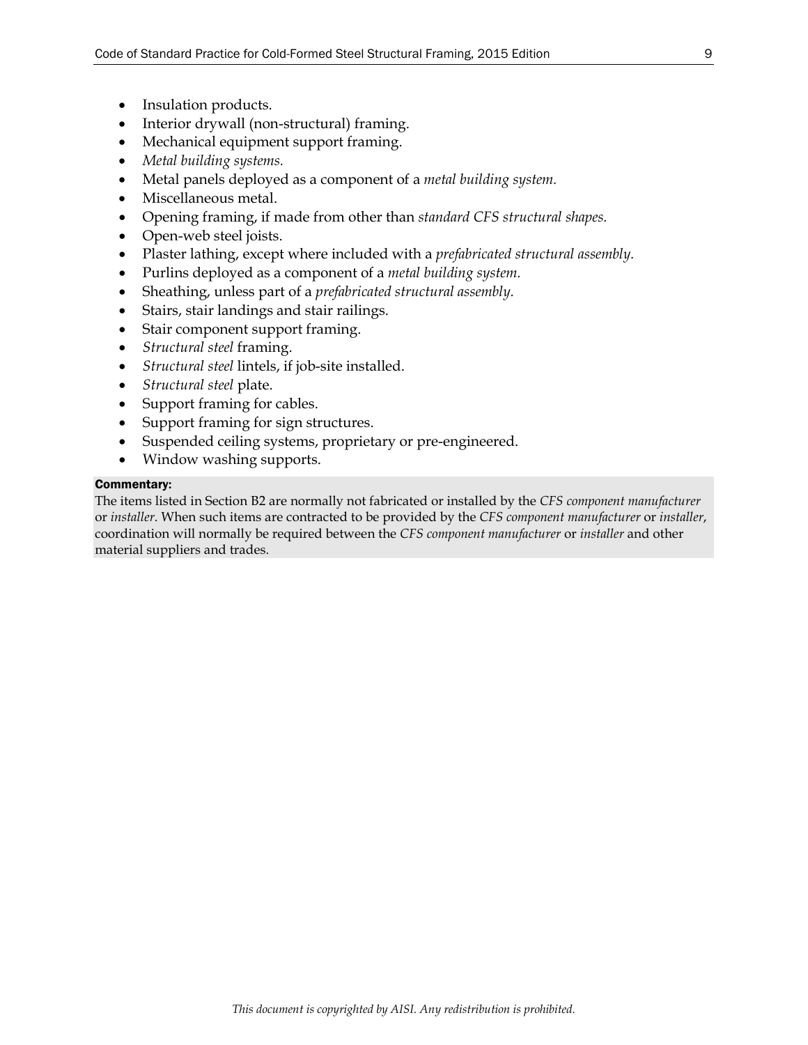- Insulation products.
- Interior drywall (non-structural) framing.
- Mechanical equipment support framing.
- *Metal building systems.*
- Metal panels deployed as a component of a *metal building system.*
- Miscellaneous metal.
- Opening framing, if made from other than *standard CFS structural shapes.*
- Open-web steel joists.
- Plaster lathing, except where included with a *prefabricated structural assembly.*
- Purlins deployed as a component of a *metal building system.*
- Sheathing, unless part of a *prefabricated structural assembly.*
- Stairs, stair landings and stair railings.
- Stair component support framing.
- *Structural steel* framing.
- *Structural steel* lintels, if job-site installed.
- *Structural steel* plate.
- Support framing for cables.
- Support framing for sign structures.
- Suspended ceiling systems, proprietary or pre-engineered.
- Window washing supports.

**Commentary:**

The items listed in Section B2 are normally not fabricated or installed by the *CFS component manufacturer* or *installer*. When such items are contracted to be provided by the *CFS component manufacturer* or *installer*, coordination will normally be required between the *CFS component manufacturer* or *installer* and other material suppliers and trades.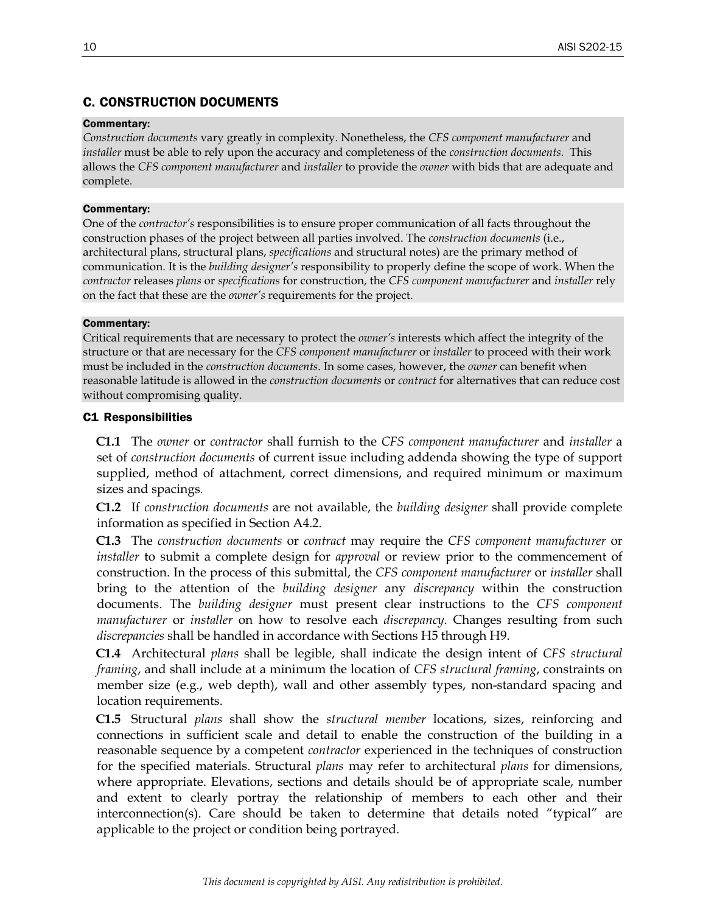## C. CONSTRUCTION DOCUMENTS

**Commentary:**

*Construction documents* vary greatly in complexity. Nonetheless, the *CFS component manufacturer* and *installer* must be able to rely upon the accuracy and completeness of the *construction documents*. This allows the *CFS component manufacturer* and *installer* to provide the *owner* with bids that are adequate and complete.

**Commentary:**

One of the *contractor's* responsibilities is to ensure proper communication of all facts throughout the construction phases of the project between all parties involved. The *construction documents* (i.e., architectural plans, structural plans, *specifications* and structural notes) are the primary method of communication. It is the *building designer's* responsibility to properly define the scope of work. When the *contractor* releases *plans* or *specifications* for construction, the *CFS component manufacturer* and *installer* rely on the fact that these are the *owner's* requirements for the project.

**Commentary:**

Critical requirements that are necessary to protect the *owner's* interests which affect the integrity of the structure or that are necessary for the *CFS component manufacturer* or *installer* to proceed with their work must be included in the *construction documents*. In some cases, however, the *owner* can benefit when reasonable latitude is allowed in the *construction documents* or *contract* for alternatives that can reduce cost without compromising quality.

### C1 Responsibilities

**C1.1** The *owner* or *contractor* shall furnish to the *CFS component manufacturer* and *installer* a set of *construction documents* of current issue including addenda showing the type of support supplied, method of attachment, correct dimensions, and required minimum or maximum sizes and spacings.

**C1.2** If *construction documents* are not available, the *building designer* shall provide complete information as specified in Section A4.2.

**C1.3** The *construction documents* or *contract* may require the *CFS component manufacturer* or *installer* to submit a complete design for *approval* or review prior to the commencement of construction. In the process of this submittal, the *CFS component manufacturer* or *installer* shall bring to the attention of the *building designer* any *discrepancy* within the construction documents. The *building designer* must present clear instructions to the *CFS component manufacturer* or *installer* on how to resolve each *discrepancy*. Changes resulting from such *discrepancies* shall be handled in accordance with Sections H5 through H9.

**C1.4** Architectural *plans* shall be legible, shall indicate the design intent of *CFS structural framing*, and shall include at a minimum the location of *CFS structural framing*, constraints on member size (e.g., web depth), wall and other assembly types, non-standard spacing and location requirements.

**C1.5** Structural *plans* shall show the *structural member* locations, sizes, reinforcing and connections in sufficient scale and detail to enable the construction of the building in a reasonable sequence by a competent *contractor* experienced in the techniques of construction for the specified materials. Structural *plans* may refer to architectural *plans* for dimensions, where appropriate. Elevations, sections and details should be of appropriate scale, number and extent to clearly portray the relationship of members to each other and their interconnection(s). Care should be taken to determine that details noted "typical" are applicable to the project or condition being portrayed.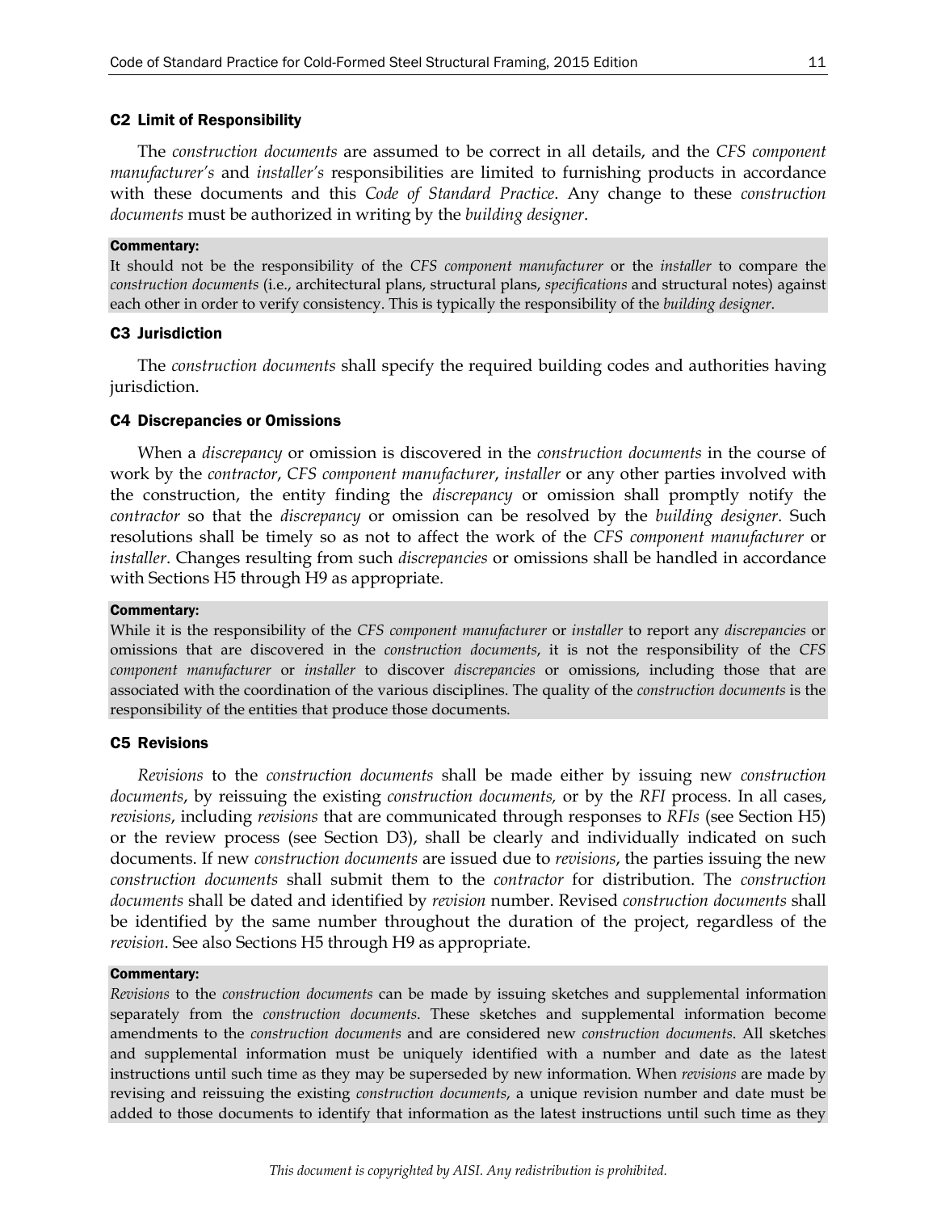### C2 Limit of Responsibility

The *construction documents* are assumed to be correct in all details, and the *CFS component manufacturer's* and *installer's* responsibilities are limited to furnishing products in accordance with these documents and this *Code of Standard Practice*. Any change to these *construction documents* must be authorized in writing by the *building designer*.

**Commentary:**

It should not be the responsibility of the *CFS component manufacturer* or the *installer* to compare the *construction documents* (i.e., architectural plans, structural plans, *specifications* and structural notes) against each other in order to verify consistency. This is typically the responsibility of the *building designer*.

### C3 Jurisdiction

The *construction documents* shall specify the required building codes and authorities having jurisdiction.

### C4 Discrepancies or Omissions

When a *discrepancy* or omission is discovered in the *construction documents* in the course of work by the *contractor*, *CFS component manufacturer*, *installer* or any other parties involved with the construction, the entity finding the *discrepancy* or omission shall promptly notify the *contractor* so that the *discrepancy* or omission can be resolved by the *building designer*. Such resolutions shall be timely so as not to affect the work of the *CFS component manufacturer* or *installer*. Changes resulting from such *discrepancies* or omissions shall be handled in accordance with Sections H5 through H9 as appropriate.

**Commentary:**

While it is the responsibility of the *CFS component manufacturer* or *installer* to report any *discrepancies* or omissions that are discovered in the *construction documents*, it is not the responsibility of the *CFS component manufacturer* or *installer* to discover *discrepancies* or omissions, including those that are associated with the coordination of the various disciplines. The quality of the *construction documents* is the responsibility of the entities that produce those documents.

### C5 Revisions

*Revisions* to the *construction documents* shall be made either by issuing new *construction documents*, by reissuing the existing *construction documents,* or by the *RFI* process. In all cases, *revisions*, including *revisions* that are communicated through responses to *RFIs* (see Section H5) or the review process (see Section D3), shall be clearly and individually indicated on such documents. If new *construction documents* are issued due to *revisions*, the parties issuing the new *construction documents* shall submit them to the *contractor* for distribution. The *construction documents* shall be dated and identified by *revision* number. Revised *construction documents* shall be identified by the same number throughout the duration of the project, regardless of the *revision*. See also Sections H5 through H9 as appropriate.

**Commentary:**

*Revisions* to the *construction documents* can be made by issuing sketches and supplemental information separately from the *construction documents.* These sketches and supplemental information become amendments to the *construction documents* and are considered new *construction documents.* All sketches and supplemental information must be uniquely identified with a number and date as the latest instructions until such time as they may be superseded by new information. When *revisions* are made by revising and reissuing the existing *construction documents*, a unique revision number and date must be added to those documents to identify that information as the latest instructions until such time as they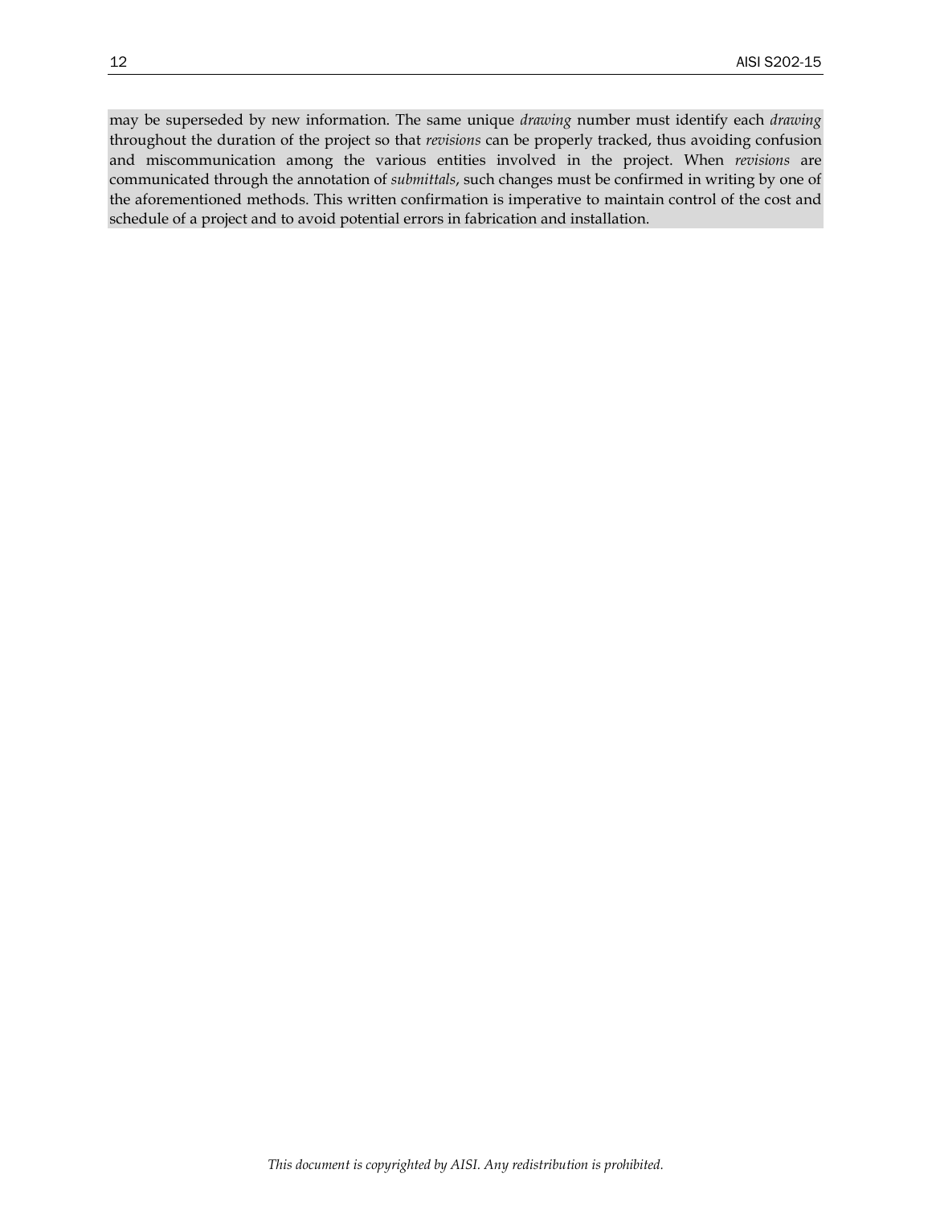may be superseded by new information. The same unique *drawing* number must identify each *drawing* throughout the duration of the project so that *revisions* can be properly tracked, thus avoiding confusion and miscommunication among the various entities involved in the project. When *revisions* are communicated through the annotation of *submittals*, such changes must be confirmed in writing by one of the aforementioned methods. This written confirmation is imperative to maintain control of the cost and schedule of a project and to avoid potential errors in fabrication and installation.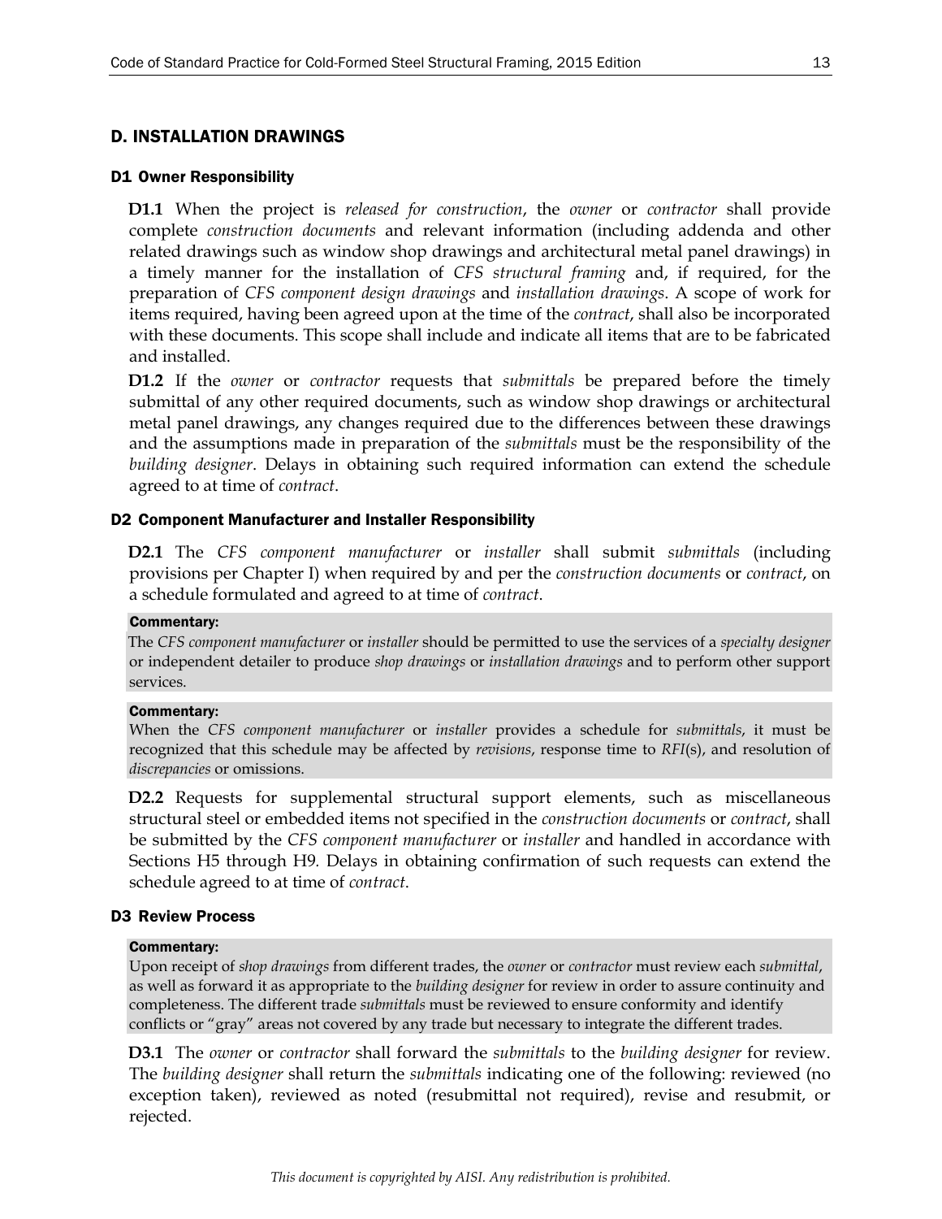## D. INSTALLATION DRAWINGS

### D1 Owner Responsibility

**D1.1** When the project is *released for construction*, the *owner* or *contractor* shall provide complete *construction documents* and relevant information (including addenda and other related drawings such as window shop drawings and architectural metal panel drawings) in a timely manner for the installation of *CFS structural framing* and, if required, for the preparation of *CFS component design drawings* and *installation drawings*. A scope of work for items required, having been agreed upon at the time of the *contract*, shall also be incorporated with these documents. This scope shall include and indicate all items that are to be fabricated and installed.

**D1.2** If the *owner* or *contractor* requests that *submittals* be prepared before the timely submittal of any other required documents, such as window shop drawings or architectural metal panel drawings, any changes required due to the differences between these drawings and the assumptions made in preparation of the *submittals* must be the responsibility of the *building designer*. Delays in obtaining such required information can extend the schedule agreed to at time of *contract*.

### D2 Component Manufacturer and Installer Responsibility

**D2.1** The *CFS component manufacturer* or *installer* shall submit *submittals* (including provisions per Chapter I) when required by and per the *construction documents* or *contract*, on a schedule formulated and agreed to at time of *contract*.

**Commentary:**
The *CFS component manufacturer* or *installer* should be permitted to use the services of a *specialty designer* or independent detailer to produce *shop drawings* or *installation drawings* and to perform other support services.

**Commentary:**
When the *CFS component manufacturer* or *installer* provides a schedule for *submittals*, it must be recognized that this schedule may be affected by *revisions*, response time to *RFI*(s), and resolution of *discrepancies* or omissions.

**D2.2** Requests for supplemental structural support elements, such as miscellaneous structural steel or embedded items not specified in the *construction documents* or *contract*, shall be submitted by the *CFS component manufacturer* or *installer* and handled in accordance with Sections H5 through H9. Delays in obtaining confirmation of such requests can extend the schedule agreed to at time of *contract*.

### D3 Review Process

**Commentary:**
Upon receipt of *shop drawings* from different trades, the *owner* or *contractor* must review each *submittal*, as well as forward it as appropriate to the *building designer* for review in order to assure continuity and completeness. The different trade *submittals* must be reviewed to ensure conformity and identify conflicts or "gray" areas not covered by any trade but necessary to integrate the different trades.

**D3.1** The *owner* or *contractor* shall forward the *submittals* to the *building designer* for review. The *building designer* shall return the *submittals* indicating one of the following: reviewed (no exception taken), reviewed as noted (resubmittal not required), revise and resubmit, or rejected.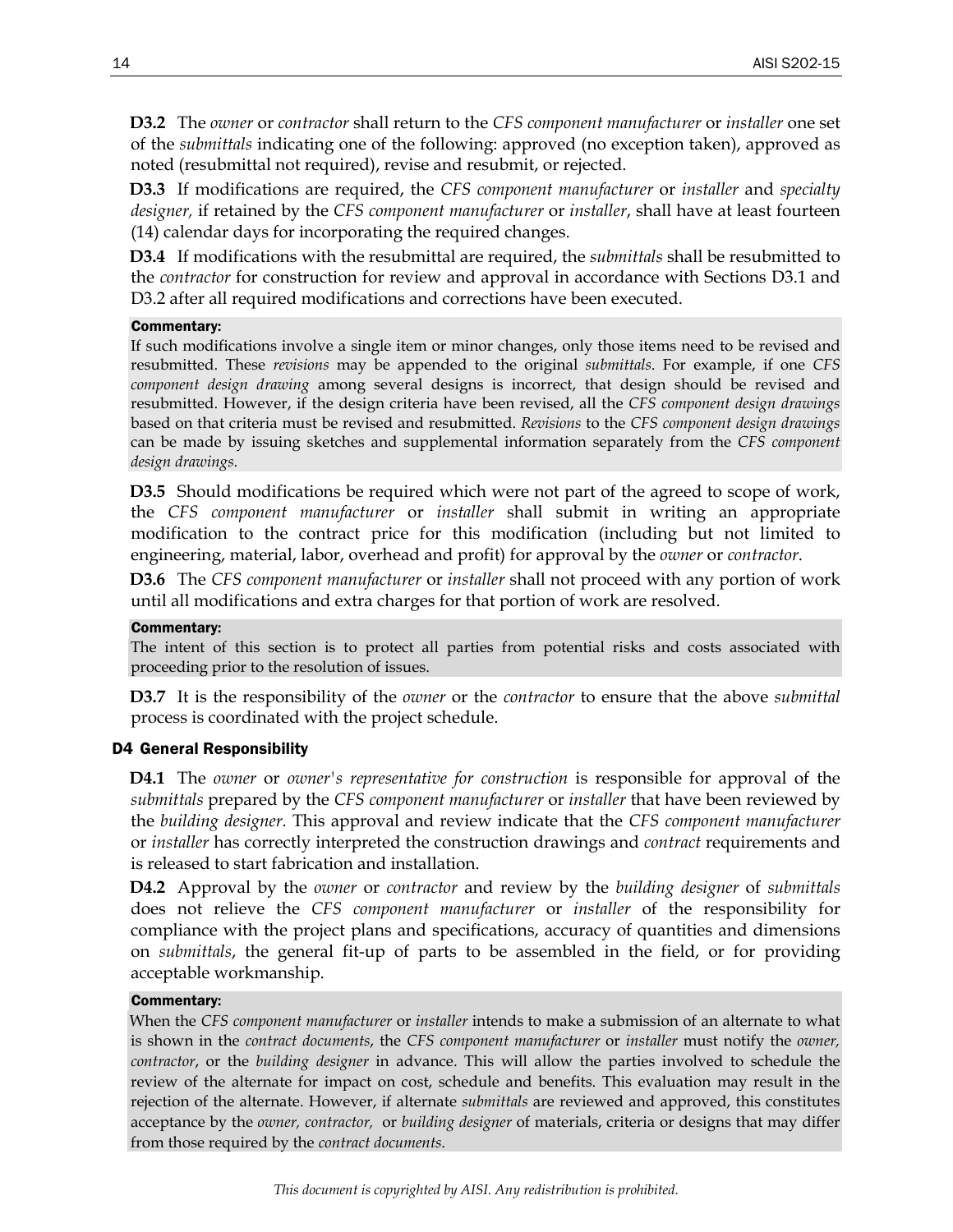**D3.2** The *owner* or *contractor* shall return to the *CFS component manufacturer* or *installer* one set of the *submittals* indicating one of the following: approved (no exception taken), approved as noted (resubmittal not required), revise and resubmit, or rejected.

**D3.3** If modifications are required, the *CFS component manufacturer* or *installer* and *specialty designer,* if retained by the *CFS component manufacturer* or *installer*, shall have at least fourteen (14) calendar days for incorporating the required changes.

**D3.4** If modifications with the resubmittal are required, the *submittals* shall be resubmitted to the *contractor* for construction for review and approval in accordance with Sections D3.1 and D3.2 after all required modifications and corrections have been executed.

**Commentary:**

If such modifications involve a single item or minor changes, only those items need to be revised and resubmitted. These *revisions* may be appended to the original *submittals*. For example, if one *CFS component design drawing* among several designs is incorrect, that design should be revised and resubmitted. However, if the design criteria have been revised, all the *CFS component design drawings* based on that criteria must be revised and resubmitted. *Revisions* to the *CFS component design drawings* can be made by issuing sketches and supplemental information separately from the *CFS component design drawings*.

**D3.5** Should modifications be required which were not part of the agreed to scope of work, the *CFS component manufacturer* or *installer* shall submit in writing an appropriate modification to the contract price for this modification (including but not limited to engineering, material, labor, overhead and profit) for approval by the *owner* or *contractor*.

**D3.6** The *CFS component manufacturer* or *installer* shall not proceed with any portion of work until all modifications and extra charges for that portion of work are resolved.

**Commentary:**

The intent of this section is to protect all parties from potential risks and costs associated with proceeding prior to the resolution of issues.

**D3.7** It is the responsibility of the *owner* or the *contractor* to ensure that the above *submittal* process is coordinated with the project schedule.

## D4 General Responsibility

**D4.1** The *owner* or *owner's representative for construction* is responsible for approval of the *submittals* prepared by the *CFS component manufacturer* or *installer* that have been reviewed by the *building designer*. This approval and review indicate that the *CFS component manufacturer* or *installer* has correctly interpreted the construction drawings and *contract* requirements and is released to start fabrication and installation.

**D4.2** Approval by the *owner* or *contractor* and review by the *building designer* of *submittals* does not relieve the *CFS component manufacturer* or *installer* of the responsibility for compliance with the project plans and specifications, accuracy of quantities and dimensions on *submittals*, the general fit-up of parts to be assembled in the field, or for providing acceptable workmanship.

**Commentary:**

When the *CFS component manufacturer* or *installer* intends to make a submission of an alternate to what is shown in the *contract documents*, the *CFS component manufacturer* or *installer* must notify the *owner, contractor*, or the *building designer* in advance. This will allow the parties involved to schedule the review of the alternate for impact on cost, schedule and benefits. This evaluation may result in the rejection of the alternate. However, if alternate *submittals* are reviewed and approved, this constitutes acceptance by the *owner, contractor,* or *building designer* of materials, criteria or designs that may differ from those required by the *contract documents.*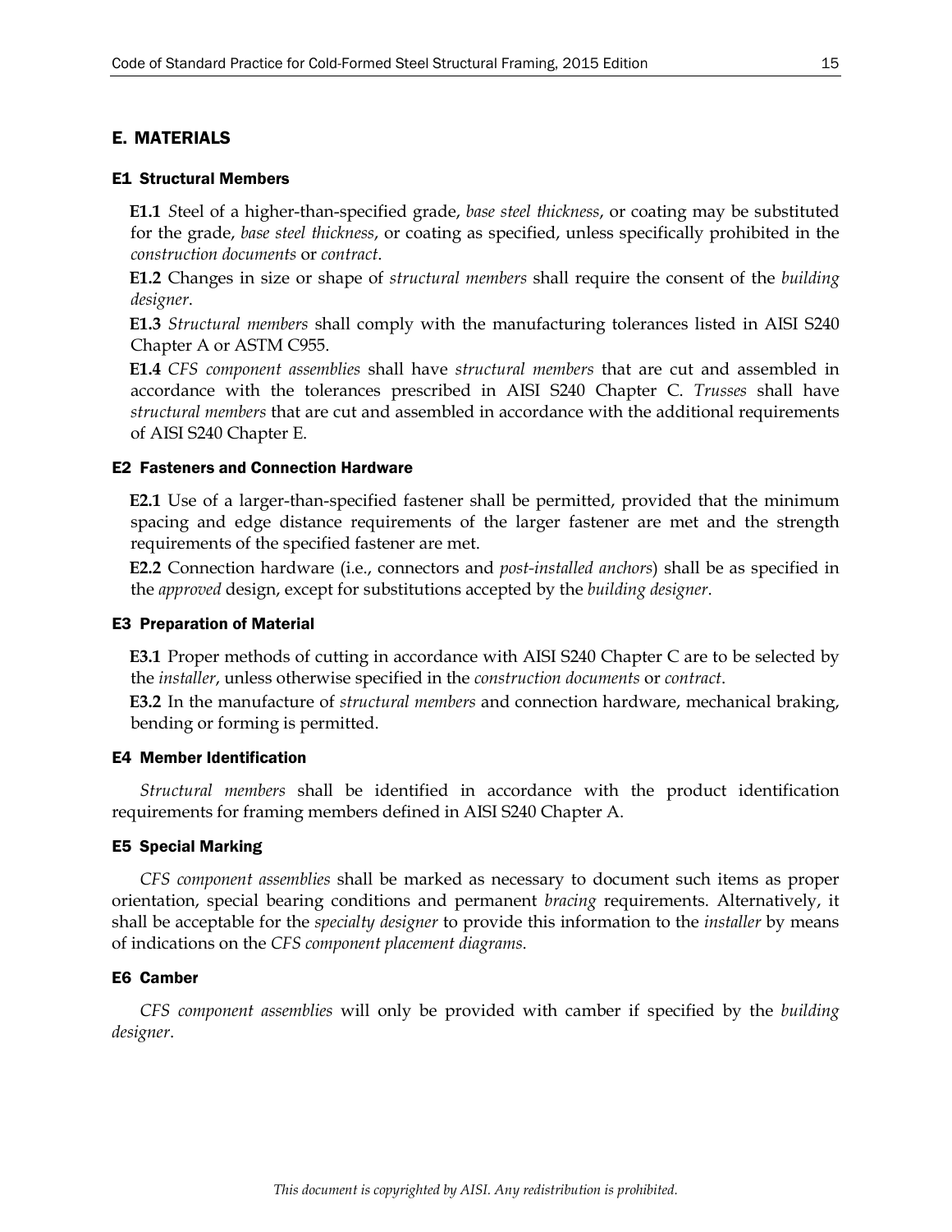## E. MATERIALS

### E1 Structural Members

**E1.1** Steel of a higher-than-specified grade, *base steel thickness*, or coating may be substituted for the grade, *base steel thickness*, or coating as specified, unless specifically prohibited in the *construction documents* or *contract*.

**E1.2** Changes in size or shape of *structural members* shall require the consent of the *building designer*.

**E1.3** *Structural members* shall comply with the manufacturing tolerances listed in AISI S240 Chapter A or ASTM C955.

**E1.4** *CFS component assemblies* shall have *structural members* that are cut and assembled in accordance with the tolerances prescribed in AISI S240 Chapter C. *Trusses* shall have *structural members* that are cut and assembled in accordance with the additional requirements of AISI S240 Chapter E.

### E2 Fasteners and Connection Hardware

**E2.1** Use of a larger-than-specified fastener shall be permitted, provided that the minimum spacing and edge distance requirements of the larger fastener are met and the strength requirements of the specified fastener are met.

**E2.2** Connection hardware (i.e., connectors and *post-installed anchors*) shall be as specified in the *approved* design, except for substitutions accepted by the *building designer*.

### E3 Preparation of Material

**E3.1** Proper methods of cutting in accordance with AISI S240 Chapter C are to be selected by the *installer*, unless otherwise specified in the *construction documents* or *contract*.

**E3.2** In the manufacture of *structural members* and connection hardware, mechanical braking, bending or forming is permitted.

### E4 Member Identification

*Structural members* shall be identified in accordance with the product identification requirements for framing members defined in AISI S240 Chapter A.

### E5 Special Marking

*CFS component assemblies* shall be marked as necessary to document such items as proper orientation, special bearing conditions and permanent *bracing* requirements. Alternatively, it shall be acceptable for the *specialty designer* to provide this information to the *installer* by means of indications on the *CFS component placement diagrams*.

### E6 Camber

*CFS component assemblies* will only be provided with camber if specified by the *building designer*.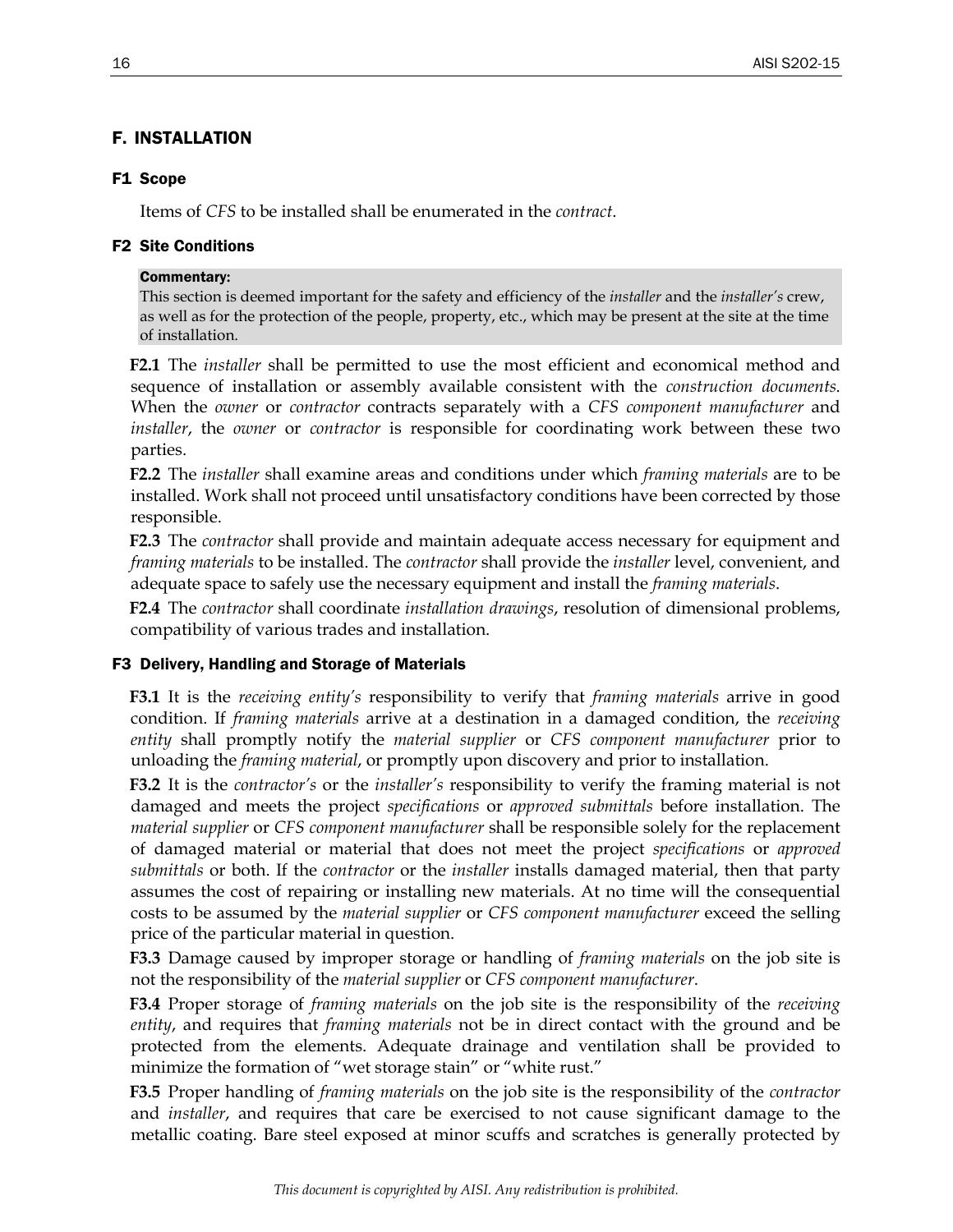## F. INSTALLATION

### F1 Scope

Items of *CFS* to be installed shall be enumerated in the *contract*.

### F2 Site Conditions

> **Commentary:**
> This section is deemed important for the safety and efficiency of the *installer* and the *installer's* crew, as well as for the protection of the people, property, etc., which may be present at the site at the time of installation.

**F2.1** The *installer* shall be permitted to use the most efficient and economical method and sequence of installation or assembly available consistent with the *construction documents*. When the *owner* or *contractor* contracts separately with a *CFS component manufacturer* and *installer*, the *owner* or *contractor* is responsible for coordinating work between these two parties.

**F2.2** The *installer* shall examine areas and conditions under which *framing materials* are to be installed. Work shall not proceed until unsatisfactory conditions have been corrected by those responsible.

**F2.3** The *contractor* shall provide and maintain adequate access necessary for equipment and *framing materials* to be installed. The *contractor* shall provide the *installer* level, convenient, and adequate space to safely use the necessary equipment and install the *framing materials*.

**F2.4** The *contractor* shall coordinate *installation drawings*, resolution of dimensional problems, compatibility of various trades and installation.

### F3 Delivery, Handling and Storage of Materials

**F3.1** It is the *receiving entity's* responsibility to verify that *framing materials* arrive in good condition. If *framing materials* arrive at a destination in a damaged condition, the *receiving entity* shall promptly notify the *material supplier* or *CFS component manufacturer* prior to unloading the *framing material*, or promptly upon discovery and prior to installation.

**F3.2** It is the *contractor's* or the *installer's* responsibility to verify the framing material is not damaged and meets the project *specifications* or *approved submittals* before installation. The *material supplier* or *CFS component manufacturer* shall be responsible solely for the replacement of damaged material or material that does not meet the project *specifications* or *approved submittals* or both. If the *contractor* or the *installer* installs damaged material, then that party assumes the cost of repairing or installing new materials. At no time will the consequential costs to be assumed by the *material supplier* or *CFS component manufacturer* exceed the selling price of the particular material in question.

**F3.3** Damage caused by improper storage or handling of *framing materials* on the job site is not the responsibility of the *material supplier* or *CFS component manufacturer*.

**F3.4** Proper storage of *framing materials* on the job site is the responsibility of the *receiving entity*, and requires that *framing materials* not be in direct contact with the ground and be protected from the elements. Adequate drainage and ventilation shall be provided to minimize the formation of "wet storage stain" or "white rust."

**F3.5** Proper handling of *framing materials* on the job site is the responsibility of the *contractor* and *installer*, and requires that care be exercised to not cause significant damage to the metallic coating. Bare steel exposed at minor scuffs and scratches is generally protected by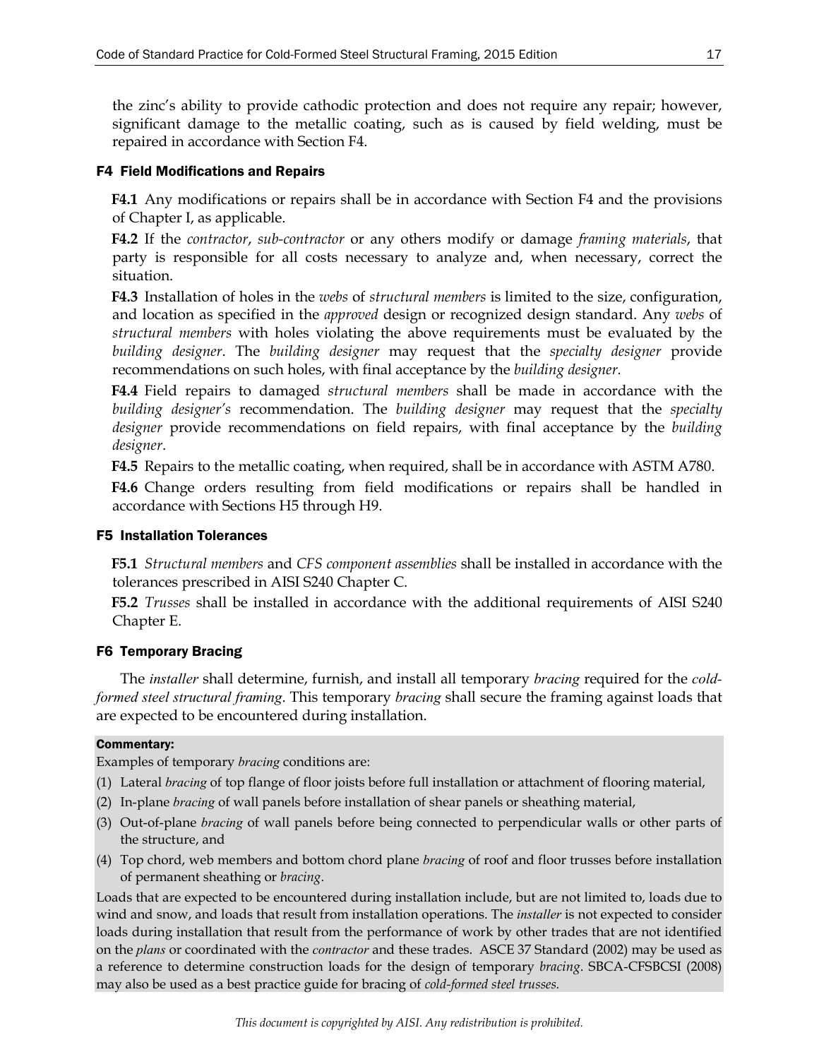the zinc's ability to provide cathodic protection and does not require any repair; however, significant damage to the metallic coating, such as is caused by field welding, must be repaired in accordance with Section F4.

### F4 Field Modifications and Repairs

**F4.1** Any modifications or repairs shall be in accordance with Section F4 and the provisions of Chapter I, as applicable.

**F4.2** If the *contractor*, *sub-contractor* or any others modify or damage *framing materials*, that party is responsible for all costs necessary to analyze and, when necessary, correct the situation.

**F4.3** Installation of holes in the *webs* of *structural members* is limited to the size, configuration, and location as specified in the *approved* design or recognized design standard. Any *webs* of *structural members* with holes violating the above requirements must be evaluated by the *building designer*. The *building designer* may request that the *specialty designer* provide recommendations on such holes, with final acceptance by the *building designer*.

**F4.4** Field repairs to damaged *structural members* shall be made in accordance with the *building designer's* recommendation. The *building designer* may request that the *specialty designer* provide recommendations on field repairs, with final acceptance by the *building designer*.

**F4.5** Repairs to the metallic coating, when required, shall be in accordance with ASTM A780.

**F4.6** Change orders resulting from field modifications or repairs shall be handled in accordance with Sections H5 through H9.

### F5 Installation Tolerances

**F5.1** *Structural members* and *CFS component assemblies* shall be installed in accordance with the tolerances prescribed in AISI S240 Chapter C.

**F5.2** *Trusses* shall be installed in accordance with the additional requirements of AISI S240 Chapter E.

### F6 Temporary Bracing

The *installer* shall determine, furnish, and install all temporary *bracing* required for the *cold-formed steel structural framing*. This temporary *bracing* shall secure the framing against loads that are expected to be encountered during installation.

**Commentary:**

Examples of temporary *bracing* conditions are:

(1) Lateral *bracing* of top flange of floor joists before full installation or attachment of flooring material,

(2) In-plane *bracing* of wall panels before installation of shear panels or sheathing material,

(3) Out-of-plane *bracing* of wall panels before being connected to perpendicular walls or other parts of the structure, and

(4) Top chord, web members and bottom chord plane *bracing* of roof and floor trusses before installation of permanent sheathing or *bracing*.

Loads that are expected to be encountered during installation include, but are not limited to, loads due to wind and snow, and loads that result from installation operations. The *installer* is not expected to consider loads during installation that result from the performance of work by other trades that are not identified on the *plans* or coordinated with the *contractor* and these trades. ASCE 37 Standard (2002) may be used as a reference to determine construction loads for the design of temporary *bracing*. SBCA-CFSBCSI (2008) may also be used as a best practice guide for bracing of *cold-formed steel trusses.*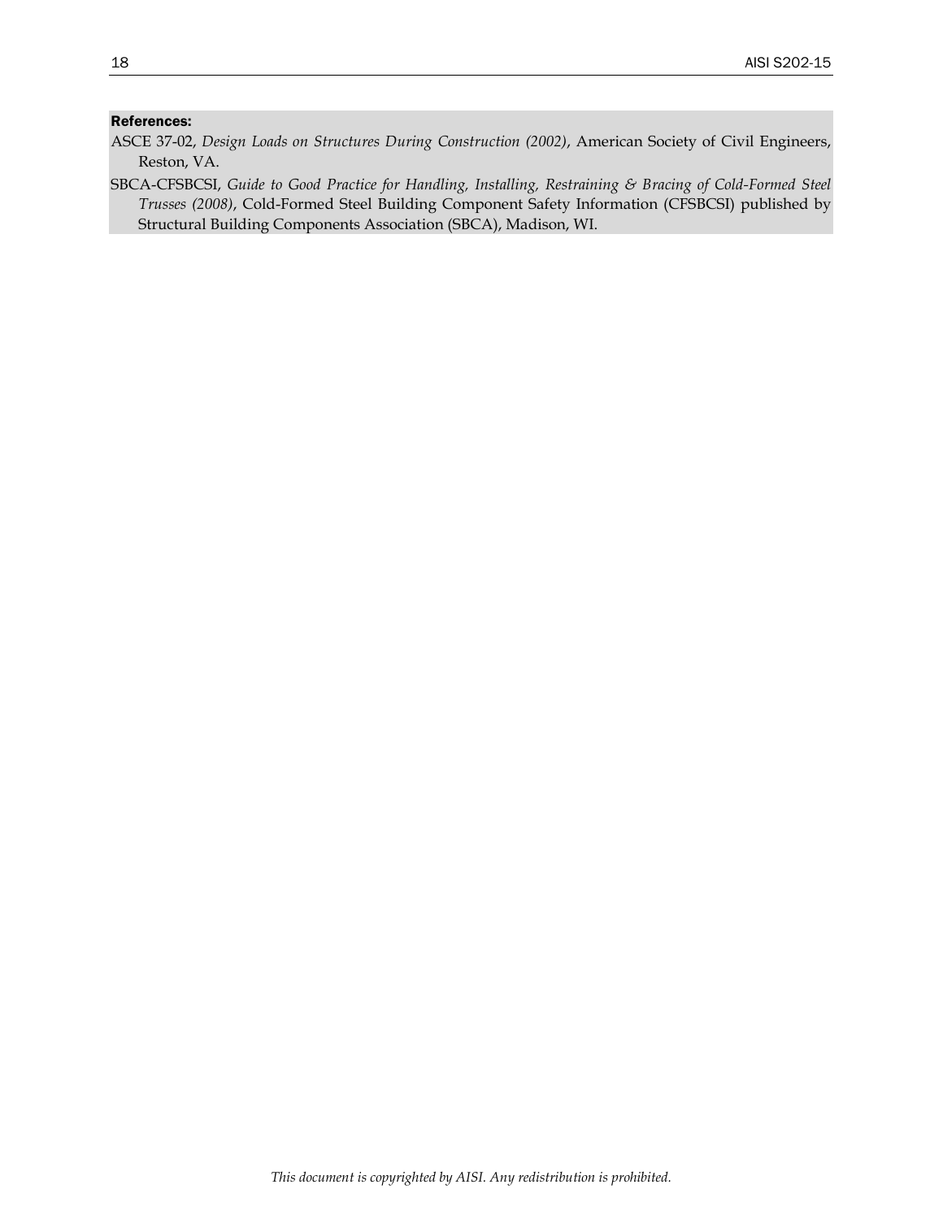**References:**

ASCE 37-02, *Design Loads on Structures During Construction (2002)*, American Society of Civil Engineers, Reston, VA.

SBCA-CFSBCSI, *Guide to Good Practice for Handling, Installing, Restraining & Bracing of Cold-Formed Steel Trusses (2008)*, Cold-Formed Steel Building Component Safety Information (CFSBCSI) published by Structural Building Components Association (SBCA), Madison, WI.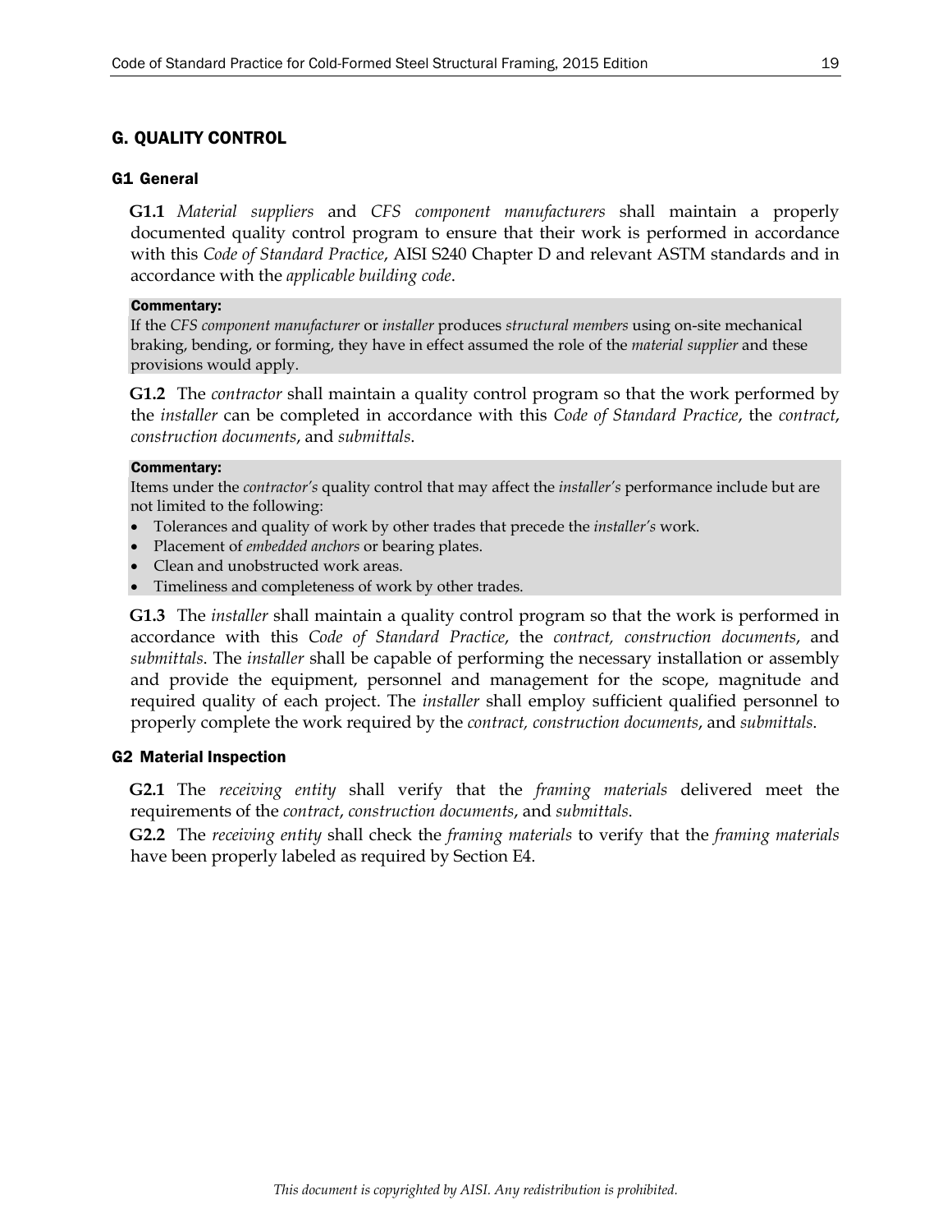## G. QUALITY CONTROL

### G1 General

**G1.1** *Material suppliers* and *CFS component manufacturers* shall maintain a properly documented quality control program to ensure that their work is performed in accordance with this *Code of Standard Practice*, AISI S240 Chapter D and relevant ASTM standards and in accordance with the *applicable building code*.

**Commentary:**
If the *CFS component manufacturer* or *installer* produces *structural members* using on-site mechanical braking, bending, or forming, they have in effect assumed the role of the *material supplier* and these provisions would apply.

**G1.2** The *contractor* shall maintain a quality control program so that the work performed by the *installer* can be completed in accordance with this *Code of Standard Practice*, the *contract*, *construction documents*, and *submittals*.

**Commentary:**
Items under the *contractor's* quality control that may affect the *installer's* performance include but are not limited to the following:

- Tolerances and quality of work by other trades that precede the *installer's* work.
- Placement of *embedded anchors* or bearing plates.
- Clean and unobstructed work areas.
- Timeliness and completeness of work by other trades.

**G1.3** The *installer* shall maintain a quality control program so that the work is performed in accordance with this *Code of Standard Practice*, the *contract, construction documents*, and *submittals*. The *installer* shall be capable of performing the necessary installation or assembly and provide the equipment, personnel and management for the scope, magnitude and required quality of each project. The *installer* shall employ sufficient qualified personnel to properly complete the work required by the *contract, construction documents*, and *submittals*.

### G2 Material Inspection

**G2.1** The *receiving entity* shall verify that the *framing materials* delivered meet the requirements of the *contract*, *construction documents*, and *submittals*.

**G2.2** The *receiving entity* shall check the *framing materials* to verify that the *framing materials* have been properly labeled as required by Section E4.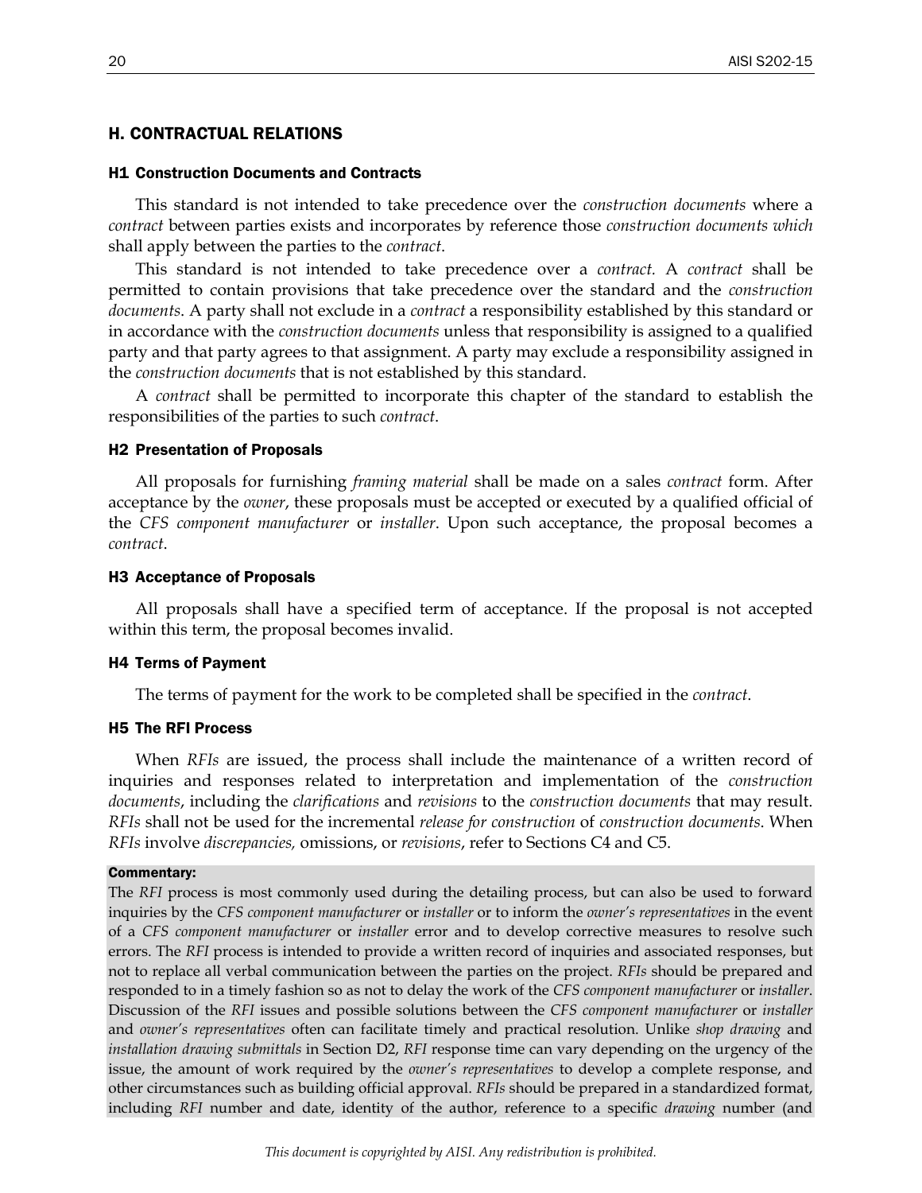## H. CONTRACTUAL RELATIONS

### H1 Construction Documents and Contracts

This standard is not intended to take precedence over the *construction documents* where a *contract* between parties exists and incorporates by reference those *construction documents which* shall apply between the parties to the *contract*.

This standard is not intended to take precedence over a *contract*. A *contract* shall be permitted to contain provisions that take precedence over the standard and the *construction documents*. A party shall not exclude in a *contract* a responsibility established by this standard or in accordance with the *construction documents* unless that responsibility is assigned to a qualified party and that party agrees to that assignment. A party may exclude a responsibility assigned in the *construction documents* that is not established by this standard.

A *contract* shall be permitted to incorporate this chapter of the standard to establish the responsibilities of the parties to such *contract*.

### H2 Presentation of Proposals

All proposals for furnishing *framing material* shall be made on a sales *contract* form. After acceptance by the *owner*, these proposals must be accepted or executed by a qualified official of the *CFS component manufacturer* or *installer*. Upon such acceptance, the proposal becomes a *contract*.

### H3 Acceptance of Proposals

All proposals shall have a specified term of acceptance. If the proposal is not accepted within this term, the proposal becomes invalid.

### H4 Terms of Payment

The terms of payment for the work to be completed shall be specified in the *contract*.

### H5 The RFI Process

When *RFIs* are issued, the process shall include the maintenance of a written record of inquiries and responses related to interpretation and implementation of the *construction documents*, including the *clarifications* and *revisions* to the *construction documents* that may result. *RFIs* shall not be used for the incremental *release for construction* of *construction documents*. When *RFIs* involve *discrepancies*, omissions, or *revisions*, refer to Sections C4 and C5.

**Commentary:**

The *RFI* process is most commonly used during the detailing process, but can also be used to forward inquiries by the *CFS component manufacturer* or *installer* or to inform the *owner's representatives* in the event of a *CFS component manufacturer* or *installer* error and to develop corrective measures to resolve such errors. The *RFI* process is intended to provide a written record of inquiries and associated responses, but not to replace all verbal communication between the parties on the project. *RFIs* should be prepared and responded to in a timely fashion so as not to delay the work of the *CFS component manufacturer* or *installer*. Discussion of the *RFI* issues and possible solutions between the *CFS component manufacturer* or *installer* and *owner's representatives* often can facilitate timely and practical resolution. Unlike *shop drawing* and *installation drawing submittals* in Section D2, *RFI* response time can vary depending on the urgency of the issue, the amount of work required by the *owner's representatives* to develop a complete response, and other circumstances such as building official approval. *RFIs* should be prepared in a standardized format, including *RFI* number and date, identity of the author, reference to a specific *drawing* number (and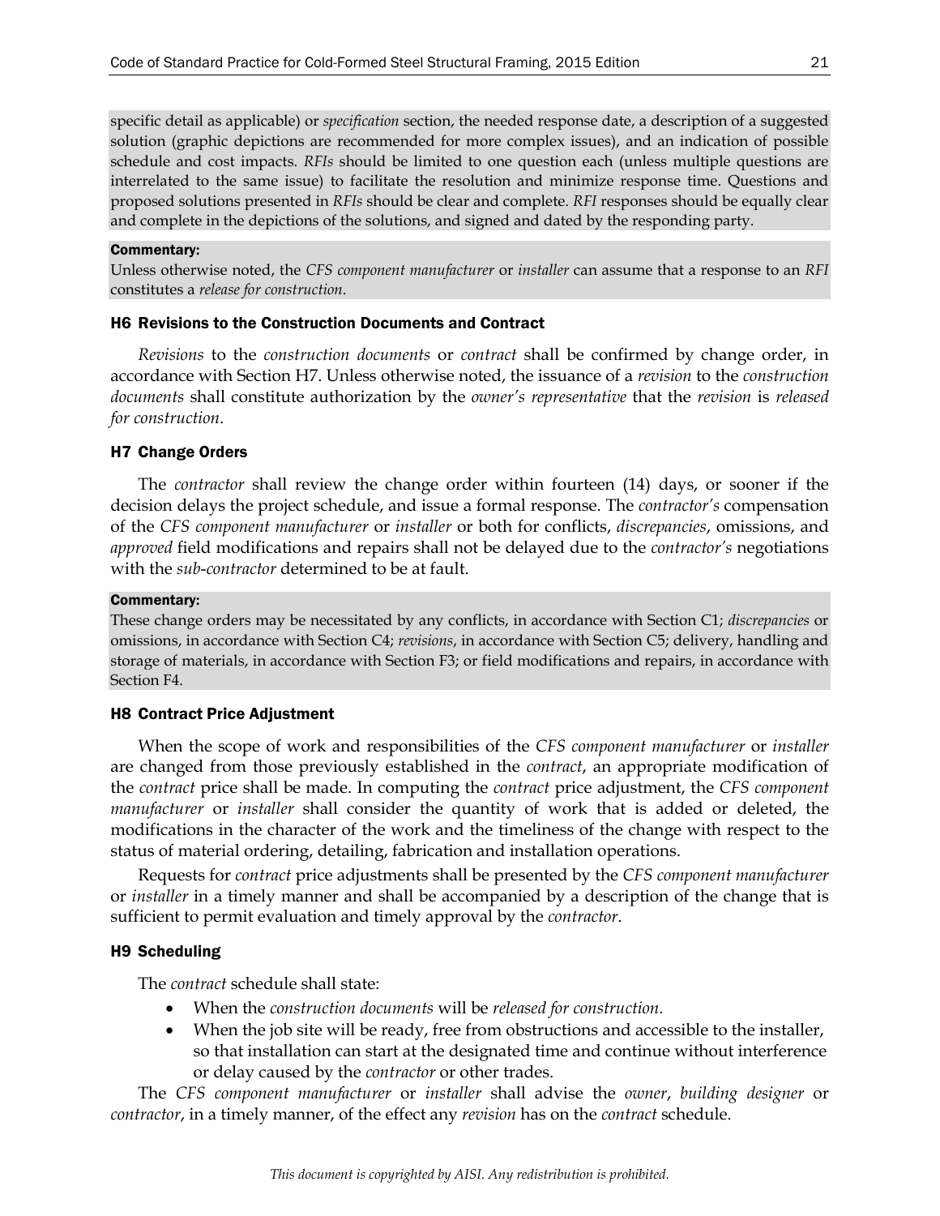specific detail as applicable) or *specification* section, the needed response date, a description of a suggested solution (graphic depictions are recommended for more complex issues), and an indication of possible schedule and cost impacts. *RFIs* should be limited to one question each (unless multiple questions are interrelated to the same issue) to facilitate the resolution and minimize response time. Questions and proposed solutions presented in *RFIs* should be clear and complete. *RFI* responses should be equally clear and complete in the depictions of the solutions, and signed and dated by the responding party.

**Commentary:**

Unless otherwise noted, the *CFS component manufacturer* or *installer* can assume that a response to an *RFI* constitutes a *release for construction*.

### H6 Revisions to the Construction Documents and Contract

*Revisions* to the *construction documents* or *contract* shall be confirmed by change order, in accordance with Section H7. Unless otherwise noted, the issuance of a *revision* to the *construction documents* shall constitute authorization by the *owner's representative* that the *revision* is *released for construction*.

### H7 Change Orders

The *contractor* shall review the change order within fourteen (14) days, or sooner if the decision delays the project schedule, and issue a formal response. The *contractor's* compensation of the *CFS component manufacturer* or *installer* or both for conflicts, *discrepancies*, omissions, and *approved* field modifications and repairs shall not be delayed due to the *contractor's* negotiations with the *sub-contractor* determined to be at fault.

**Commentary:**

These change orders may be necessitated by any conflicts, in accordance with Section C1; *discrepancies* or omissions, in accordance with Section C4; *revisions*, in accordance with Section C5; delivery, handling and storage of materials, in accordance with Section F3; or field modifications and repairs, in accordance with Section F4.

### H8 Contract Price Adjustment

When the scope of work and responsibilities of the *CFS component manufacturer* or *installer* are changed from those previously established in the *contract*, an appropriate modification of the *contract* price shall be made. In computing the *contract* price adjustment, the *CFS component manufacturer* or *installer* shall consider the quantity of work that is added or deleted, the modifications in the character of the work and the timeliness of the change with respect to the status of material ordering, detailing, fabrication and installation operations.

Requests for *contract* price adjustments shall be presented by the *CFS component manufacturer* or *installer* in a timely manner and shall be accompanied by a description of the change that is sufficient to permit evaluation and timely approval by the *contractor*.

### H9 Scheduling

The *contract* schedule shall state:

- When the *construction documents* will be *released for construction.*
- When the job site will be ready, free from obstructions and accessible to the installer, so that installation can start at the designated time and continue without interference or delay caused by the *contractor* or other trades.

The *CFS component manufacturer* or *installer* shall advise the *owner*, *building designer* or *contractor*, in a timely manner, of the effect any *revision* has on the *contract* schedule.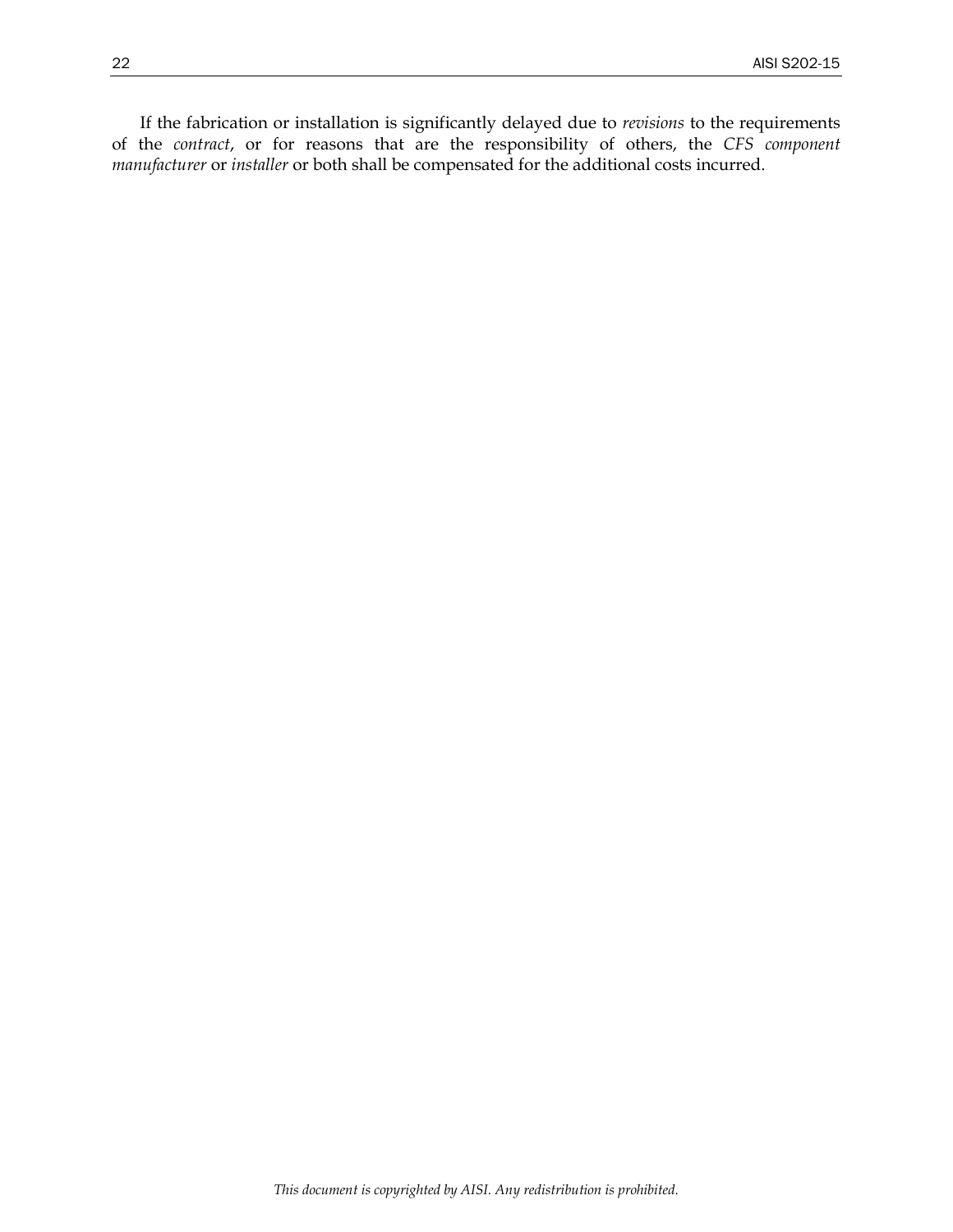If the fabrication or installation is significantly delayed due to *revisions* to the requirements of the *contract*, or for reasons that are the responsibility of others, the *CFS component manufacturer* or *installer* or both shall be compensated for the additional costs incurred.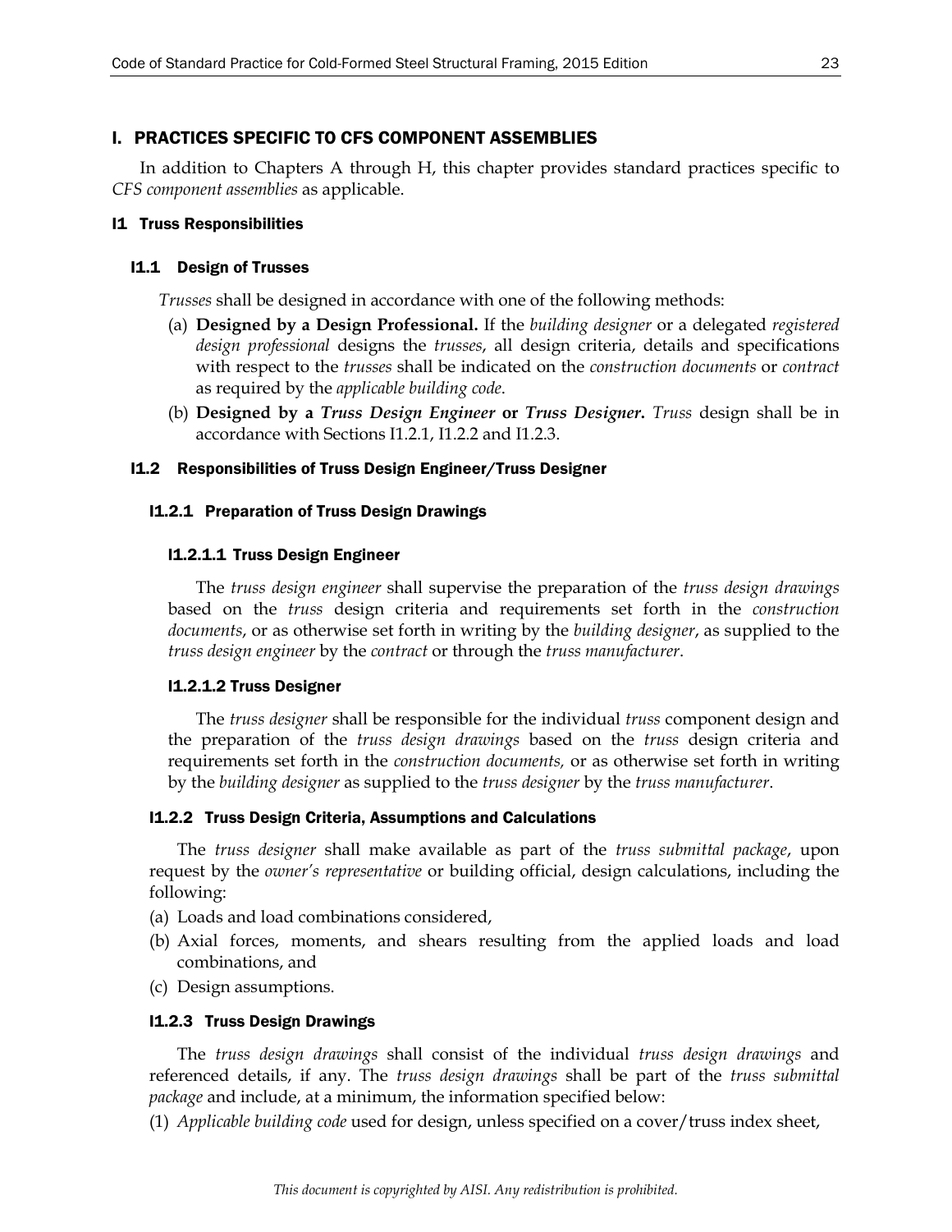# I. PRACTICES SPECIFIC TO CFS COMPONENT ASSEMBLIES

In addition to Chapters A through H, this chapter provides standard practices specific to *CFS component assemblies* as applicable.

## I1 Truss Responsibilities

### I1.1 Design of Trusses

*Trusses* shall be designed in accordance with one of the following methods:

(a) **Designed by a Design Professional.** If the *building designer* or a delegated *registered design professional* designs the *trusses*, all design criteria, details and specifications with respect to the *trusses* shall be indicated on the *construction documents* or *contract* as required by the *applicable building code*.

(b) **Designed by a *Truss Design Engineer* or *Truss Designer*.** *Truss* design shall be in accordance with Sections I1.2.1, I1.2.2 and I1.2.3.

### I1.2 Responsibilities of Truss Design Engineer/Truss Designer

#### I1.2.1 Preparation of Truss Design Drawings

##### I1.2.1.1 Truss Design Engineer

The *truss design engineer* shall supervise the preparation of the *truss design drawings* based on the *truss* design criteria and requirements set forth in the *construction documents*, or as otherwise set forth in writing by the *building designer*, as supplied to the *truss design engineer* by the *contract* or through the *truss manufacturer*.

##### I1.2.1.2 Truss Designer

The *truss designer* shall be responsible for the individual *truss* component design and the preparation of the *truss design drawings* based on the *truss* design criteria and requirements set forth in the *construction documents,* or as otherwise set forth in writing by the *building designer* as supplied to the *truss designer* by the *truss manufacturer*.

#### I1.2.2 Truss Design Criteria, Assumptions and Calculations

The *truss designer* shall make available as part of the *truss submittal package*, upon request by the *owner's representative* or building official, design calculations, including the following:

(a) Loads and load combinations considered,

(b) Axial forces, moments, and shears resulting from the applied loads and load combinations, and

(c) Design assumptions.

#### I1.2.3 Truss Design Drawings

The *truss design drawings* shall consist of the individual *truss design drawings* and referenced details, if any. The *truss design drawings* shall be part of the *truss submittal package* and include, at a minimum, the information specified below:

(1) *Applicable building code* used for design, unless specified on a cover/truss index sheet,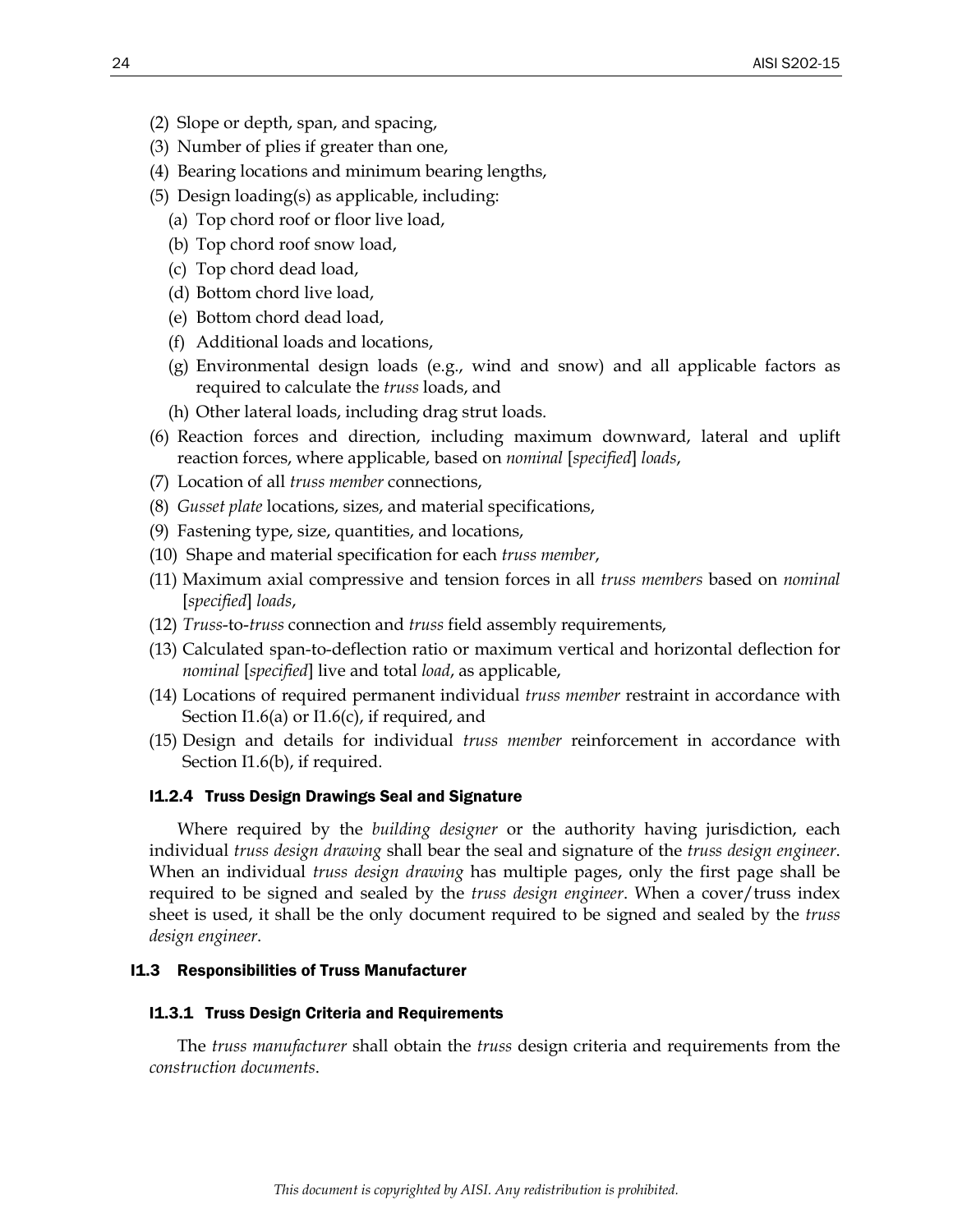(2) Slope or depth, span, and spacing,
(3) Number of plies if greater than one,
(4) Bearing locations and minimum bearing lengths,
(5) Design loading(s) as applicable, including:
   (a) Top chord roof or floor live load,
   (b) Top chord roof snow load,
   (c) Top chord dead load,
   (d) Bottom chord live load,
   (e) Bottom chord dead load,
   (f) Additional loads and locations,
   (g) Environmental design loads (e.g., wind and snow) and all applicable factors as required to calculate the *truss* loads, and
   (h) Other lateral loads, including drag strut loads.
(6) Reaction forces and direction, including maximum downward, lateral and uplift reaction forces, where applicable, based on *nominal* [*specified*] *loads*,
(7) Location of all *truss member* connections,
(8) *Gusset plate* locations, sizes, and material specifications,
(9) Fastening type, size, quantities, and locations,
(10) Shape and material specification for each *truss member*,
(11) Maximum axial compressive and tension forces in all *truss members* based on *nominal* [*specified*] *loads*,
(12) *Truss*-to-*truss* connection and *truss* field assembly requirements,
(13) Calculated span-to-deflection ratio or maximum vertical and horizontal deflection for *nominal* [*specified*] live and total *load*, as applicable,
(14) Locations of required permanent individual *truss member* restraint in accordance with Section I1.6(a) or I1.6(c), if required, and
(15) Design and details for individual *truss member* reinforcement in accordance with Section I1.6(b), if required.

#### I1.2.4 Truss Design Drawings Seal and Signature

Where required by the *building designer* or the authority having jurisdiction, each individual *truss design drawing* shall bear the seal and signature of the *truss design engineer*. When an individual *truss design drawing* has multiple pages, only the first page shall be required to be signed and sealed by the *truss design engineer*. When a cover/truss index sheet is used, it shall be the only document required to be signed and sealed by the *truss design engineer*.

### I1.3 Responsibilities of Truss Manufacturer

#### I1.3.1 Truss Design Criteria and Requirements

The *truss manufacturer* shall obtain the *truss* design criteria and requirements from the *construction documents*.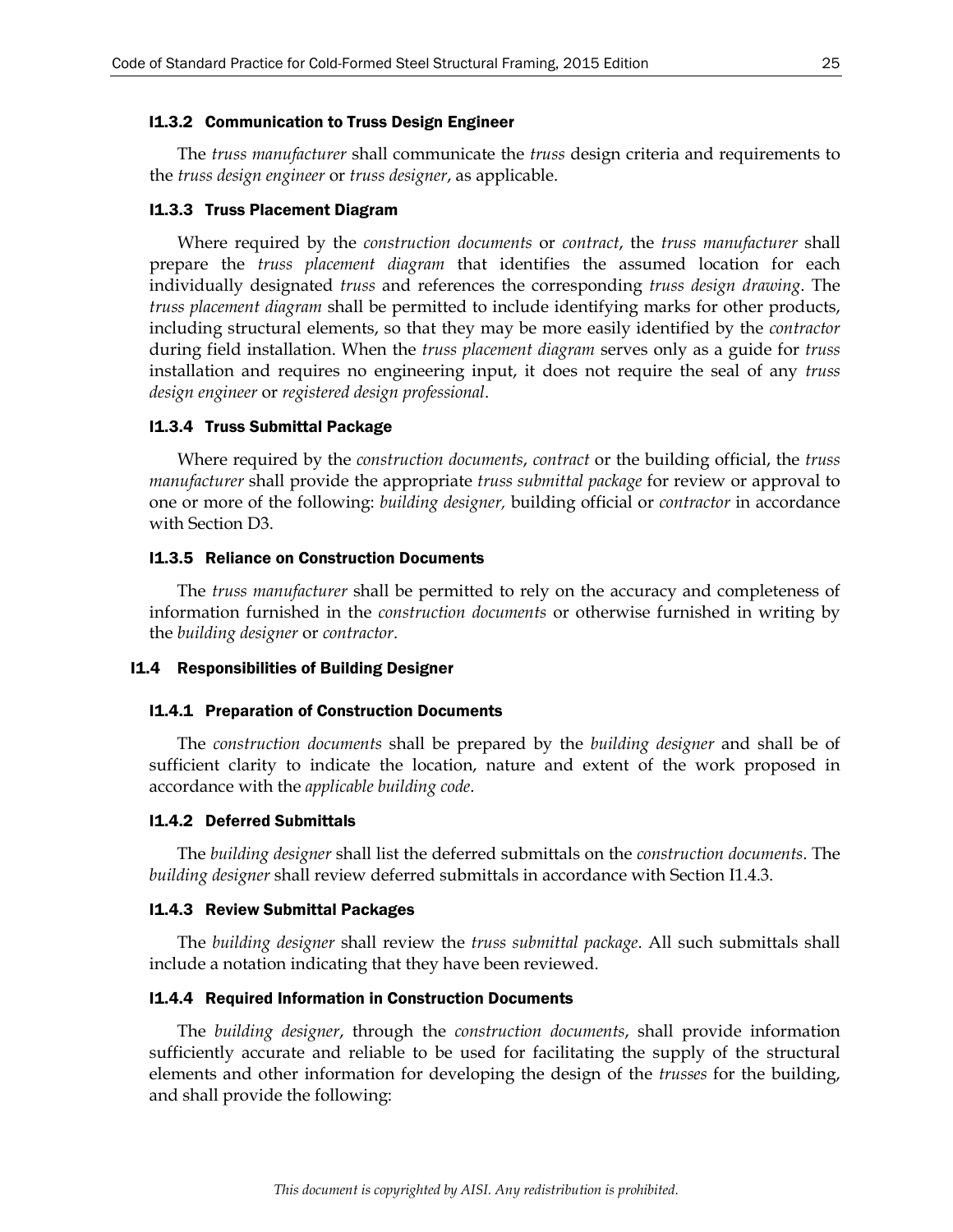#### I1.3.2 Communication to Truss Design Engineer

The *truss manufacturer* shall communicate the *truss* design criteria and requirements to the *truss design engineer* or *truss designer*, as applicable.

#### I1.3.3 Truss Placement Diagram

Where required by the *construction documents* or *contract*, the *truss manufacturer* shall prepare the *truss placement diagram* that identifies the assumed location for each individually designated *truss* and references the corresponding *truss design drawing*. The *truss placement diagram* shall be permitted to include identifying marks for other products, including structural elements, so that they may be more easily identified by the *contractor* during field installation. When the *truss placement diagram* serves only as a guide for *truss* installation and requires no engineering input, it does not require the seal of any *truss design engineer* or *registered design professional*.

#### I1.3.4 Truss Submittal Package

Where required by the *construction documents*, *contract* or the building official, the *truss manufacturer* shall provide the appropriate *truss submittal package* for review or approval to one or more of the following: *building designer,* building official or *contractor* in accordance with Section D3.

#### I1.3.5 Reliance on Construction Documents

The *truss manufacturer* shall be permitted to rely on the accuracy and completeness of information furnished in the *construction documents* or otherwise furnished in writing by the *building designer* or *contractor*.

### I1.4 Responsibilities of Building Designer

#### I1.4.1 Preparation of Construction Documents

The *construction documents* shall be prepared by the *building designer* and shall be of sufficient clarity to indicate the location, nature and extent of the work proposed in accordance with the *applicable building code*.

#### I1.4.2 Deferred Submittals

The *building designer* shall list the deferred submittals on the *construction documents*. The *building designer* shall review deferred submittals in accordance with Section I1.4.3.

#### I1.4.3 Review Submittal Packages

The *building designer* shall review the *truss submittal package*. All such submittals shall include a notation indicating that they have been reviewed.

#### I1.4.4 Required Information in Construction Documents

The *building designer*, through the *construction documents*, shall provide information sufficiently accurate and reliable to be used for facilitating the supply of the structural elements and other information for developing the design of the *trusses* for the building, and shall provide the following: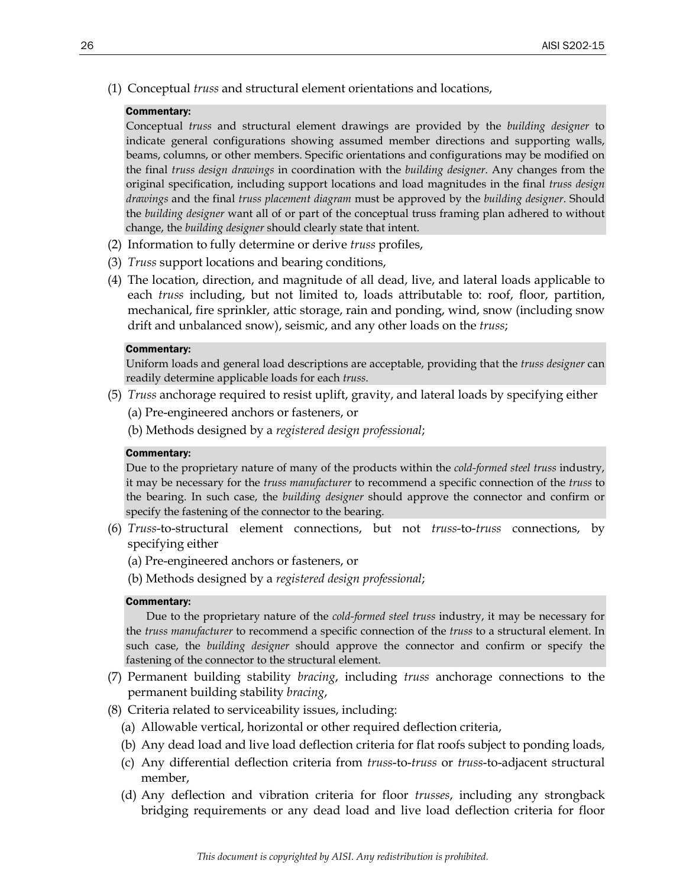(1) Conceptual *truss* and structural element orientations and locations,

> **Commentary:**
> Conceptual *truss* and structural element drawings are provided by the *building designer* to indicate general configurations showing assumed member directions and supporting walls, beams, columns, or other members. Specific orientations and configurations may be modified on the final *truss design drawings* in coordination with the *building designer*. Any changes from the original specification, including support locations and load magnitudes in the final *truss design drawings* and the final *truss placement diagram* must be approved by the *building designer*. Should the *building designer* want all of or part of the conceptual truss framing plan adhered to without change, the *building designer* should clearly state that intent.

(2) Information to fully determine or derive *truss* profiles,

(3) *Truss* support locations and bearing conditions,

(4) The location, direction, and magnitude of all dead, live, and lateral loads applicable to each *truss* including, but not limited to, loads attributable to: roof, floor, partition, mechanical, fire sprinkler, attic storage, rain and ponding, wind, snow (including snow drift and unbalanced snow), seismic, and any other loads on the *truss*;

> **Commentary:**
> Uniform loads and general load descriptions are acceptable, providing that the *truss designer* can readily determine applicable loads for each *truss*.

(5) *Truss* anchorage required to resist uplift, gravity, and lateral loads by specifying either
   (a) Pre-engineered anchors or fasteners, or
   (b) Methods designed by a *registered design professional*;

> **Commentary:**
> Due to the proprietary nature of many of the products within the *cold-formed steel truss* industry, it may be necessary for the *truss manufacturer* to recommend a specific connection of the *truss* to the bearing. In such case, the *building designer* should approve the connector and confirm or specify the fastening of the connector to the bearing.

(6) *Truss*-to-structural element connections, but not *truss*-to-*truss* connections, by specifying either
   (a) Pre-engineered anchors or fasteners, or
   (b) Methods designed by a *registered design professional*;

> **Commentary:**
> Due to the proprietary nature of the *cold-formed steel truss* industry, it may be necessary for the *truss manufacturer* to recommend a specific connection of the *truss* to a structural element. In such case, the *building designer* should approve the connector and confirm or specify the fastening of the connector to the structural element.

(7) Permanent building stability *bracing*, including *truss* anchorage connections to the permanent building stability *bracing*,

(8) Criteria related to serviceability issues, including:
   (a) Allowable vertical, horizontal or other required deflection criteria,
   (b) Any dead load and live load deflection criteria for flat roofs subject to ponding loads,
   (c) Any differential deflection criteria from *truss*-to-*truss* or *truss*-to-adjacent structural member,
   (d) Any deflection and vibration criteria for floor *trusses*, including any strongback bridging requirements or any dead load and live load deflection criteria for floor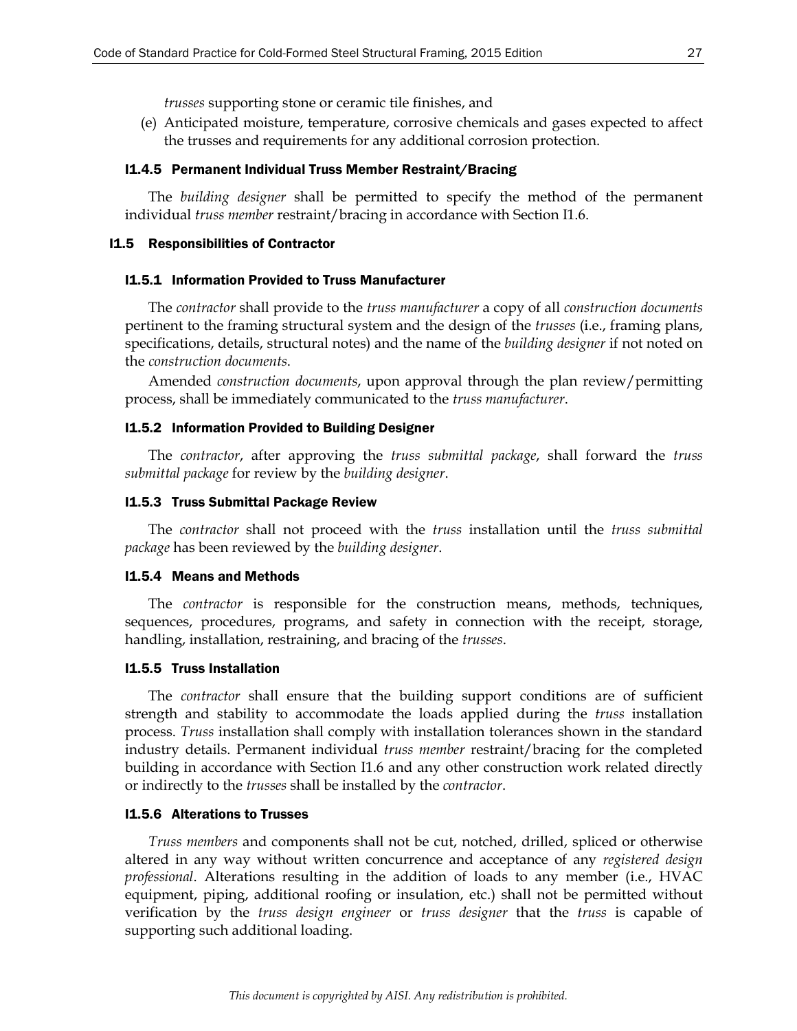*trusses* supporting stone or ceramic tile finishes, and

(e) Anticipated moisture, temperature, corrosive chemicals and gases expected to affect the trusses and requirements for any additional corrosion protection.

#### I1.4.5 Permanent Individual Truss Member Restraint/Bracing

The *building designer* shall be permitted to specify the method of the permanent individual *truss member* restraint/bracing in accordance with Section I1.6.

### I1.5 Responsibilities of Contractor

#### I1.5.1 Information Provided to Truss Manufacturer

The *contractor* shall provide to the *truss manufacturer* a copy of all *construction documents* pertinent to the framing structural system and the design of the *trusses* (i.e., framing plans, specifications, details, structural notes) and the name of the *building designer* if not noted on the *construction documents*.

Amended *construction documents*, upon approval through the plan review/permitting process, shall be immediately communicated to the *truss manufacturer*.

#### I1.5.2 Information Provided to Building Designer

The *contractor*, after approving the *truss submittal package*, shall forward the *truss submittal package* for review by the *building designer*.

#### I1.5.3 Truss Submittal Package Review

The *contractor* shall not proceed with the *truss* installation until the *truss submittal package* has been reviewed by the *building designer*.

#### I1.5.4 Means and Methods

The *contractor* is responsible for the construction means, methods, techniques, sequences, procedures, programs, and safety in connection with the receipt, storage, handling, installation, restraining, and bracing of the *trusses*.

#### I1.5.5 Truss Installation

The *contractor* shall ensure that the building support conditions are of sufficient strength and stability to accommodate the loads applied during the *truss* installation process. *Truss* installation shall comply with installation tolerances shown in the standard industry details. Permanent individual *truss member* restraint/bracing for the completed building in accordance with Section I1.6 and any other construction work related directly or indirectly to the *trusses* shall be installed by the *contractor*.

#### I1.5.6 Alterations to Trusses

*Truss members* and components shall not be cut, notched, drilled, spliced or otherwise altered in any way without written concurrence and acceptance of any *registered design professional*. Alterations resulting in the addition of loads to any member (i.e., HVAC equipment, piping, additional roofing or insulation, etc.) shall not be permitted without verification by the *truss design engineer* or *truss designer* that the *truss* is capable of supporting such additional loading.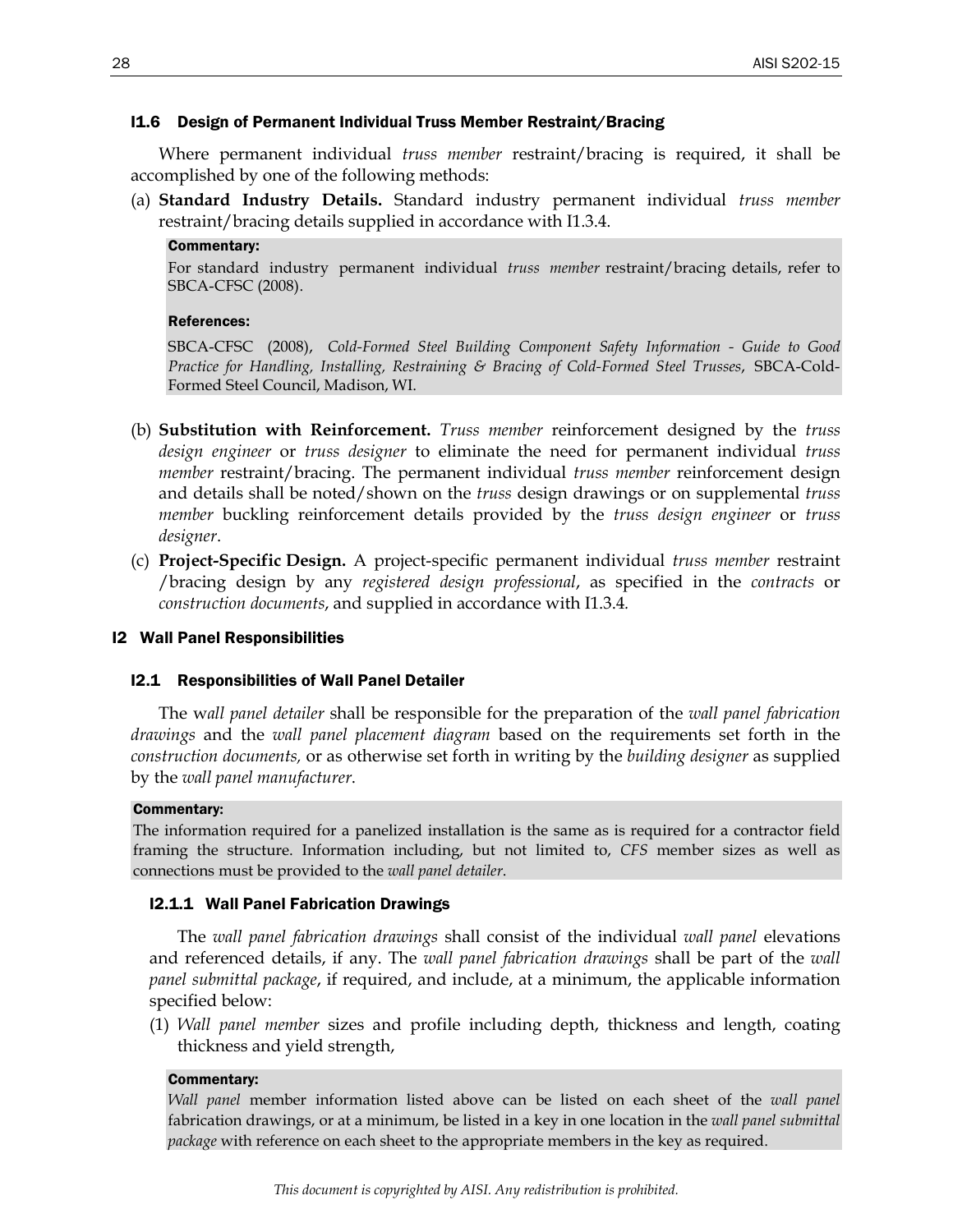### I1.6 Design of Permanent Individual Truss Member Restraint/Bracing

Where permanent individual *truss member* restraint/bracing is required, it shall be accomplished by one of the following methods:

(a) **Standard Industry Details.** Standard industry permanent individual *truss member* restraint/bracing details supplied in accordance with I1.3.4.

**Commentary:**

For standard industry permanent individual *truss member* restraint/bracing details, refer to SBCA-CFSC (2008).

**References:**

SBCA-CFSC (2008), *Cold-Formed Steel Building Component Safety Information - Guide to Good Practice for Handling, Installing, Restraining & Bracing of Cold-Formed Steel Trusses*, SBCA-Cold-Formed Steel Council, Madison, WI.

(b) **Substitution with Reinforcement.** *Truss member* reinforcement designed by the *truss design engineer* or *truss designer* to eliminate the need for permanent individual *truss member* restraint/bracing. The permanent individual *truss member* reinforcement design and details shall be noted/shown on the *truss* design drawings or on supplemental *truss member* buckling reinforcement details provided by the *truss design engineer* or *truss designer*.

(c) **Project-Specific Design.** A project-specific permanent individual *truss member* restraint /bracing design by any *registered design professional*, as specified in the *contracts* or *construction documents*, and supplied in accordance with I1.3.4.

## I2 Wall Panel Responsibilities

### I2.1 Responsibilities of Wall Panel Detailer

The *wall panel detailer* shall be responsible for the preparation of the *wall panel fabrication drawings* and the *wall panel placement diagram* based on the requirements set forth in the *construction documents,* or as otherwise set forth in writing by the *building designer* as supplied by the *wall panel manufacturer*.

**Commentary:**

The information required for a panelized installation is the same as is required for a contractor field framing the structure. Information including, but not limited to, *CFS* member sizes as well as connections must be provided to the *wall panel detailer*.

#### I2.1.1 Wall Panel Fabrication Drawings

The *wall panel fabrication drawings* shall consist of the individual *wall panel* elevations and referenced details, if any. The *wall panel fabrication drawings* shall be part of the *wall panel submittal package*, if required, and include, at a minimum, the applicable information specified below:

(1) *Wall panel member* sizes and profile including depth, thickness and length, coating thickness and yield strength,

**Commentary:**

*Wall panel* member information listed above can be listed on each sheet of the *wall panel* fabrication drawings, or at a minimum, be listed in a key in one location in the *wall panel submittal package* with reference on each sheet to the appropriate members in the key as required.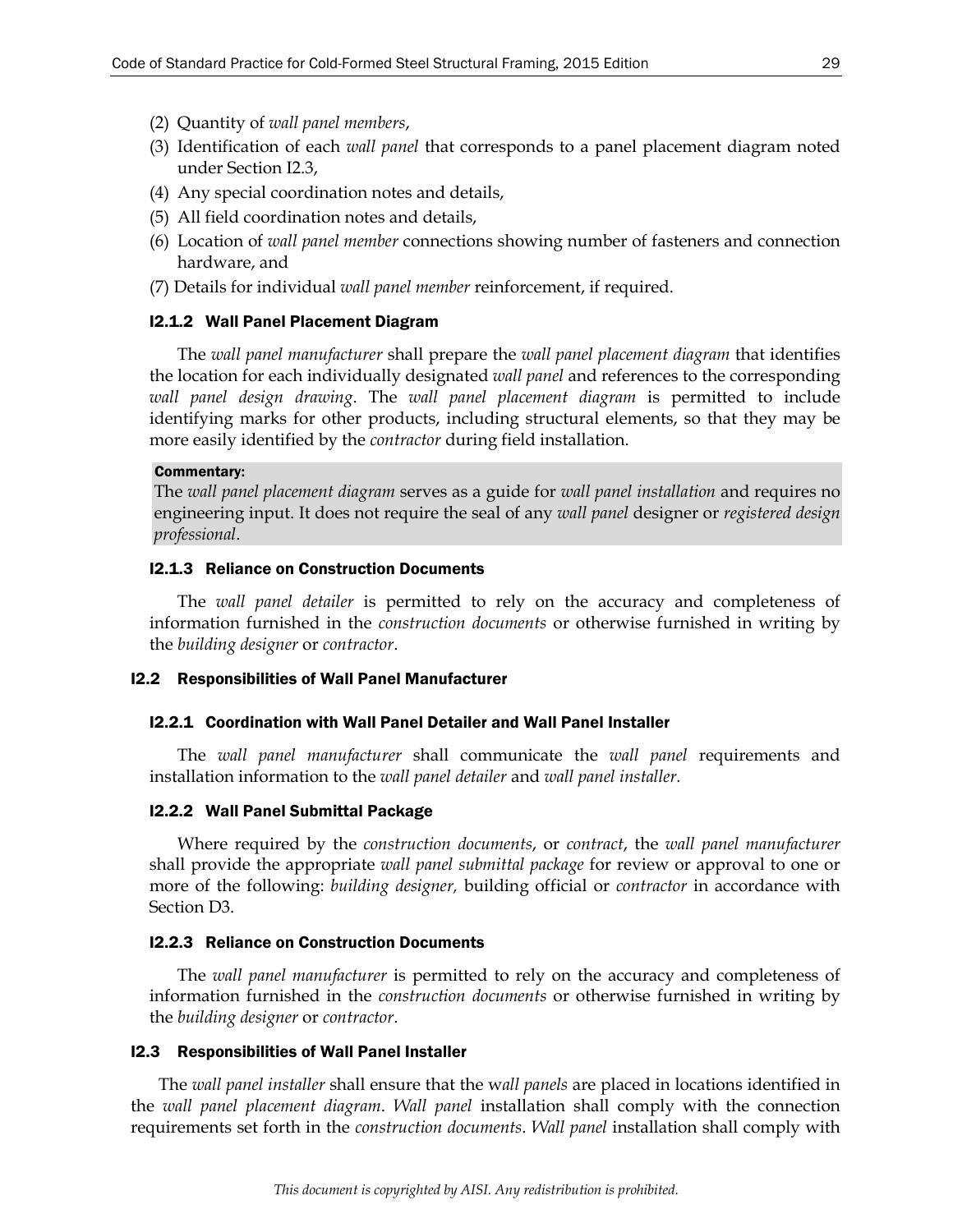(2) Quantity of *wall panel members*,

(3) Identification of each *wall panel* that corresponds to a panel placement diagram noted under Section I2.3,

(4) Any special coordination notes and details,

(5) All field coordination notes and details,

(6) Location of *wall panel member* connections showing number of fasteners and connection hardware, and

(7) Details for individual *wall panel member* reinforcement, if required.

#### I2.1.2 Wall Panel Placement Diagram

The *wall panel manufacturer* shall prepare the *wall panel placement diagram* that identifies the location for each individually designated *wall panel* and references to the corresponding *wall panel design drawing*. The *wall panel placement diagram* is permitted to include identifying marks for other products, including structural elements, so that they may be more easily identified by the *contractor* during field installation.

**Commentary:**
The *wall panel placement diagram* serves as a guide for *wall panel installation* and requires no engineering input. It does not require the seal of any *wall panel* designer or *registered design professional*.

#### I2.1.3 Reliance on Construction Documents

The *wall panel detailer* is permitted to rely on the accuracy and completeness of information furnished in the *construction documents* or otherwise furnished in writing by the *building designer* or *contractor*.

### I2.2 Responsibilities of Wall Panel Manufacturer

#### I2.2.1 Coordination with Wall Panel Detailer and Wall Panel Installer

The *wall panel manufacturer* shall communicate the *wall panel* requirements and installation information to the *wall panel detailer* and *wall panel installer.*

#### I2.2.2 Wall Panel Submittal Package

Where required by the *construction documents*, or *contract*, the *wall panel manufacturer* shall provide the appropriate *wall panel submittal package* for review or approval to one or more of the following: *building designer,* building official or *contractor* in accordance with Section D3.

#### I2.2.3 Reliance on Construction Documents

The *wall panel manufacturer* is permitted to rely on the accuracy and completeness of information furnished in the *construction documents* or otherwise furnished in writing by the *building designer* or *contractor*.

### I2.3 Responsibilities of Wall Panel Installer

The *wall panel installer* shall ensure that the *wall panels* are placed in locations identified in the *wall panel placement diagram*. *Wall panel* installation shall comply with the connection requirements set forth in the *construction documents*. *Wall panel* installation shall comply with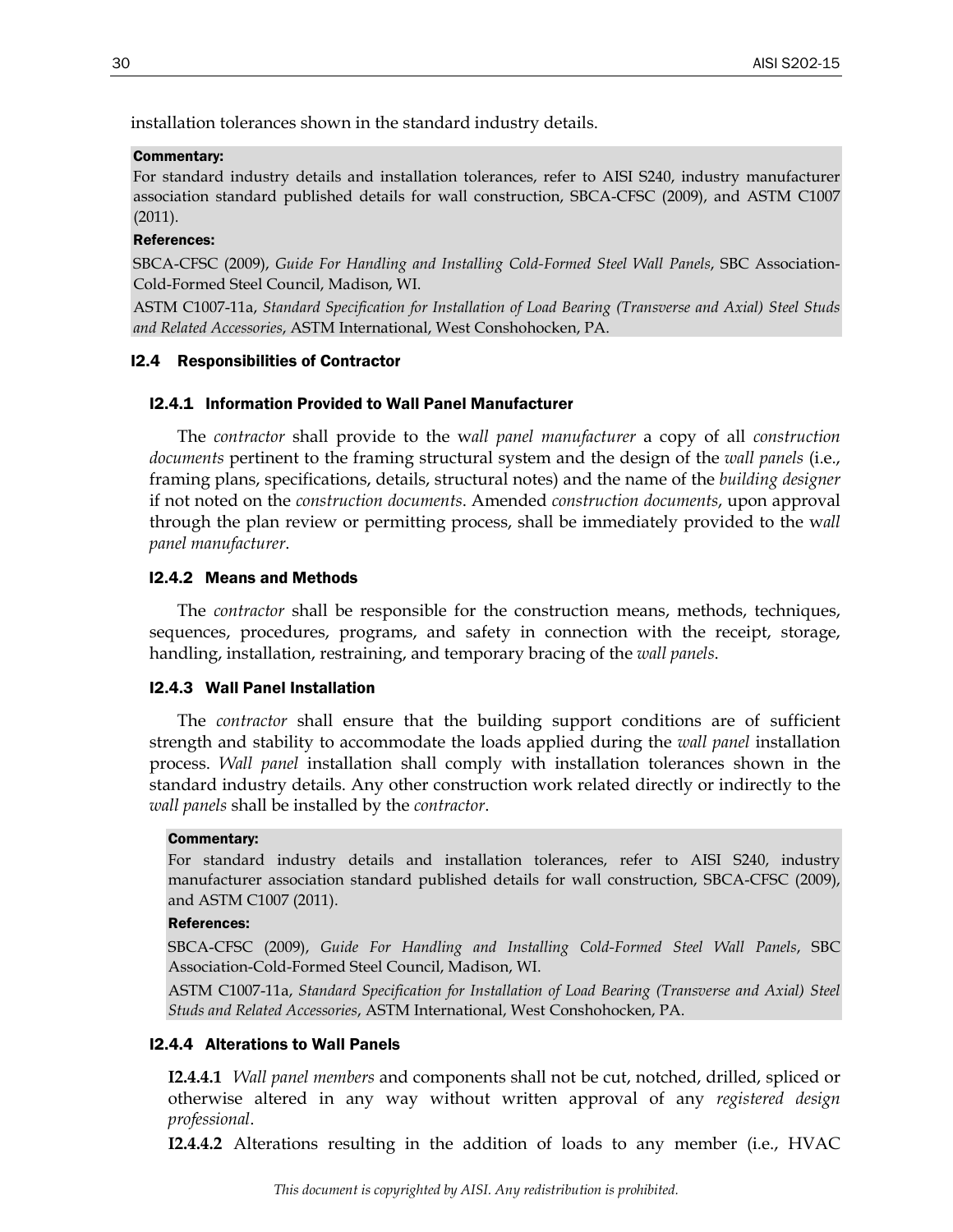installation tolerances shown in the standard industry details.

**Commentary:**

For standard industry details and installation tolerances, refer to AISI S240, industry manufacturer association standard published details for wall construction, SBCA-CFSC (2009), and ASTM C1007 (2011).

**References:**

SBCA-CFSC (2009), *Guide For Handling and Installing Cold-Formed Steel Wall Panels*, SBC Association-Cold-Formed Steel Council, Madison, WI.

ASTM C1007-11a, *Standard Specification for Installation of Load Bearing (Transverse and Axial) Steel Studs and Related Accessories*, ASTM International, West Conshohocken, PA.

### I2.4 Responsibilities of Contractor

#### I2.4.1 Information Provided to Wall Panel Manufacturer

The *contractor* shall provide to the w*all panel manufacturer* a copy of all *construction documents* pertinent to the framing structural system and the design of the *wall panels* (i.e., framing plans, specifications, details, structural notes) and the name of the *building designer* if not noted on the *construction documents*. Amended *construction documents*, upon approval through the plan review or permitting process, shall be immediately provided to the w*all panel manufacturer*.

#### I2.4.2 Means and Methods

The *contractor* shall be responsible for the construction means, methods, techniques, sequences, procedures, programs, and safety in connection with the receipt, storage, handling, installation, restraining, and temporary bracing of the *wall panels*.

#### I2.4.3 Wall Panel Installation

The *contractor* shall ensure that the building support conditions are of sufficient strength and stability to accommodate the loads applied during the *wall panel* installation process. *Wall panel* installation shall comply with installation tolerances shown in the standard industry details. Any other construction work related directly or indirectly to the *wall panels* shall be installed by the *contractor*.

**Commentary:**

For standard industry details and installation tolerances, refer to AISI S240, industry manufacturer association standard published details for wall construction, SBCA-CFSC (2009), and ASTM C1007 (2011).

**References:**

SBCA-CFSC (2009), *Guide For Handling and Installing Cold-Formed Steel Wall Panels*, SBC Association-Cold-Formed Steel Council, Madison, WI.

ASTM C1007-11a, *Standard Specification for Installation of Load Bearing (Transverse and Axial) Steel Studs and Related Accessories*, ASTM International, West Conshohocken, PA.

#### I2.4.4 Alterations to Wall Panels

**I2.4.4.1** *Wall panel members* and components shall not be cut, notched, drilled, spliced or otherwise altered in any way without written approval of any *registered design professional*.

**I2.4.4.2** Alterations resulting in the addition of loads to any member (i.e., HVAC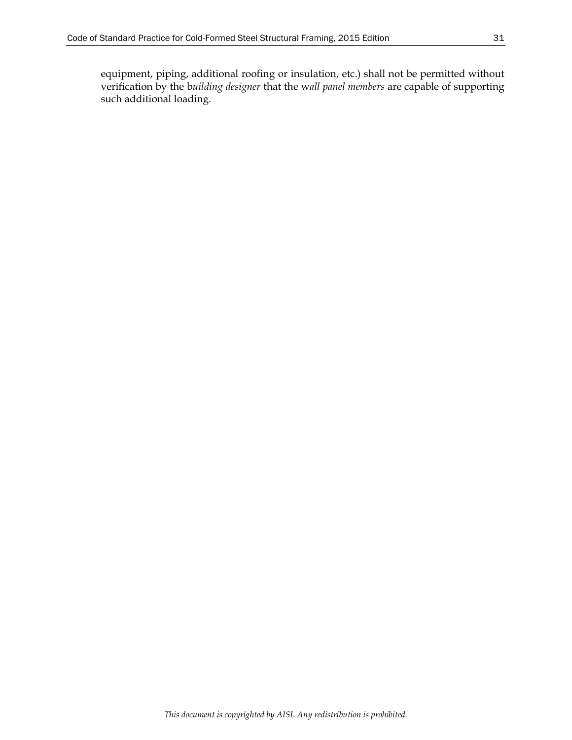equipment, piping, additional roofing or insulation, etc.) shall not be permitted without verification by the b*uilding designer* that the w*all panel members* are capable of supporting such additional loading.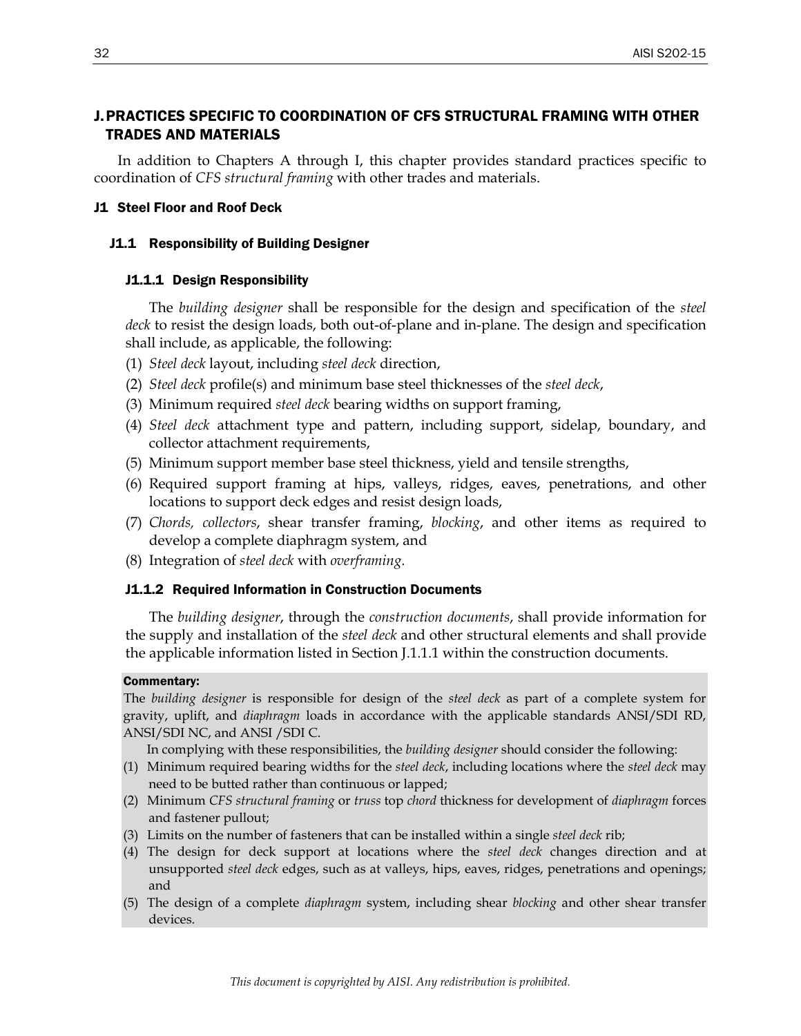# J. PRACTICES SPECIFIC TO COORDINATION OF CFS STRUCTURAL FRAMING WITH OTHER TRADES AND MATERIALS

In addition to Chapters A through I, this chapter provides standard practices specific to coordination of *CFS structural framing* with other trades and materials.

## J1 Steel Floor and Roof Deck

### J1.1 Responsibility of Building Designer

#### J1.1.1 Design Responsibility

The *building designer* shall be responsible for the design and specification of the *steel deck* to resist the design loads, both out-of-plane and in-plane. The design and specification shall include, as applicable, the following:

(1) *Steel deck* layout, including *steel deck* direction,
(2) *Steel deck* profile(s) and minimum base steel thicknesses of the *steel deck*,
(3) Minimum required *steel deck* bearing widths on support framing,
(4) *Steel deck* attachment type and pattern, including support, sidelap, boundary, and collector attachment requirements,
(5) Minimum support member base steel thickness, yield and tensile strengths,
(6) Required support framing at hips, valleys, ridges, eaves, penetrations, and other locations to support deck edges and resist design loads,
(7) *Chords, collectors*, shear transfer framing, *blocking*, and other items as required to develop a complete diaphragm system, and
(8) Integration of *steel deck* with *overframing*.

#### J1.1.2 Required Information in Construction Documents

The *building designer*, through the *construction documents*, shall provide information for the supply and installation of the *steel deck* and other structural elements and shall provide the applicable information listed in Section J.1.1.1 within the construction documents.

**Commentary:**

The *building designer* is responsible for design of the *steel deck* as part of a complete system for gravity, uplift, and *diaphragm* loads in accordance with the applicable standards ANSI/SDI RD, ANSI/SDI NC, and ANSI /SDI C.

In complying with these responsibilities, the *building designer* should consider the following:

(1) Minimum required bearing widths for the *steel deck*, including locations where the *steel deck* may need to be butted rather than continuous or lapped;
(2) Minimum *CFS structural framing* or *truss* top *chord* thickness for development of *diaphragm* forces and fastener pullout;
(3) Limits on the number of fasteners that can be installed within a single *steel deck* rib;
(4) The design for deck support at locations where the *steel deck* changes direction and at unsupported *steel deck* edges, such as at valleys, hips, eaves, ridges, penetrations and openings; and
(5) The design of a complete *diaphragm* system, including shear *blocking* and other shear transfer devices.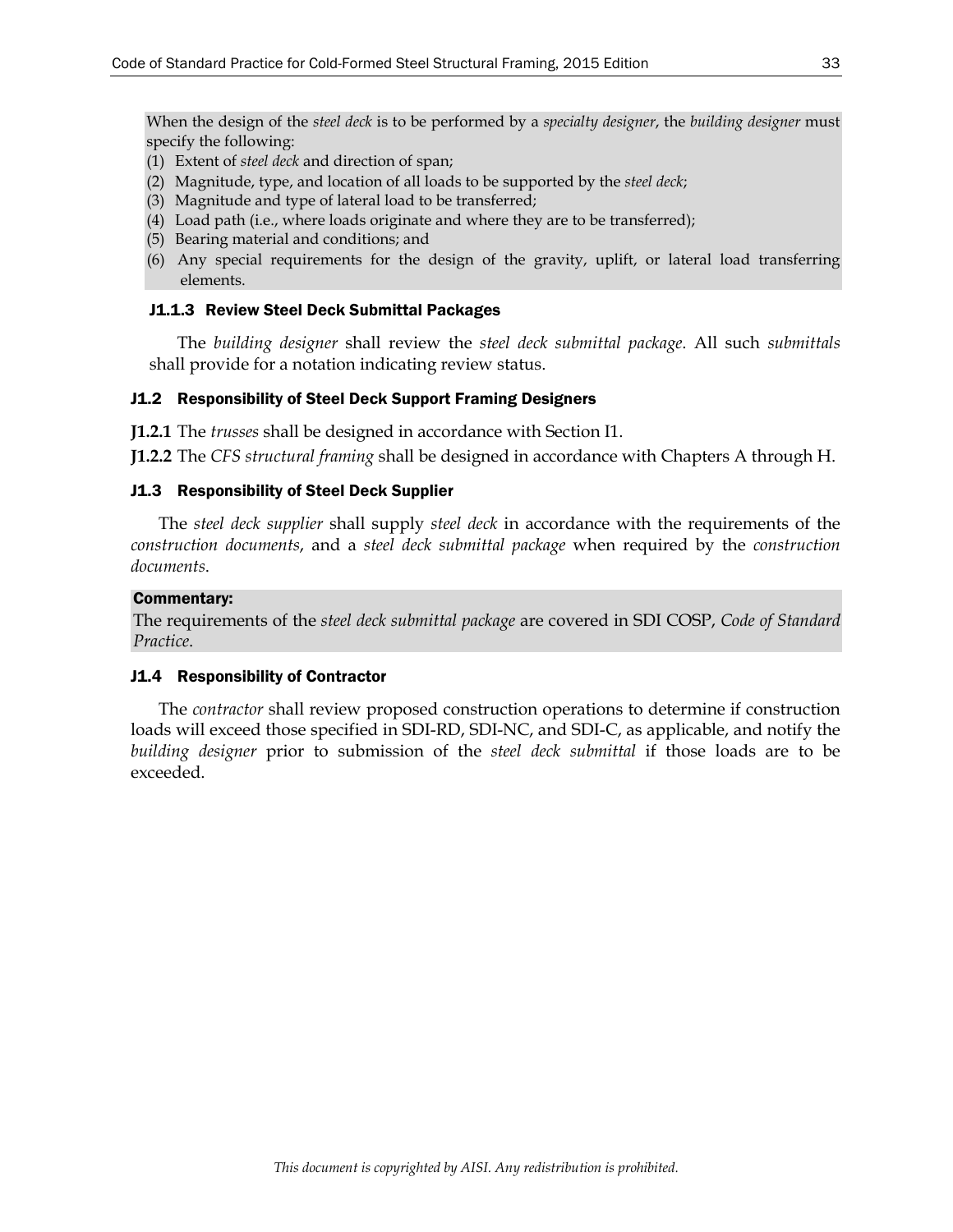When the design of the *steel deck* is to be performed by a *specialty designer*, the *building designer* must specify the following:

(1) Extent of *steel deck* and direction of span;
(2) Magnitude, type, and location of all loads to be supported by the *steel deck*;
(3) Magnitude and type of lateral load to be transferred;
(4) Load path (i.e., where loads originate and where they are to be transferred);
(5) Bearing material and conditions; and
(6) Any special requirements for the design of the gravity, uplift, or lateral load transferring elements.

#### J1.1.3 Review Steel Deck Submittal Packages

The *building designer* shall review the *steel deck submittal package*. All such *submittals* shall provide for a notation indicating review status.

### J1.2 Responsibility of Steel Deck Support Framing Designers

**J1.2.1** The *trusses* shall be designed in accordance with Section I1.

**J1.2.2** The *CFS structural framing* shall be designed in accordance with Chapters A through H.

### J1.3 Responsibility of Steel Deck Supplier

The *steel deck supplier* shall supply *steel deck* in accordance with the requirements of the *construction documents*, and a *steel deck submittal package* when required by the *construction documents*.

**Commentary:**

The requirements of the *steel deck submittal package* are covered in SDI COSP, *Code of Standard Practice*.

### J1.4 Responsibility of Contractor

The *contractor* shall review proposed construction operations to determine if construction loads will exceed those specified in SDI-RD, SDI-NC, and SDI-C, as applicable, and notify the *building designer* prior to submission of the *steel deck submittal* if those loads are to be exceeded.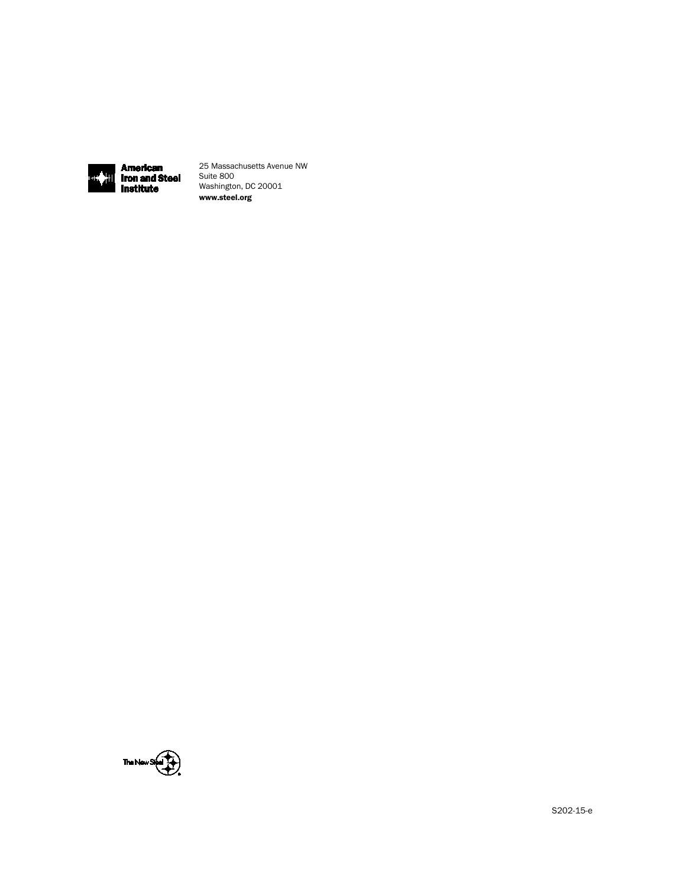American
Iron and Steel
Institute

25 Massachusetts Avenue NW
Suite 800
Washington, DC 20001
**www.steel.org**

The New Steel

S202-15-e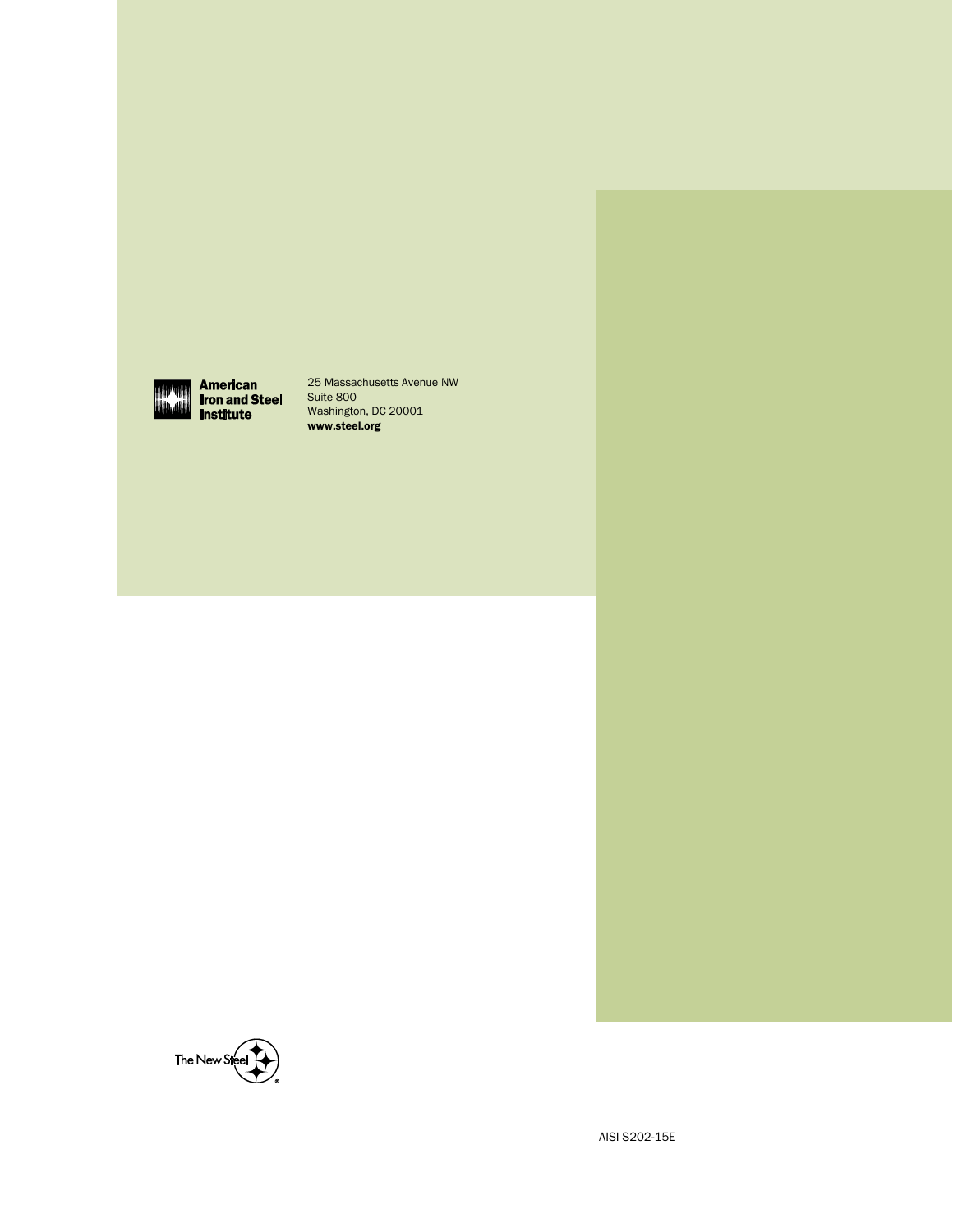American
Iron and Steel
Institute

25 Massachusetts Avenue NW
Suite 800
Washington, DC 20001
**www.steel.org**

The New Steel®

AISI S202-15E